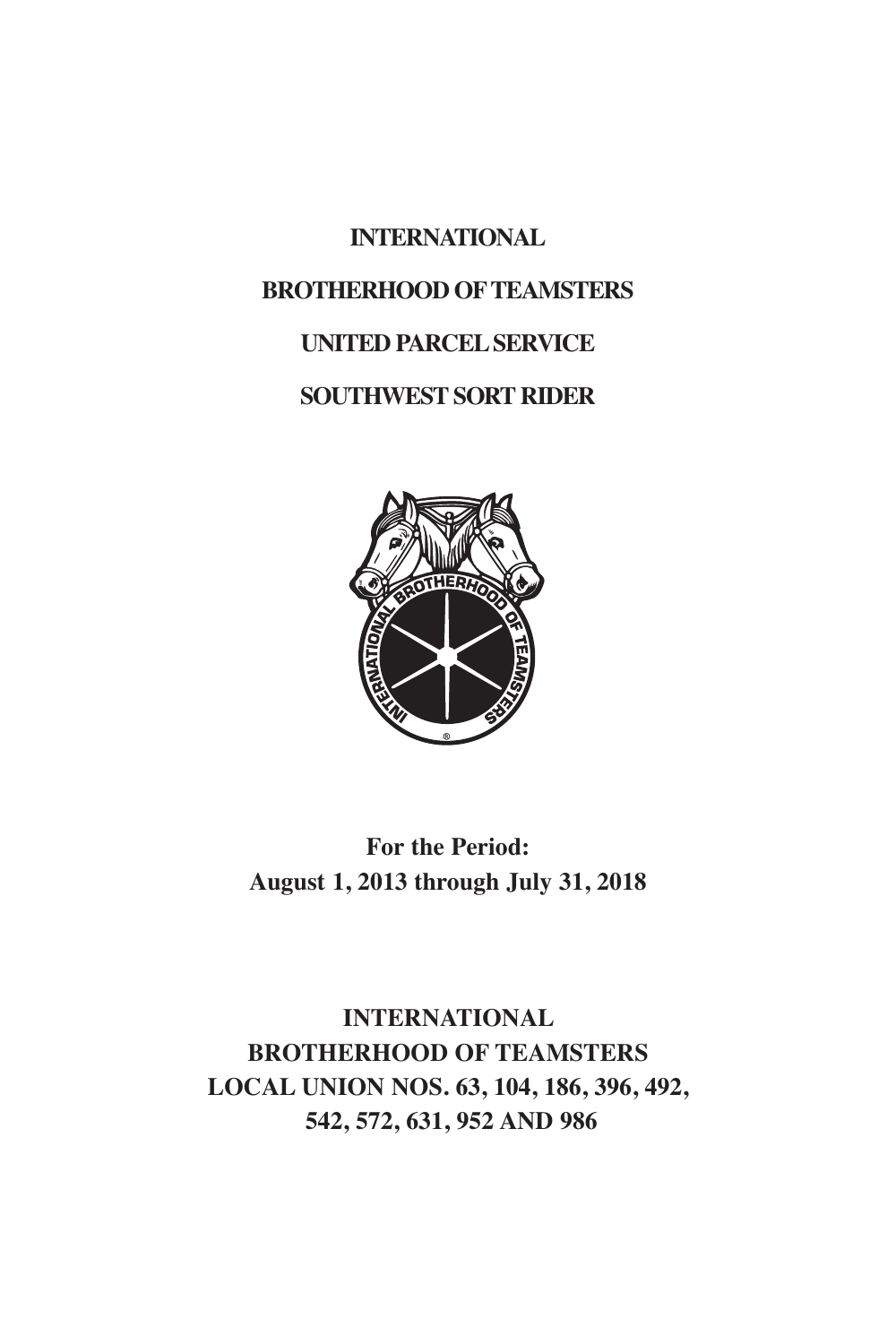# INTERNATIONAL

# BROTHERHOOD OF TEAMSTERS

# UNITED PARCEL SERVICE

# SOUTHWEST SORT RIDER

**For the Period:**
**August 1, 2013 through July 31, 2018**

**INTERNATIONAL**
**BROTHERHOOD OF TEAMSTERS**
**LOCAL UNION NOS. 63, 104, 186, 396, 492,**
**542, 572, 631, 952 AND 986**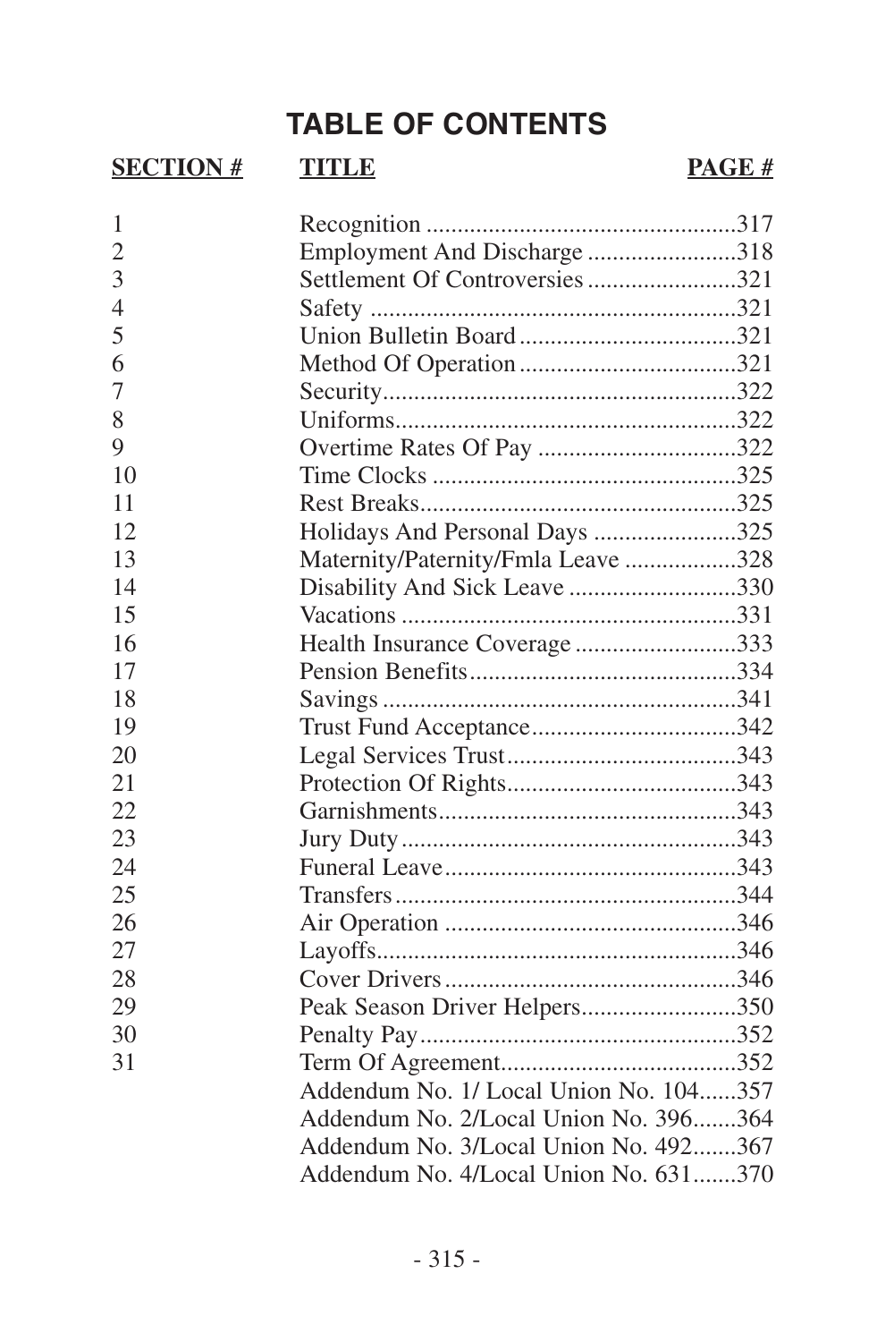# TABLE OF CONTENTS

| SECTION # | TITLE | PAGE # |
|---|---|---|
| 1 | Recognition | 317 |
| 2 | Employment And Discharge | 318 |
| 3 | Settlement Of Controversies | 321 |
| 4 | Safety | 321 |
| 5 | Union Bulletin Board | 321 |
| 6 | Method Of Operation | 321 |
| 7 | Security | 322 |
| 8 | Uniforms | 322 |
| 9 | Overtime Rates Of Pay | 322 |
| 10 | Time Clocks | 325 |
| 11 | Rest Breaks | 325 |
| 12 | Holidays And Personal Days | 325 |
| 13 | Maternity/Paternity/Fmla Leave | 328 |
| 14 | Disability And Sick Leave | 330 |
| 15 | Vacations | 331 |
| 16 | Health Insurance Coverage | 333 |
| 17 | Pension Benefits | 334 |
| 18 | Savings | 341 |
| 19 | Trust Fund Acceptance | 342 |
| 20 | Legal Services Trust | 343 |
| 21 | Protection Of Rights | 343 |
| 22 | Garnishments | 343 |
| 23 | Jury Duty | 343 |
| 24 | Funeral Leave | 343 |
| 25 | Transfers | 344 |
| 26 | Air Operation | 346 |
| 27 | Layoffs | 346 |
| 28 | Cover Drivers | 346 |
| 29 | Peak Season Driver Helpers | 350 |
| 30 | Penalty Pay | 352 |
| 31 | Term Of Agreement | 352 |
| | Addendum No. 1/ Local Union No. 104 | 357 |
| | Addendum No. 2/Local Union No. 396 | 364 |
| | Addendum No. 3/Local Union No. 492 | 367 |
| | Addendum No. 4/Local Union No. 631 | 370 |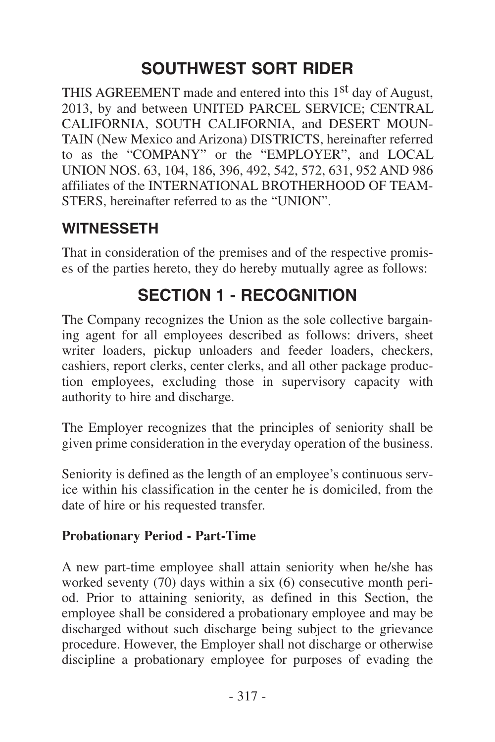# SOUTHWEST SORT RIDER

THIS AGREEMENT made and entered into this 1st day of August, 2013, by and between UNITED PARCEL SERVICE; CENTRAL CALIFORNIA, SOUTH CALIFORNIA, and DESERT MOUNTAIN (New Mexico and Arizona) DISTRICTS, hereinafter referred to as the "COMPANY" or the "EMPLOYER", and LOCAL UNION NOS. 63, 104, 186, 396, 492, 542, 572, 631, 952 AND 986 affiliates of the INTERNATIONAL BROTHERHOOD OF TEAMSTERS, hereinafter referred to as the "UNION".

## WITNESSETH

That in consideration of the premises and of the respective promises of the parties hereto, they do hereby mutually agree as follows:

# SECTION 1 - RECOGNITION

The Company recognizes the Union as the sole collective bargaining agent for all employees described as follows: drivers, sheet writer loaders, pickup unloaders and feeder loaders, checkers, cashiers, report clerks, center clerks, and all other package production employees, excluding those in supervisory capacity with authority to hire and discharge.

The Employer recognizes that the principles of seniority shall be given prime consideration in the everyday operation of the business.

Seniority is defined as the length of an employee's continuous service within his classification in the center he is domiciled, from the date of hire or his requested transfer.

**Probationary Period - Part-Time**

A new part-time employee shall attain seniority when he/she has worked seventy (70) days within a six (6) consecutive month period. Prior to attaining seniority, as defined in this Section, the employee shall be considered a probationary employee and may be discharged without such discharge being subject to the grievance procedure. However, the Employer shall not discharge or otherwise discipline a probationary employee for purposes of evading the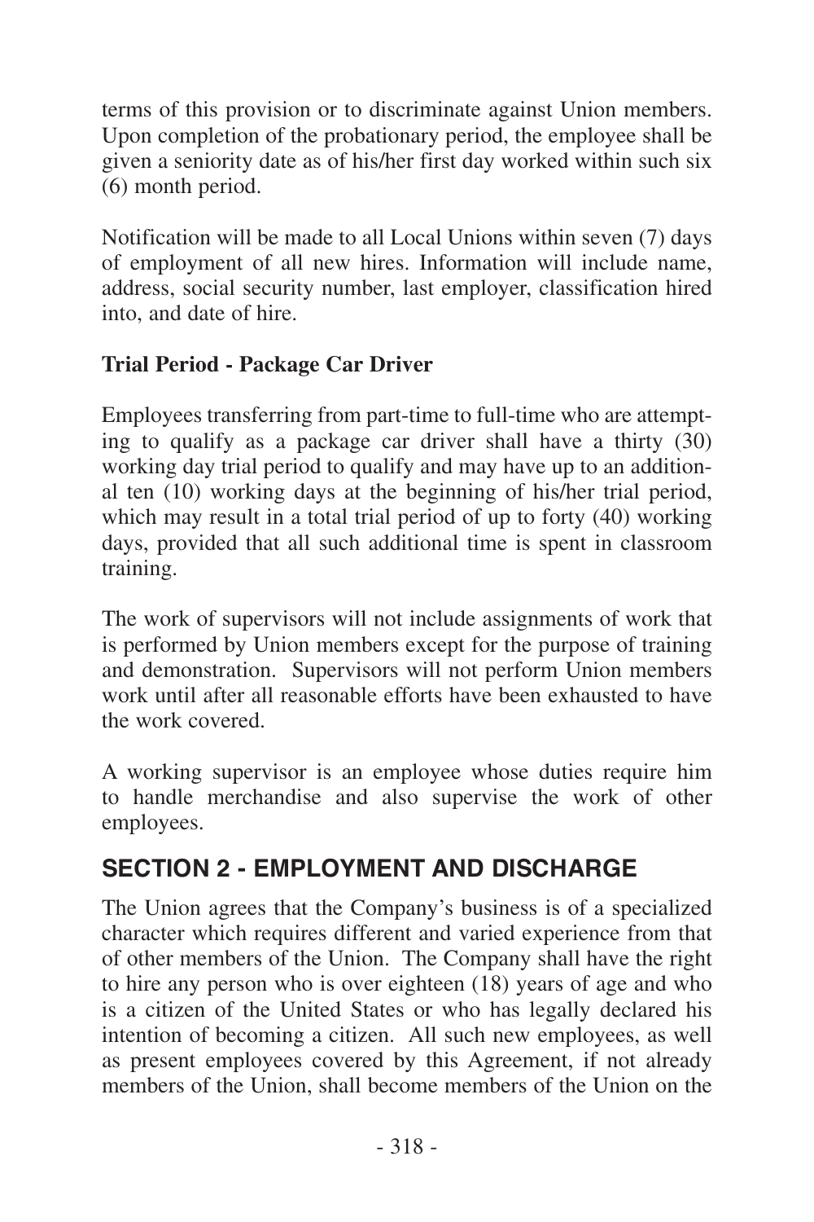terms of this provision or to discriminate against Union members. Upon completion of the probationary period, the employee shall be given a seniority date as of his/her first day worked within such six (6) month period.

Notification will be made to all Local Unions within seven (7) days of employment of all new hires. Information will include name, address, social security number, last employer, classification hired into, and date of hire.

**Trial Period - Package Car Driver**

Employees transferring from part-time to full-time who are attempting to qualify as a package car driver shall have a thirty (30) working day trial period to qualify and may have up to an additional ten (10) working days at the beginning of his/her trial period, which may result in a total trial period of up to forty (40) working days, provided that all such additional time is spent in classroom training.

The work of supervisors will not include assignments of work that is performed by Union members except for the purpose of training and demonstration. Supervisors will not perform Union members work until after all reasonable efforts have been exhausted to have the work covered.

A working supervisor is an employee whose duties require him to handle merchandise and also supervise the work of other employees.

## SECTION 2 - EMPLOYMENT AND DISCHARGE

The Union agrees that the Company's business is of a specialized character which requires different and varied experience from that of other members of the Union. The Company shall have the right to hire any person who is over eighteen (18) years of age and who is a citizen of the United States or who has legally declared his intention of becoming a citizen. All such new employees, as well as present employees covered by this Agreement, if not already members of the Union, shall become members of the Union on the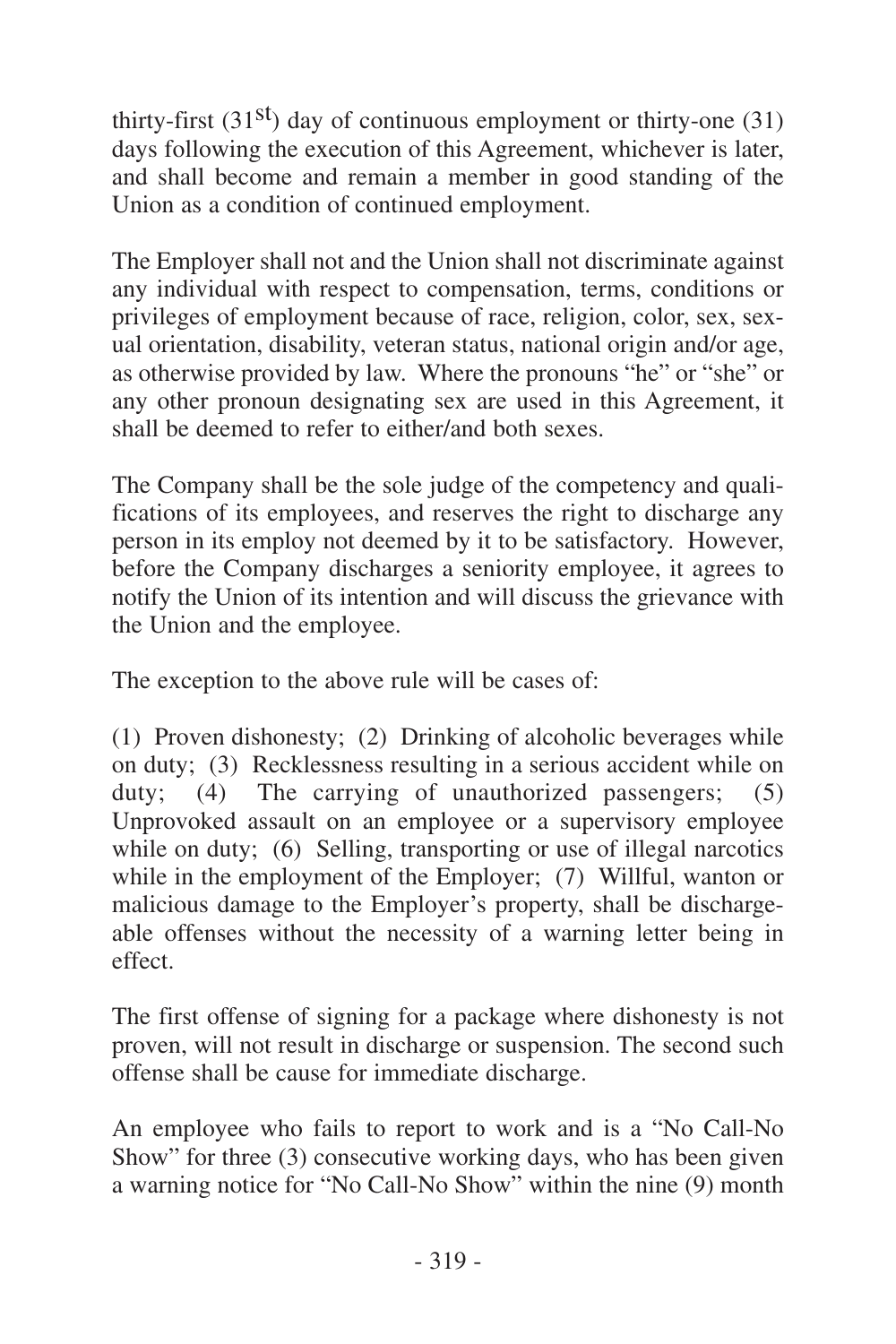thirty-first ($31^{st}$) day of continuous employment or thirty-one (31) days following the execution of this Agreement, whichever is later, and shall become and remain a member in good standing of the Union as a condition of continued employment.

The Employer shall not and the Union shall not discriminate against any individual with respect to compensation, terms, conditions or privileges of employment because of race, religion, color, sex, sexual orientation, disability, veteran status, national origin and/or age, as otherwise provided by law. Where the pronouns "he" or "she" or any other pronoun designating sex are used in this Agreement, it shall be deemed to refer to either/and both sexes.

The Company shall be the sole judge of the competency and qualifications of its employees, and reserves the right to discharge any person in its employ not deemed by it to be satisfactory. However, before the Company discharges a seniority employee, it agrees to notify the Union of its intention and will discuss the grievance with the Union and the employee.

The exception to the above rule will be cases of:

(1) Proven dishonesty; (2) Drinking of alcoholic beverages while on duty; (3) Recklessness resulting in a serious accident while on duty; (4) The carrying of unauthorized passengers; (5) Unprovoked assault on an employee or a supervisory employee while on duty; (6) Selling, transporting or use of illegal narcotics while in the employment of the Employer; (7) Willful, wanton or malicious damage to the Employer's property, shall be dischargeable offenses without the necessity of a warning letter being in effect.

The first offense of signing for a package where dishonesty is not proven, will not result in discharge or suspension. The second such offense shall be cause for immediate discharge.

An employee who fails to report to work and is a "No Call-No Show" for three (3) consecutive working days, who has been given a warning notice for "No Call-No Show" within the nine (9) month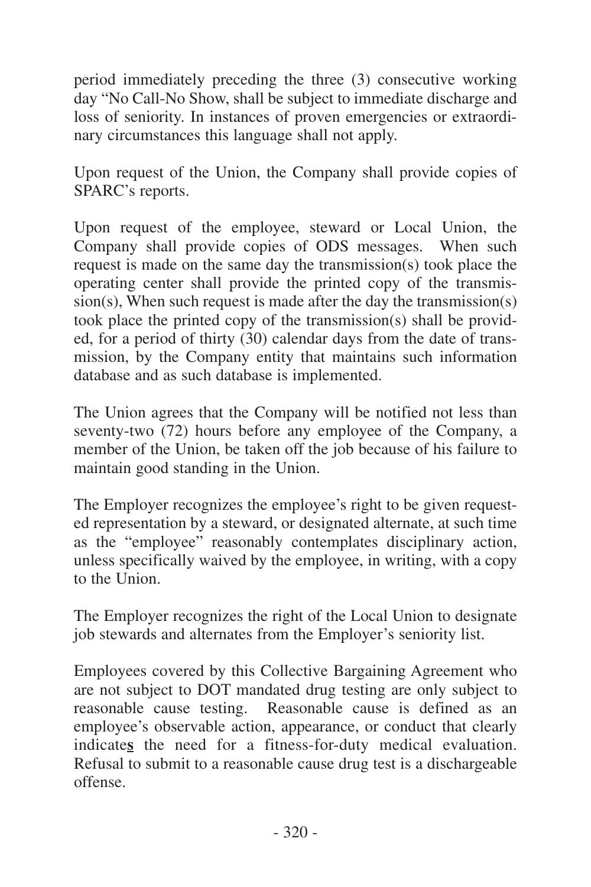period immediately preceding the three (3) consecutive working day "No Call-No Show, shall be subject to immediate discharge and loss of seniority. In instances of proven emergencies or extraordinary circumstances this language shall not apply.

Upon request of the Union, the Company shall provide copies of SPARC's reports.

Upon request of the employee, steward or Local Union, the Company shall provide copies of ODS messages. When such request is made on the same day the transmission(s) took place the operating center shall provide the printed copy of the transmission(s), When such request is made after the day the transmission(s) took place the printed copy of the transmission(s) shall be provided, for a period of thirty (30) calendar days from the date of transmission, by the Company entity that maintains such information database and as such database is implemented.

The Union agrees that the Company will be notified not less than seventy-two (72) hours before any employee of the Company, a member of the Union, be taken off the job because of his failure to maintain good standing in the Union.

The Employer recognizes the employee's right to be given requested representation by a steward, or designated alternate, at such time as the "employee" reasonably contemplates disciplinary action, unless specifically waived by the employee, in writing, with a copy to the Union.

The Employer recognizes the right of the Local Union to designate job stewards and alternates from the Employer's seniority list.

Employees covered by this Collective Bargaining Agreement who are not subject to DOT mandated drug testing are only subject to reasonable cause testing. Reasonable cause is defined as an employee's observable action, appearance, or conduct that clearly indicate**s** the need for a fitness-for-duty medical evaluation. Refusal to submit to a reasonable cause drug test is a dischargeable offense.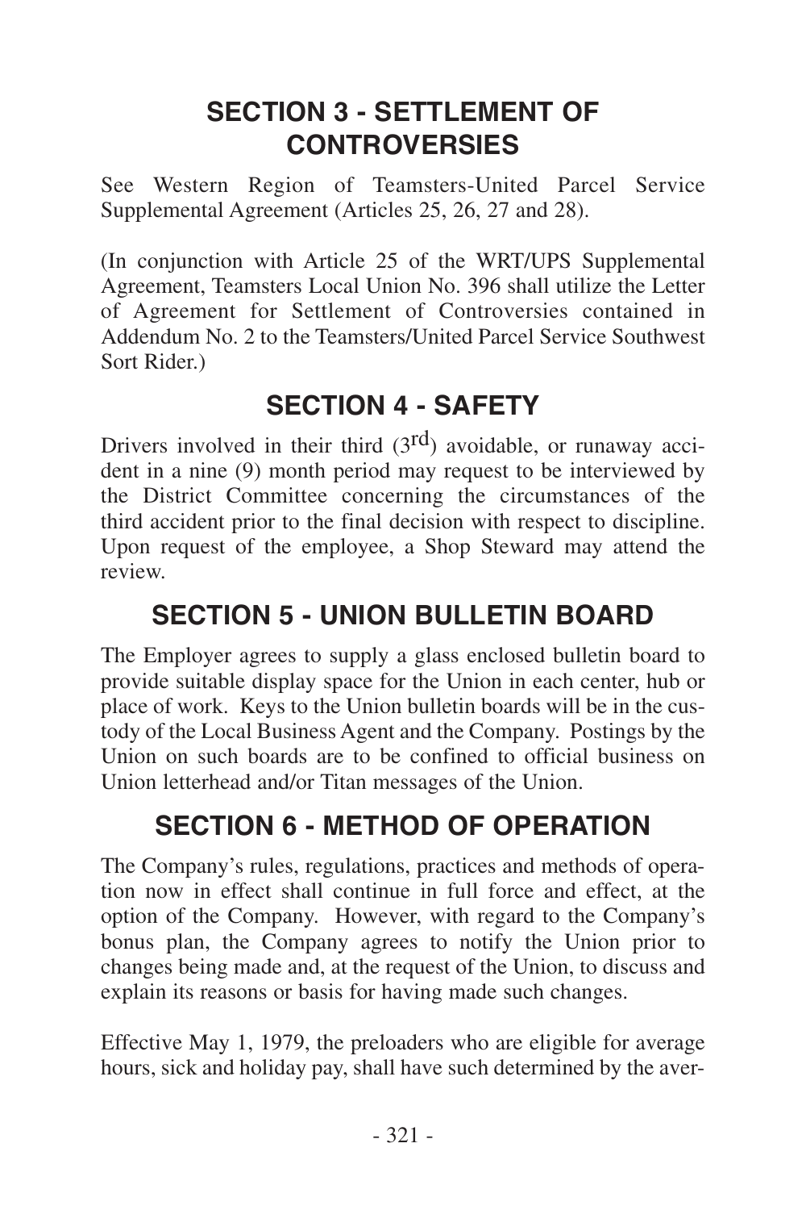## SECTION 3 - SETTLEMENT OF CONTROVERSIES

See Western Region of Teamsters-United Parcel Service Supplemental Agreement (Articles 25, 26, 27 and 28).

(In conjunction with Article 25 of the WRT/UPS Supplemental Agreement, Teamsters Local Union No. 396 shall utilize the Letter of Agreement for Settlement of Controversies contained in Addendum No. 2 to the Teamsters/United Parcel Service Southwest Sort Rider.)

## SECTION 4 - SAFETY

Drivers involved in their third (3rd) avoidable, or runaway accident in a nine (9) month period may request to be interviewed by the District Committee concerning the circumstances of the third accident prior to the final decision with respect to discipline. Upon request of the employee, a Shop Steward may attend the review.

## SECTION 5 - UNION BULLETIN BOARD

The Employer agrees to supply a glass enclosed bulletin board to provide suitable display space for the Union in each center, hub or place of work. Keys to the Union bulletin boards will be in the custody of the Local Business Agent and the Company. Postings by the Union on such boards are to be confined to official business on Union letterhead and/or Titan messages of the Union.

## SECTION 6 - METHOD OF OPERATION

The Company's rules, regulations, practices and methods of operation now in effect shall continue in full force and effect, at the option of the Company. However, with regard to the Company's bonus plan, the Company agrees to notify the Union prior to changes being made and, at the request of the Union, to discuss and explain its reasons or basis for having made such changes.

Effective May 1, 1979, the preloaders who are eligible for average hours, sick and holiday pay, shall have such determined by the aver-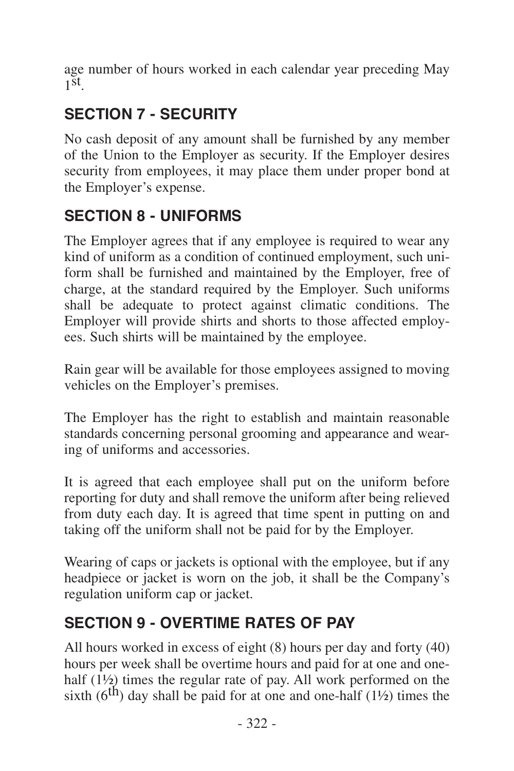age number of hours worked in each calendar year preceding May 1st.

## SECTION 7 - SECURITY

No cash deposit of any amount shall be furnished by any member of the Union to the Employer as security. If the Employer desires security from employees, it may place them under proper bond at the Employer's expense.

## SECTION 8 - UNIFORMS

The Employer agrees that if any employee is required to wear any kind of uniform as a condition of continued employment, such uniform shall be furnished and maintained by the Employer, free of charge, at the standard required by the Employer. Such uniforms shall be adequate to protect against climatic conditions. The Employer will provide shirts and shorts to those affected employees. Such shirts will be maintained by the employee.

Rain gear will be available for those employees assigned to moving vehicles on the Employer's premises.

The Employer has the right to establish and maintain reasonable standards concerning personal grooming and appearance and wearing of uniforms and accessories.

It is agreed that each employee shall put on the uniform before reporting for duty and shall remove the uniform after being relieved from duty each day. It is agreed that time spent in putting on and taking off the uniform shall not be paid for by the Employer.

Wearing of caps or jackets is optional with the employee, but if any headpiece or jacket is worn on the job, it shall be the Company's regulation uniform cap or jacket.

## SECTION 9 - OVERTIME RATES OF PAY

All hours worked in excess of eight (8) hours per day and forty (40) hours per week shall be overtime hours and paid for at one and one-half (1½) times the regular rate of pay. All work performed on the sixth (6th) day shall be paid for at one and one-half (1½) times the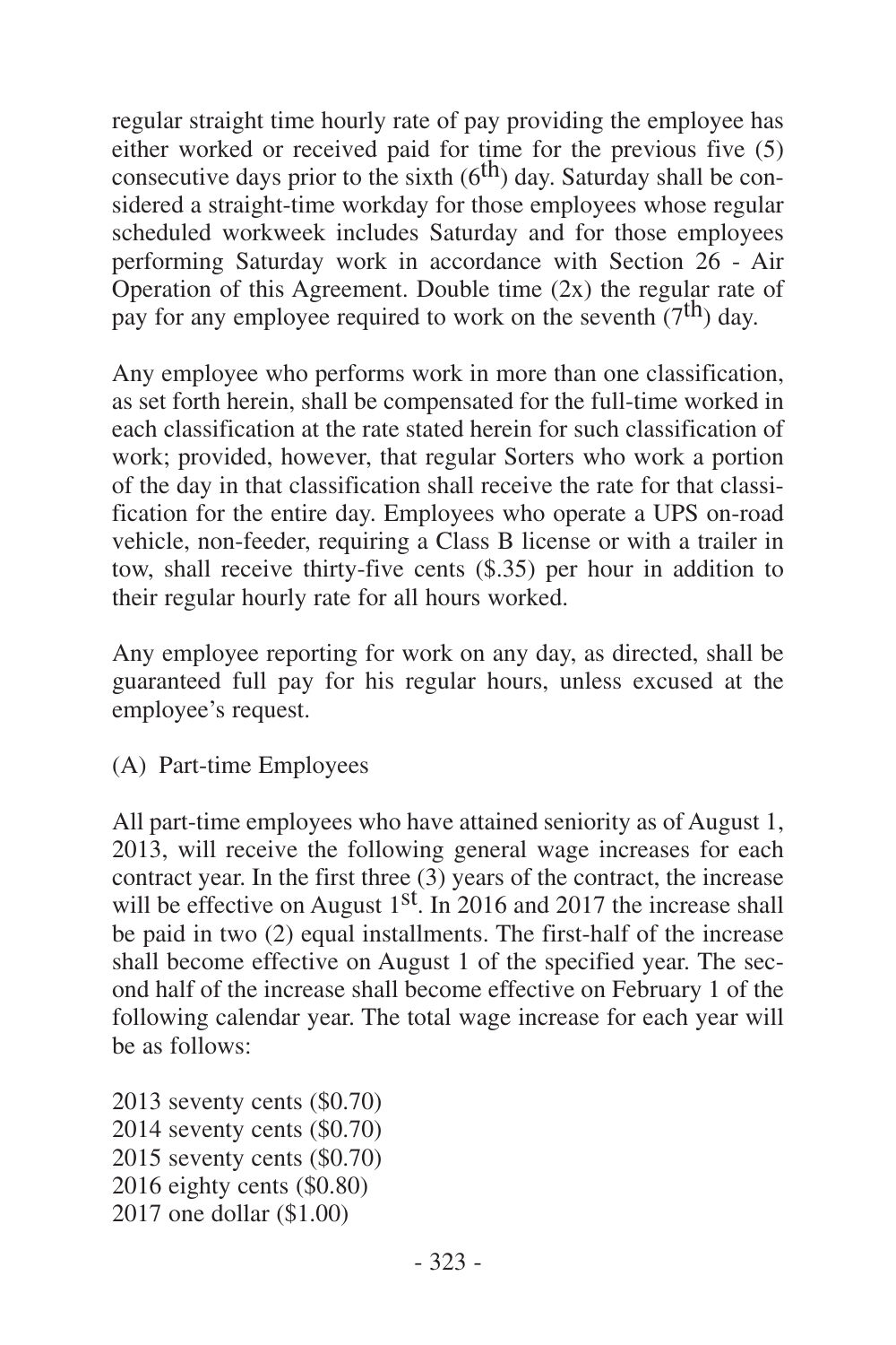regular straight time hourly rate of pay providing the employee has either worked or received paid for time for the previous five (5) consecutive days prior to the sixth ($6^{th}$) day. Saturday shall be considered a straight-time workday for those employees whose regular scheduled workweek includes Saturday and for those employees performing Saturday work in accordance with Section 26 - Air Operation of this Agreement. Double time (2x) the regular rate of pay for any employee required to work on the seventh ($7^{th}$) day.

Any employee who performs work in more than one classification, as set forth herein, shall be compensated for the full-time worked in each classification at the rate stated herein for such classification of work; provided, however, that regular Sorters who work a portion of the day in that classification shall receive the rate for that classification for the entire day. Employees who operate a UPS on-road vehicle, non-feeder, requiring a Class B license or with a trailer in tow, shall receive thirty-five cents ($.35) per hour in addition to their regular hourly rate for all hours worked.

Any employee reporting for work on any day, as directed, shall be guaranteed full pay for his regular hours, unless excused at the employee's request.

(A) Part-time Employees

All part-time employees who have attained seniority as of August 1, 2013, will receive the following general wage increases for each contract year. In the first three (3) years of the contract, the increase will be effective on August $1^{st}$. In 2016 and 2017 the increase shall be paid in two (2) equal installments. The first-half of the increase shall become effective on August 1 of the specified year. The second half of the increase shall become effective on February 1 of the following calendar year. The total wage increase for each year will be as follows:

2013 seventy cents ($0.70)
2014 seventy cents ($0.70)
2015 seventy cents ($0.70)
2016 eighty cents ($0.80)
2017 one dollar ($1.00)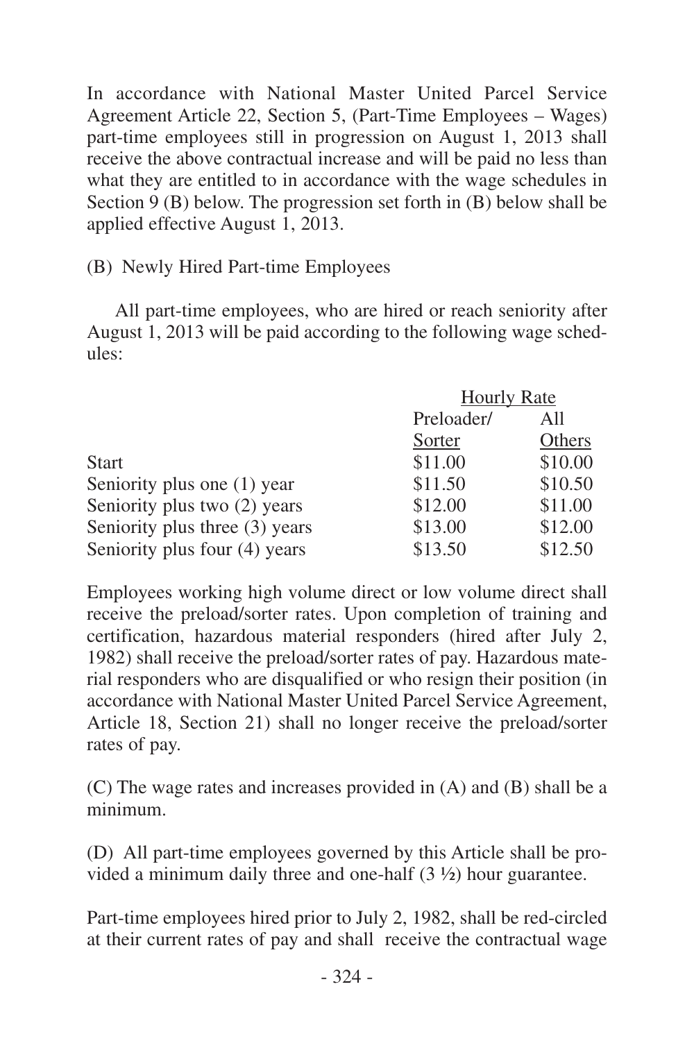In accordance with National Master United Parcel Service Agreement Article 22, Section 5, (Part-Time Employees – Wages) part-time employees still in progression on August 1, 2013 shall receive the above contractual increase and will be paid no less than what they are entitled to in accordance with the wage schedules in Section 9 (B) below. The progression set forth in (B) below shall be applied effective August 1, 2013.

(B) Newly Hired Part-time Employees

All part-time employees, who are hired or reach seniority after August 1, 2013 will be paid according to the following wage schedules:

| | Hourly Rate | |
|---|---|---|
| | Preloader/ Sorter | All Others |
| Start | \$11.00 | \$10.00 |
| Seniority plus one (1) year | \$11.50 | \$10.50 |
| Seniority plus two (2) years | \$12.00 | \$11.00 |
| Seniority plus three (3) years | \$13.00 | \$12.00 |
| Seniority plus four (4) years | \$13.50 | \$12.50 |

Employees working high volume direct or low volume direct shall receive the preload/sorter rates. Upon completion of training and certification, hazardous material responders (hired after July 2, 1982) shall receive the preload/sorter rates of pay. Hazardous material responders who are disqualified or who resign their position (in accordance with National Master United Parcel Service Agreement, Article 18, Section 21) shall no longer receive the preload/sorter rates of pay.

(C) The wage rates and increases provided in (A) and (B) shall be a minimum.

(D) All part-time employees governed by this Article shall be provided a minimum daily three and one-half (3 ½) hour guarantee.

Part-time employees hired prior to July 2, 1982, shall be red-circled at their current rates of pay and shall receive the contractual wage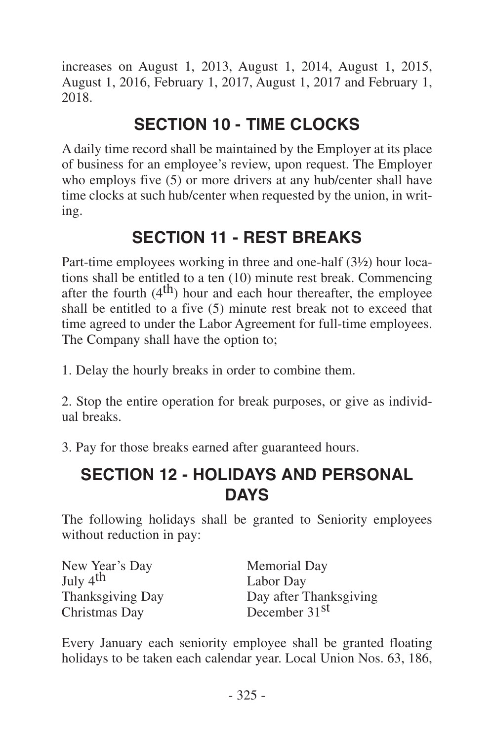increases on August 1, 2013, August 1, 2014, August 1, 2015, August 1, 2016, February 1, 2017, August 1, 2017 and February 1, 2018.

## SECTION 10 - TIME CLOCKS

A daily time record shall be maintained by the Employer at its place of business for an employee's review, upon request. The Employer who employs five (5) or more drivers at any hub/center shall have time clocks at such hub/center when requested by the union, in writing.

## SECTION 11 - REST BREAKS

Part-time employees working in three and one-half (3½) hour locations shall be entitled to a ten (10) minute rest break. Commencing after the fourth (4th) hour and each hour thereafter, the employee shall be entitled to a five (5) minute rest break not to exceed that time agreed to under the Labor Agreement for full-time employees. The Company shall have the option to;

1. Delay the hourly breaks in order to combine them.

2. Stop the entire operation for break purposes, or give as individual breaks.

3. Pay for those breaks earned after guaranteed hours.

## SECTION 12 - HOLIDAYS AND PERSONAL DAYS

The following holidays shall be granted to Seniority employees without reduction in pay:

| | |
|---|---|
| New Year's Day | Memorial Day |
| July 4th | Labor Day |
| Thanksgiving Day | Day after Thanksgiving |
| Christmas Day | December 31st |

Every January each seniority employee shall be granted floating holidays to be taken each calendar year. Local Union Nos. 63, 186,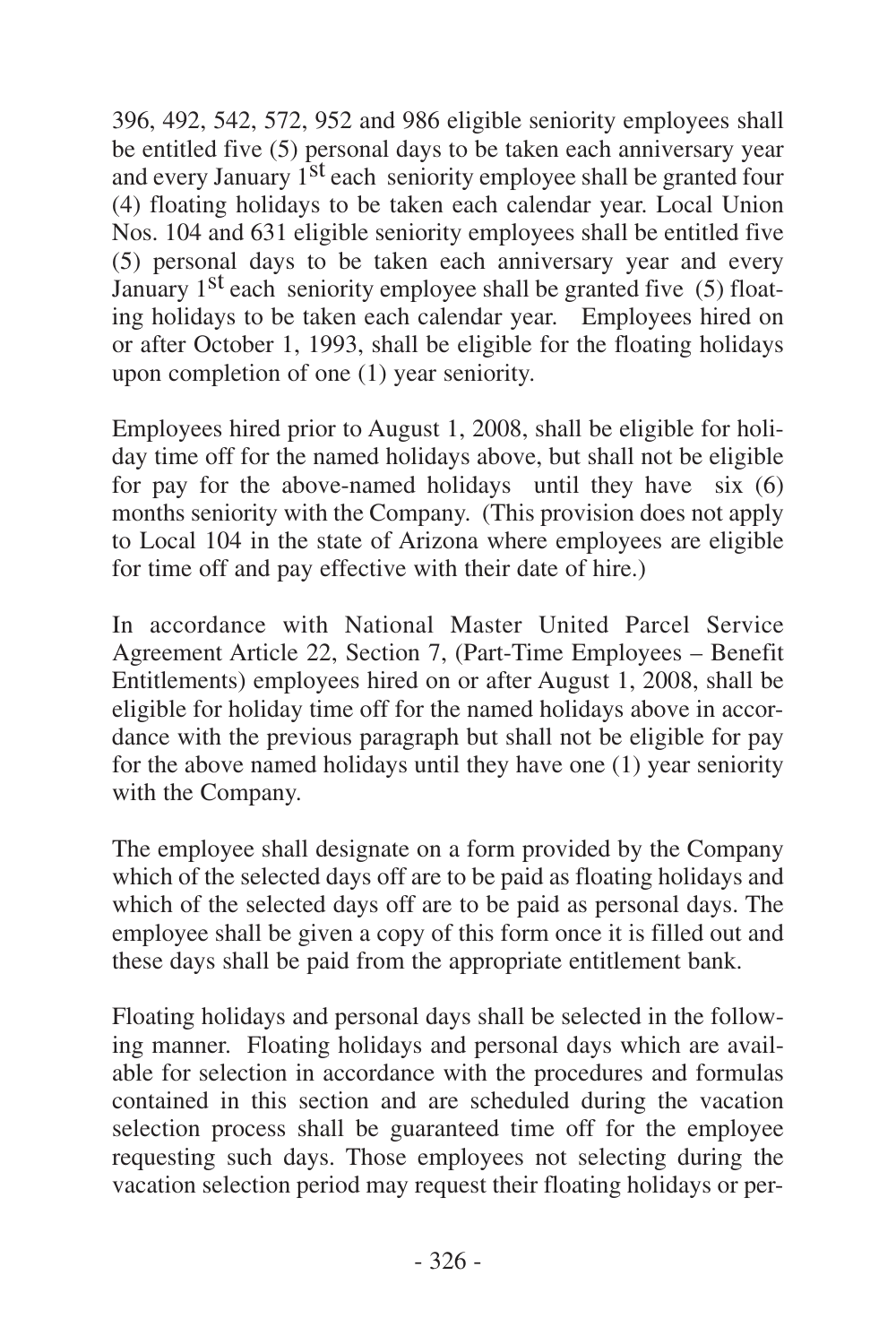396, 492, 542, 572, 952 and 986 eligible seniority employees shall be entitled five (5) personal days to be taken each anniversary year and every January 1st each seniority employee shall be granted four (4) floating holidays to be taken each calendar year. Local Union Nos. 104 and 631 eligible seniority employees shall be entitled five (5) personal days to be taken each anniversary year and every January 1st each seniority employee shall be granted five (5) floating holidays to be taken each calendar year. Employees hired on or after October 1, 1993, shall be eligible for the floating holidays upon completion of one (1) year seniority.

Employees hired prior to August 1, 2008, shall be eligible for holiday time off for the named holidays above, but shall not be eligible for pay for the above-named holidays until they have six (6) months seniority with the Company. (This provision does not apply to Local 104 in the state of Arizona where employees are eligible for time off and pay effective with their date of hire.)

In accordance with National Master United Parcel Service Agreement Article 22, Section 7, (Part-Time Employees – Benefit Entitlements) employees hired on or after August 1, 2008, shall be eligible for holiday time off for the named holidays above in accordance with the previous paragraph but shall not be eligible for pay for the above named holidays until they have one (1) year seniority with the Company.

The employee shall designate on a form provided by the Company which of the selected days off are to be paid as floating holidays and which of the selected days off are to be paid as personal days. The employee shall be given a copy of this form once it is filled out and these days shall be paid from the appropriate entitlement bank.

Floating holidays and personal days shall be selected in the following manner. Floating holidays and personal days which are available for selection in accordance with the procedures and formulas contained in this section and are scheduled during the vacation selection process shall be guaranteed time off for the employee requesting such days. Those employees not selecting during the vacation selection period may request their floating holidays or per-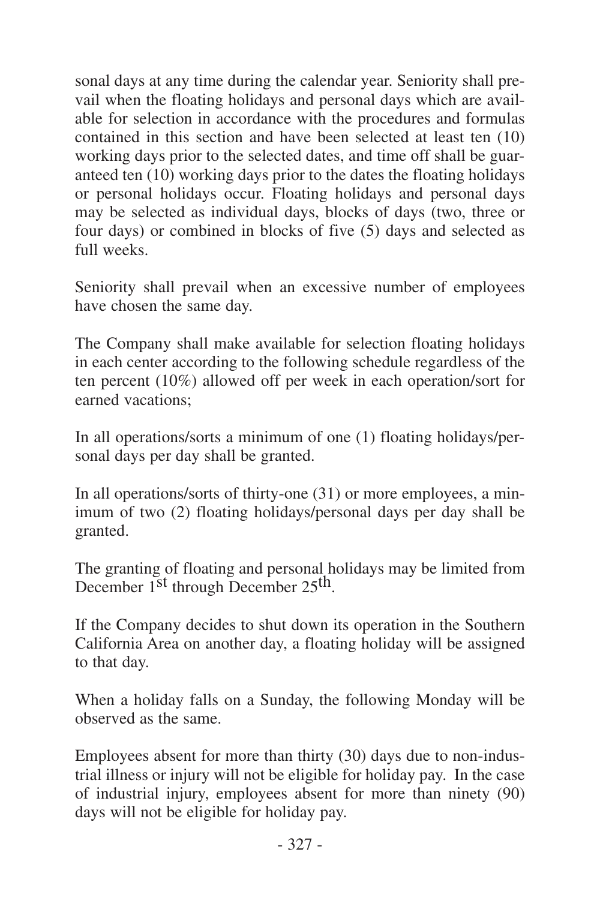sonal days at any time during the calendar year. Seniority shall prevail when the floating holidays and personal days which are available for selection in accordance with the procedures and formulas contained in this section and have been selected at least ten (10) working days prior to the selected dates, and time off shall be guaranteed ten (10) working days prior to the dates the floating holidays or personal holidays occur. Floating holidays and personal days may be selected as individual days, blocks of days (two, three or four days) or combined in blocks of five (5) days and selected as full weeks.

Seniority shall prevail when an excessive number of employees have chosen the same day.

The Company shall make available for selection floating holidays in each center according to the following schedule regardless of the ten percent (10%) allowed off per week in each operation/sort for earned vacations;

In all operations/sorts a minimum of one (1) floating holidays/personal days per day shall be granted.

In all operations/sorts of thirty-one (31) or more employees, a minimum of two (2) floating holidays/personal days per day shall be granted.

The granting of floating and personal holidays may be limited from December 1st through December 25th.

If the Company decides to shut down its operation in the Southern California Area on another day, a floating holiday will be assigned to that day.

When a holiday falls on a Sunday, the following Monday will be observed as the same.

Employees absent for more than thirty (30) days due to non-industrial illness or injury will not be eligible for holiday pay. In the case of industrial injury, employees absent for more than ninety (90) days will not be eligible for holiday pay.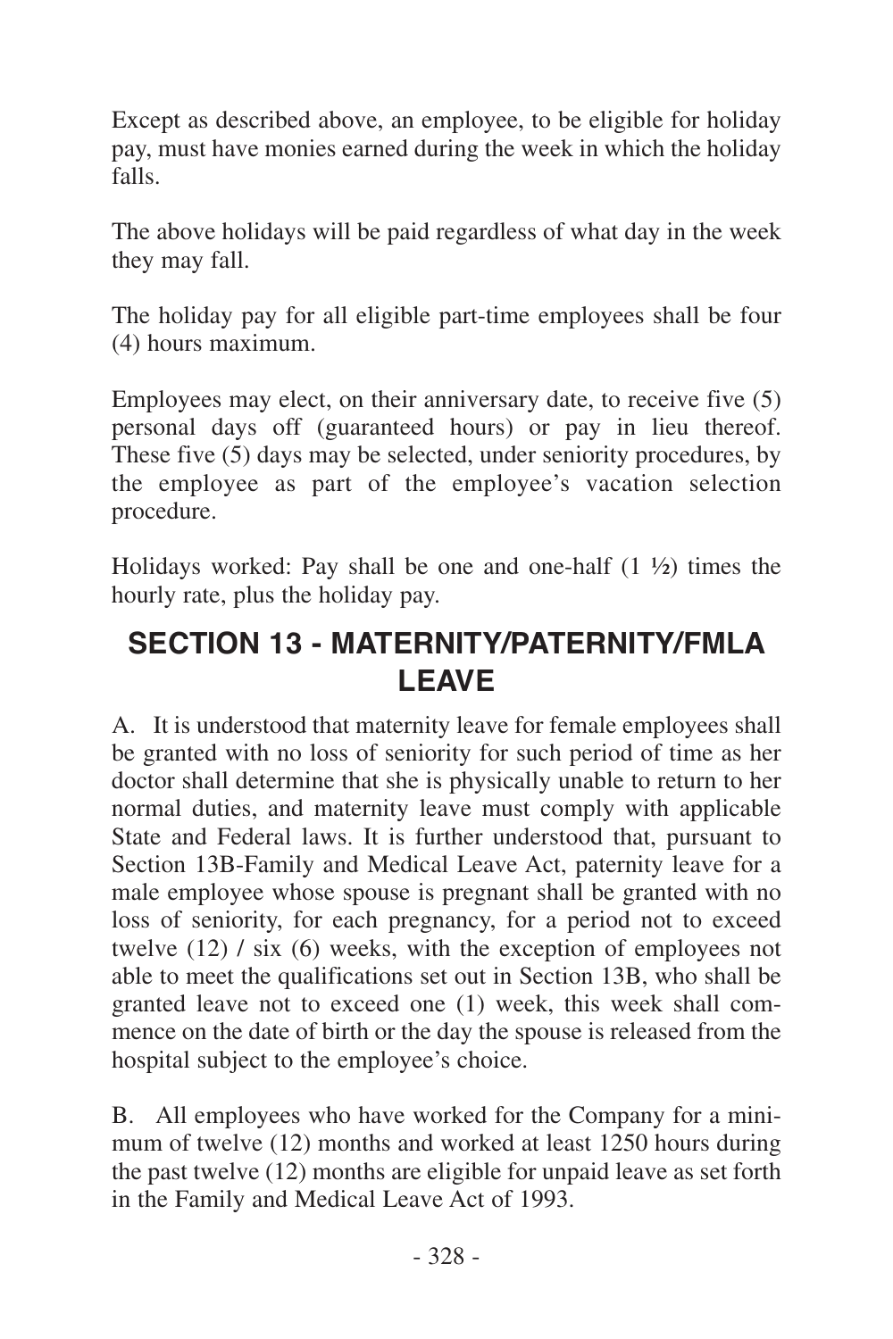Except as described above, an employee, to be eligible for holiday pay, must have monies earned during the week in which the holiday falls.

The above holidays will be paid regardless of what day in the week they may fall.

The holiday pay for all eligible part-time employees shall be four (4) hours maximum.

Employees may elect, on their anniversary date, to receive five (5) personal days off (guaranteed hours) or pay in lieu thereof. These five (5) days may be selected, under seniority procedures, by the employee as part of the employee's vacation selection procedure.

Holidays worked: Pay shall be one and one-half (1 ½) times the hourly rate, plus the holiday pay.

## SECTION 13 - MATERNITY/PATERNITY/FMLA LEAVE

A. It is understood that maternity leave for female employees shall be granted with no loss of seniority for such period of time as her doctor shall determine that she is physically unable to return to her normal duties, and maternity leave must comply with applicable State and Federal laws. It is further understood that, pursuant to Section 13B-Family and Medical Leave Act, paternity leave for a male employee whose spouse is pregnant shall be granted with no loss of seniority, for each pregnancy, for a period not to exceed twelve (12) / six (6) weeks, with the exception of employees not able to meet the qualifications set out in Section 13B, who shall be granted leave not to exceed one (1) week, this week shall commence on the date of birth or the day the spouse is released from the hospital subject to the employee's choice.

B. All employees who have worked for the Company for a minimum of twelve (12) months and worked at least 1250 hours during the past twelve (12) months are eligible for unpaid leave as set forth in the Family and Medical Leave Act of 1993.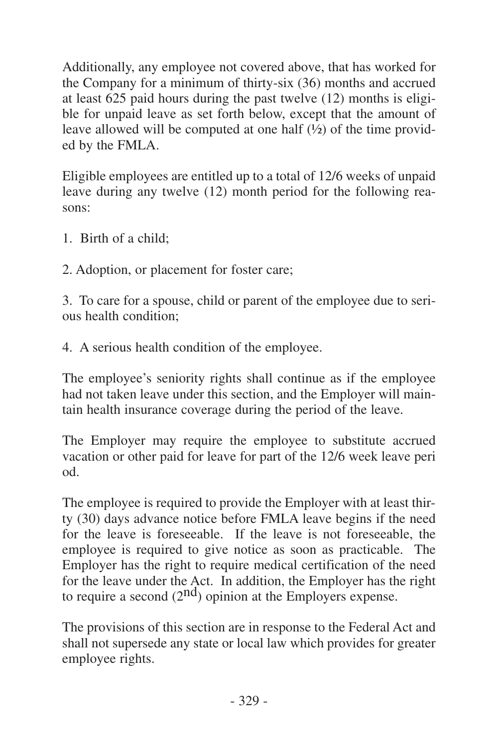Additionally, any employee not covered above, that has worked for the Company for a minimum of thirty-six (36) months and accrued at least 625 paid hours during the past twelve (12) months is eligible for unpaid leave as set forth below, except that the amount of leave allowed will be computed at one half (½) of the time provided by the FMLA.

Eligible employees are entitled up to a total of 12/6 weeks of unpaid leave during any twelve (12) month period for the following reasons:

1. Birth of a child;

2. Adoption, or placement for foster care;

3. To care for a spouse, child or parent of the employee due to serious health condition;

4. A serious health condition of the employee.

The employee's seniority rights shall continue as if the employee had not taken leave under this section, and the Employer will maintain health insurance coverage during the period of the leave.

The Employer may require the employee to substitute accrued vacation or other paid for leave for part of the 12/6 week leave period.

The employee is required to provide the Employer with at least thirty (30) days advance notice before FMLA leave begins if the need for the leave is foreseeable. If the leave is not foreseeable, the employee is required to give notice as soon as practicable. The Employer has the right to require medical certification of the need for the leave under the Act. In addition, the Employer has the right to require a second (2nd) opinion at the Employers expense.

The provisions of this section are in response to the Federal Act and shall not supersede any state or local law which provides for greater employee rights.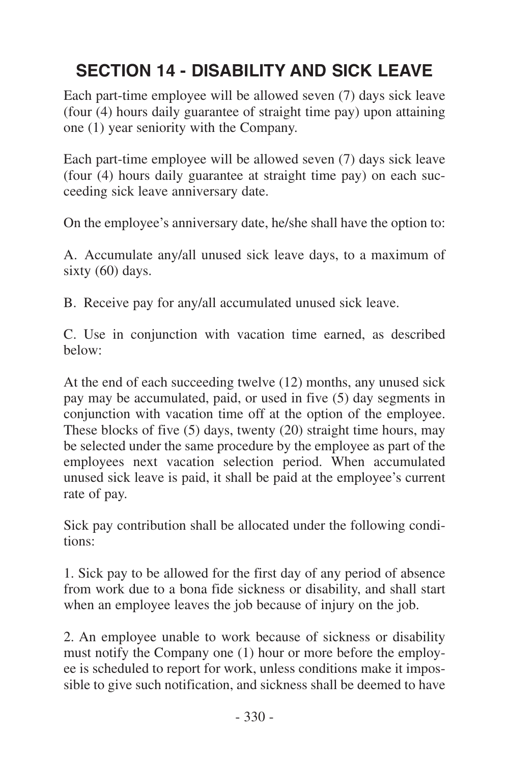## SECTION 14 - DISABILITY AND SICK LEAVE

Each part-time employee will be allowed seven (7) days sick leave (four (4) hours daily guarantee of straight time pay) upon attaining one (1) year seniority with the Company.

Each part-time employee will be allowed seven (7) days sick leave (four (4) hours daily guarantee at straight time pay) on each succeeding sick leave anniversary date.

On the employee's anniversary date, he/she shall have the option to:

A. Accumulate any/all unused sick leave days, to a maximum of sixty (60) days.

B. Receive pay for any/all accumulated unused sick leave.

C. Use in conjunction with vacation time earned, as described below:

At the end of each succeeding twelve (12) months, any unused sick pay may be accumulated, paid, or used in five (5) day segments in conjunction with vacation time off at the option of the employee. These blocks of five (5) days, twenty (20) straight time hours, may be selected under the same procedure by the employee as part of the employees next vacation selection period. When accumulated unused sick leave is paid, it shall be paid at the employee's current rate of pay.

Sick pay contribution shall be allocated under the following conditions:

1. Sick pay to be allowed for the first day of any period of absence from work due to a bona fide sickness or disability, and shall start when an employee leaves the job because of injury on the job.

2. An employee unable to work because of sickness or disability must notify the Company one (1) hour or more before the employee is scheduled to report for work, unless conditions make it impossible to give such notification, and sickness shall be deemed to have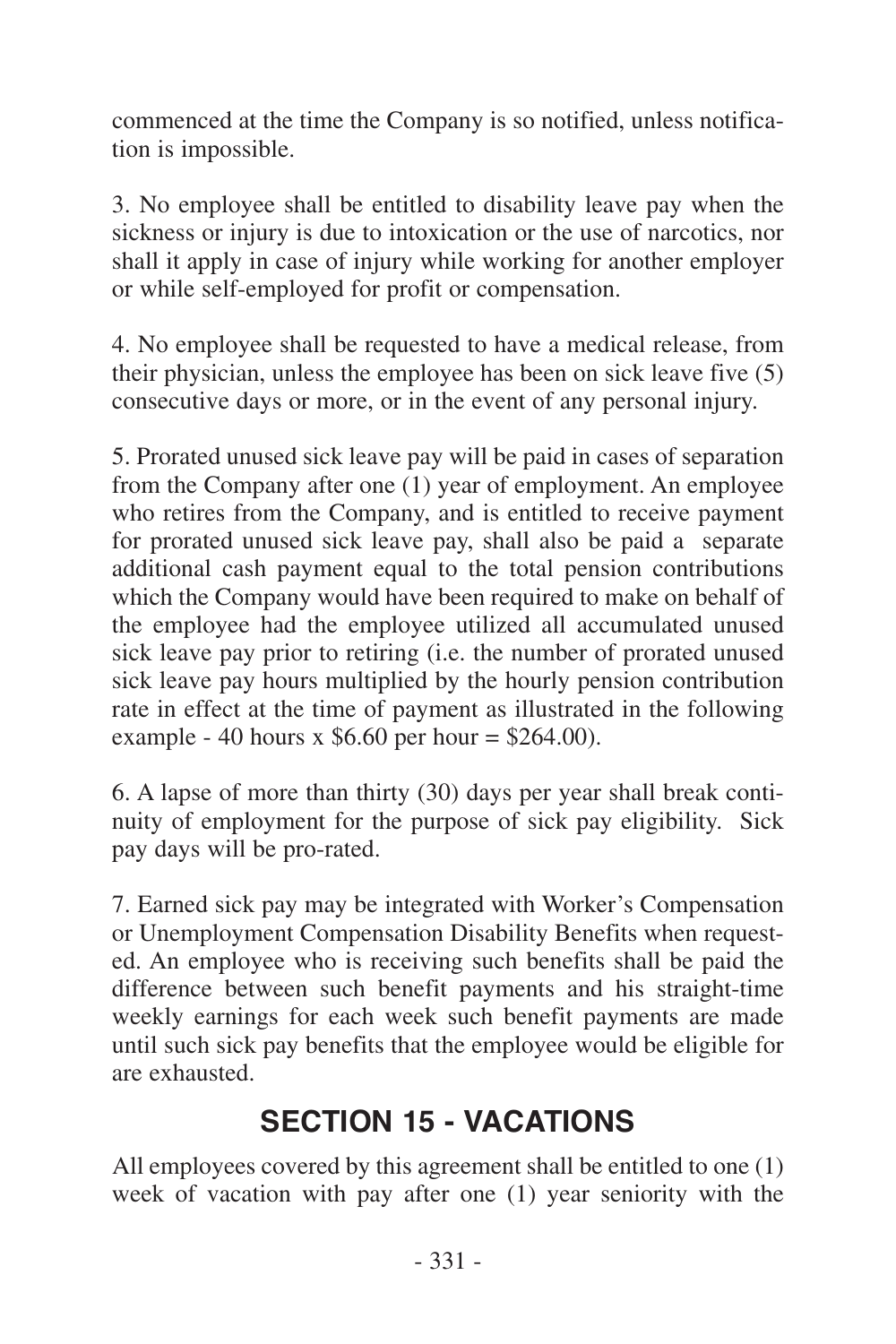commenced at the time the Company is so notified, unless notification is impossible.

3. No employee shall be entitled to disability leave pay when the sickness or injury is due to intoxication or the use of narcotics, nor shall it apply in case of injury while working for another employer or while self-employed for profit or compensation.

4. No employee shall be requested to have a medical release, from their physician, unless the employee has been on sick leave five (5) consecutive days or more, or in the event of any personal injury.

5. Prorated unused sick leave pay will be paid in cases of separation from the Company after one (1) year of employment. An employee who retires from the Company, and is entitled to receive payment for prorated unused sick leave pay, shall also be paid a separate additional cash payment equal to the total pension contributions which the Company would have been required to make on behalf of the employee had the employee utilized all accumulated unused sick leave pay prior to retiring (i.e. the number of prorated unused sick leave pay hours multiplied by the hourly pension contribution rate in effect at the time of payment as illustrated in the following example - 40 hours x $6.60 per hour = $264.00).

6. A lapse of more than thirty (30) days per year shall break continuity of employment for the purpose of sick pay eligibility. Sick pay days will be pro-rated.

7. Earned sick pay may be integrated with Worker's Compensation or Unemployment Compensation Disability Benefits when requested. An employee who is receiving such benefits shall be paid the difference between such benefit payments and his straight-time weekly earnings for each week such benefit payments are made until such sick pay benefits that the employee would be eligible for are exhausted.

## SECTION 15 - VACATIONS

All employees covered by this agreement shall be entitled to one (1) week of vacation with pay after one (1) year seniority with the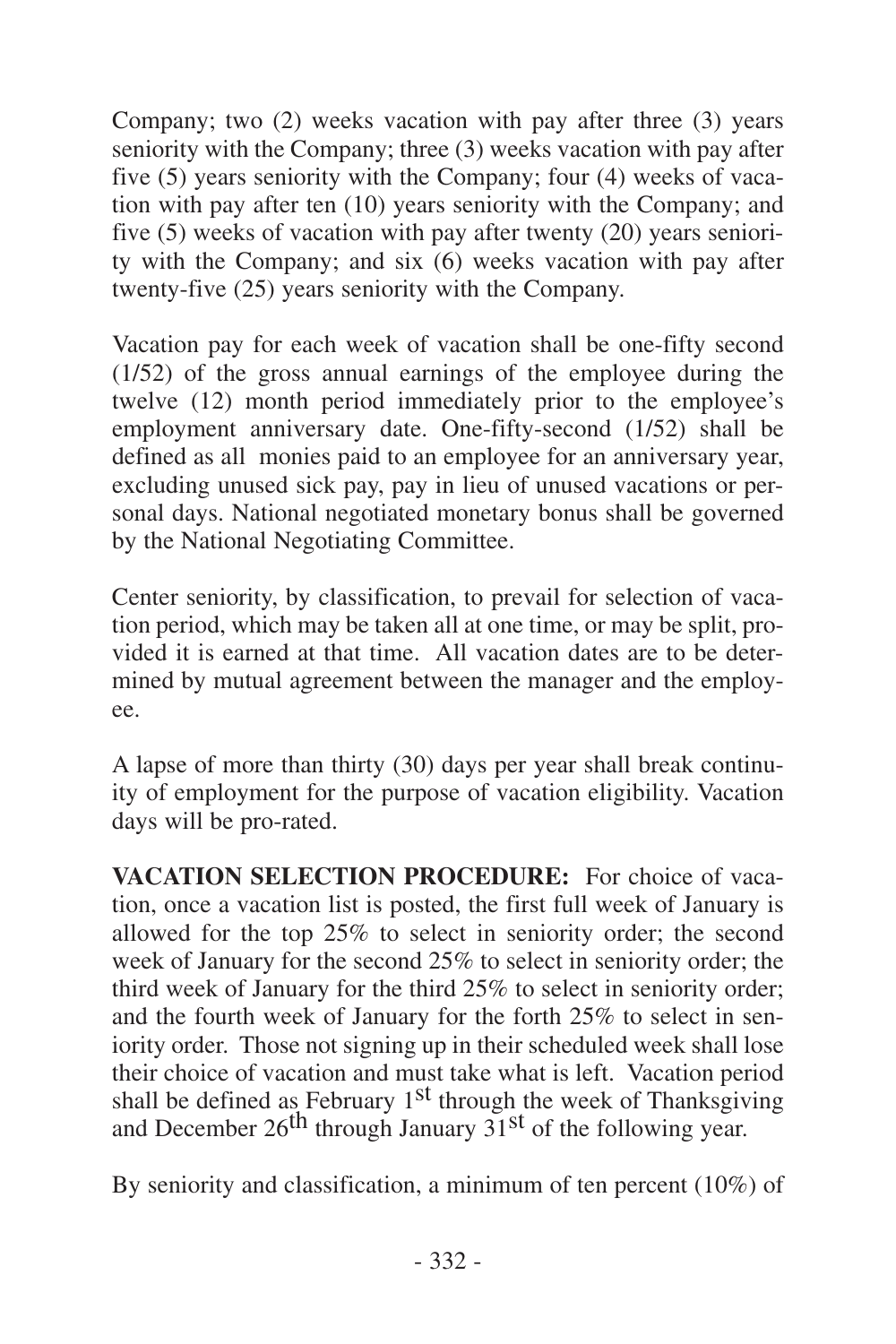Company; two (2) weeks vacation with pay after three (3) years seniority with the Company; three (3) weeks vacation with pay after five (5) years seniority with the Company; four (4) weeks of vacation with pay after ten (10) years seniority with the Company; and five (5) weeks of vacation with pay after twenty (20) years seniority with the Company; and six (6) weeks vacation with pay after twenty-five (25) years seniority with the Company.

Vacation pay for each week of vacation shall be one-fifty second (1/52) of the gross annual earnings of the employee during the twelve (12) month period immediately prior to the employee's employment anniversary date. One-fifty-second (1/52) shall be defined as all monies paid to an employee for an anniversary year, excluding unused sick pay, pay in lieu of unused vacations or personal days. National negotiated monetary bonus shall be governed by the National Negotiating Committee.

Center seniority, by classification, to prevail for selection of vacation period, which may be taken all at one time, or may be split, provided it is earned at that time. All vacation dates are to be determined by mutual agreement between the manager and the employee.

A lapse of more than thirty (30) days per year shall break continuity of employment for the purpose of vacation eligibility. Vacation days will be pro-rated.

**VACATION SELECTION PROCEDURE:** For choice of vacation, once a vacation list is posted, the first full week of January is allowed for the top 25% to select in seniority order; the second week of January for the second 25% to select in seniority order; the third week of January for the third 25% to select in seniority order; and the fourth week of January for the forth 25% to select in seniority order. Those not signing up in their scheduled week shall lose their choice of vacation and must take what is left. Vacation period shall be defined as February 1st through the week of Thanksgiving and December 26th through January 31st of the following year.

By seniority and classification, a minimum of ten percent (10%) of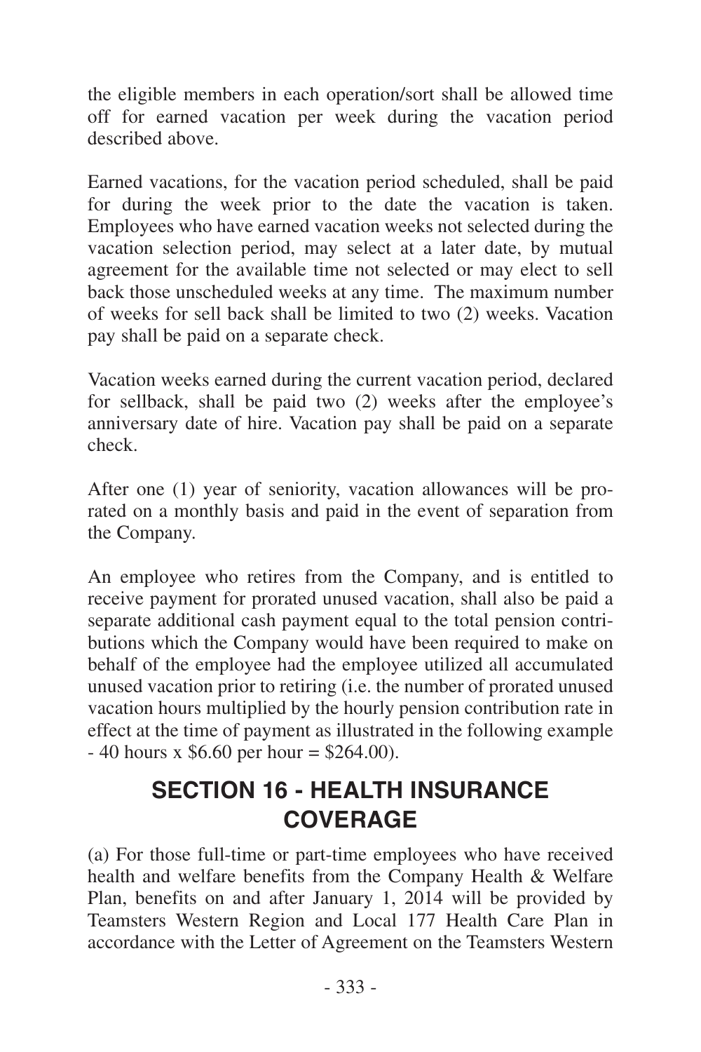the eligible members in each operation/sort shall be allowed time off for earned vacation per week during the vacation period described above.

Earned vacations, for the vacation period scheduled, shall be paid for during the week prior to the date the vacation is taken. Employees who have earned vacation weeks not selected during the vacation selection period, may select at a later date, by mutual agreement for the available time not selected or may elect to sell back those unscheduled weeks at any time. The maximum number of weeks for sell back shall be limited to two (2) weeks. Vacation pay shall be paid on a separate check.

Vacation weeks earned during the current vacation period, declared for sellback, shall be paid two (2) weeks after the employee's anniversary date of hire. Vacation pay shall be paid on a separate check.

After one (1) year of seniority, vacation allowances will be prorated on a monthly basis and paid in the event of separation from the Company.

An employee who retires from the Company, and is entitled to receive payment for prorated unused vacation, shall also be paid a separate additional cash payment equal to the total pension contributions which the Company would have been required to make on behalf of the employee had the employee utilized all accumulated unused vacation prior to retiring (i.e. the number of prorated unused vacation hours multiplied by the hourly pension contribution rate in effect at the time of payment as illustrated in the following example - 40 hours x $6.60 per hour = $264.00).

## SECTION 16 - HEALTH INSURANCE COVERAGE

(a) For those full-time or part-time employees who have received health and welfare benefits from the Company Health & Welfare Plan, benefits on and after January 1, 2014 will be provided by Teamsters Western Region and Local 177 Health Care Plan in accordance with the Letter of Agreement on the Teamsters Western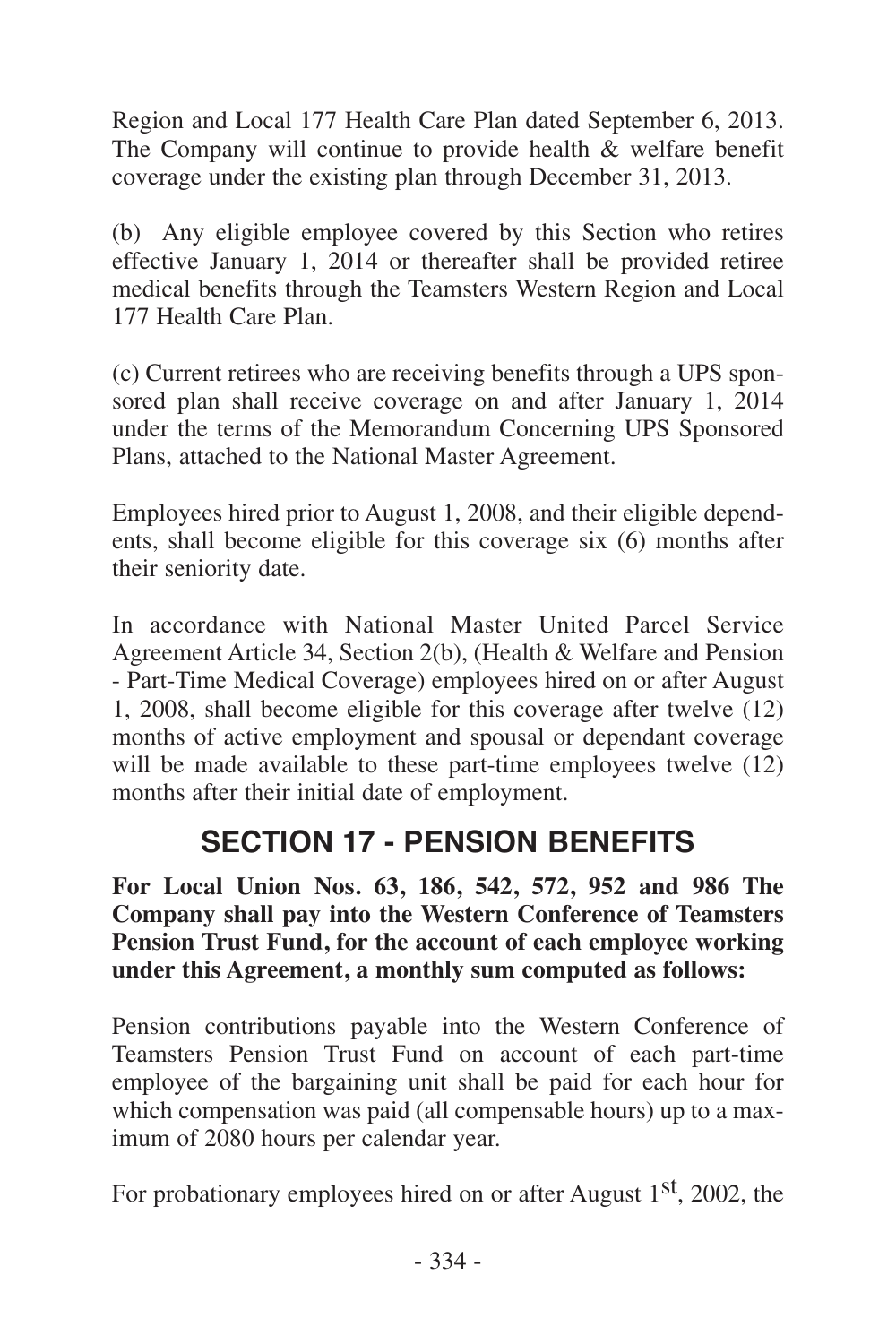Region and Local 177 Health Care Plan dated September 6, 2013. The Company will continue to provide health & welfare benefit coverage under the existing plan through December 31, 2013.

(b) Any eligible employee covered by this Section who retires effective January 1, 2014 or thereafter shall be provided retiree medical benefits through the Teamsters Western Region and Local 177 Health Care Plan.

(c) Current retirees who are receiving benefits through a UPS sponsored plan shall receive coverage on and after January 1, 2014 under the terms of the Memorandum Concerning UPS Sponsored Plans, attached to the National Master Agreement.

Employees hired prior to August 1, 2008, and their eligible dependents, shall become eligible for this coverage six (6) months after their seniority date.

In accordance with National Master United Parcel Service Agreement Article 34, Section 2(b), (Health & Welfare and Pension - Part-Time Medical Coverage) employees hired on or after August 1, 2008, shall become eligible for this coverage after twelve (12) months of active employment and spousal or dependant coverage will be made available to these part-time employees twelve (12) months after their initial date of employment.

## SECTION 17 - PENSION BENEFITS

**For Local Union Nos. 63, 186, 542, 572, 952 and 986 The Company shall pay into the Western Conference of Teamsters Pension Trust Fund, for the account of each employee working under this Agreement, a monthly sum computed as follows:**

Pension contributions payable into the Western Conference of Teamsters Pension Trust Fund on account of each part-time employee of the bargaining unit shall be paid for each hour for which compensation was paid (all compensable hours) up to a maximum of 2080 hours per calendar year.

For probationary employees hired on or after August 1st, 2002, the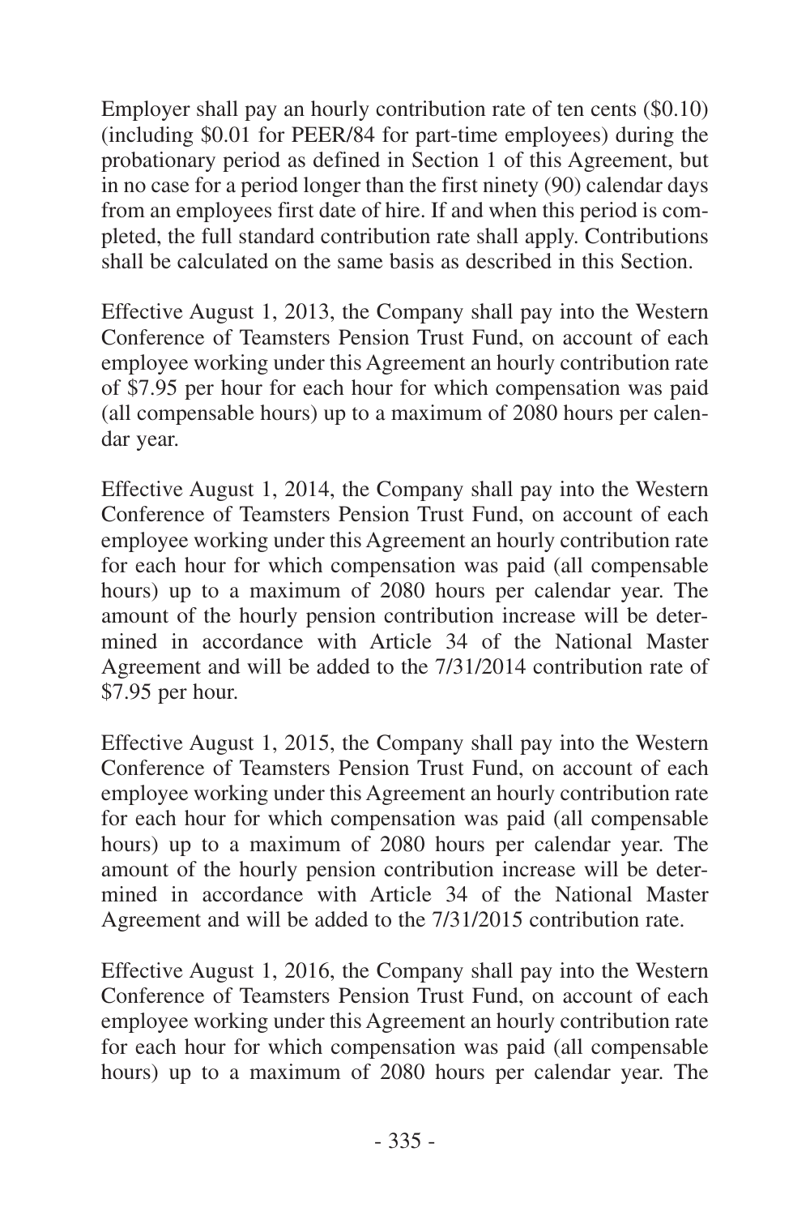Employer shall pay an hourly contribution rate of ten cents ($0.10) (including $0.01 for PEER/84 for part-time employees) during the probationary period as defined in Section 1 of this Agreement, but in no case for a period longer than the first ninety (90) calendar days from an employees first date of hire. If and when this period is completed, the full standard contribution rate shall apply. Contributions shall be calculated on the same basis as described in this Section.

Effective August 1, 2013, the Company shall pay into the Western Conference of Teamsters Pension Trust Fund, on account of each employee working under this Agreement an hourly contribution rate of $7.95 per hour for each hour for which compensation was paid (all compensable hours) up to a maximum of 2080 hours per calendar year.

Effective August 1, 2014, the Company shall pay into the Western Conference of Teamsters Pension Trust Fund, on account of each employee working under this Agreement an hourly contribution rate for each hour for which compensation was paid (all compensable hours) up to a maximum of 2080 hours per calendar year. The amount of the hourly pension contribution increase will be determined in accordance with Article 34 of the National Master Agreement and will be added to the 7/31/2014 contribution rate of $7.95 per hour.

Effective August 1, 2015, the Company shall pay into the Western Conference of Teamsters Pension Trust Fund, on account of each employee working under this Agreement an hourly contribution rate for each hour for which compensation was paid (all compensable hours) up to a maximum of 2080 hours per calendar year. The amount of the hourly pension contribution increase will be determined in accordance with Article 34 of the National Master Agreement and will be added to the 7/31/2015 contribution rate.

Effective August 1, 2016, the Company shall pay into the Western Conference of Teamsters Pension Trust Fund, on account of each employee working under this Agreement an hourly contribution rate for each hour for which compensation was paid (all compensable hours) up to a maximum of 2080 hours per calendar year. The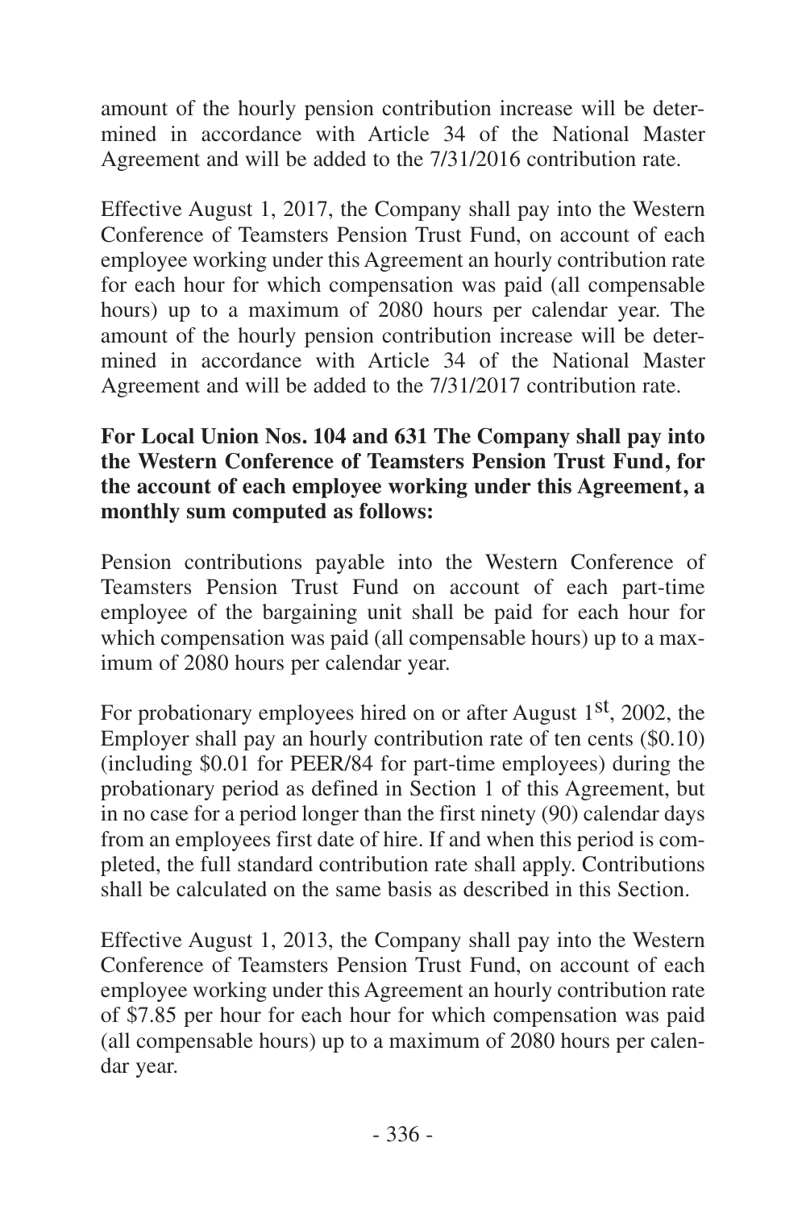amount of the hourly pension contribution increase will be determined in accordance with Article 34 of the National Master Agreement and will be added to the 7/31/2016 contribution rate.

Effective August 1, 2017, the Company shall pay into the Western Conference of Teamsters Pension Trust Fund, on account of each employee working under this Agreement an hourly contribution rate for each hour for which compensation was paid (all compensable hours) up to a maximum of 2080 hours per calendar year. The amount of the hourly pension contribution increase will be determined in accordance with Article 34 of the National Master Agreement and will be added to the 7/31/2017 contribution rate.

**For Local Union Nos. 104 and 631 The Company shall pay into the Western Conference of Teamsters Pension Trust Fund, for the account of each employee working under this Agreement, a monthly sum computed as follows:**

Pension contributions payable into the Western Conference of Teamsters Pension Trust Fund on account of each part-time employee of the bargaining unit shall be paid for each hour for which compensation was paid (all compensable hours) up to a maximum of 2080 hours per calendar year.

For probationary employees hired on or after August 1st, 2002, the Employer shall pay an hourly contribution rate of ten cents ($0.10) (including $0.01 for PEER/84 for part-time employees) during the probationary period as defined in Section 1 of this Agreement, but in no case for a period longer than the first ninety (90) calendar days from an employees first date of hire. If and when this period is completed, the full standard contribution rate shall apply. Contributions shall be calculated on the same basis as described in this Section.

Effective August 1, 2013, the Company shall pay into the Western Conference of Teamsters Pension Trust Fund, on account of each employee working under this Agreement an hourly contribution rate of $7.85 per hour for each hour for which compensation was paid (all compensable hours) up to a maximum of 2080 hours per calendar year.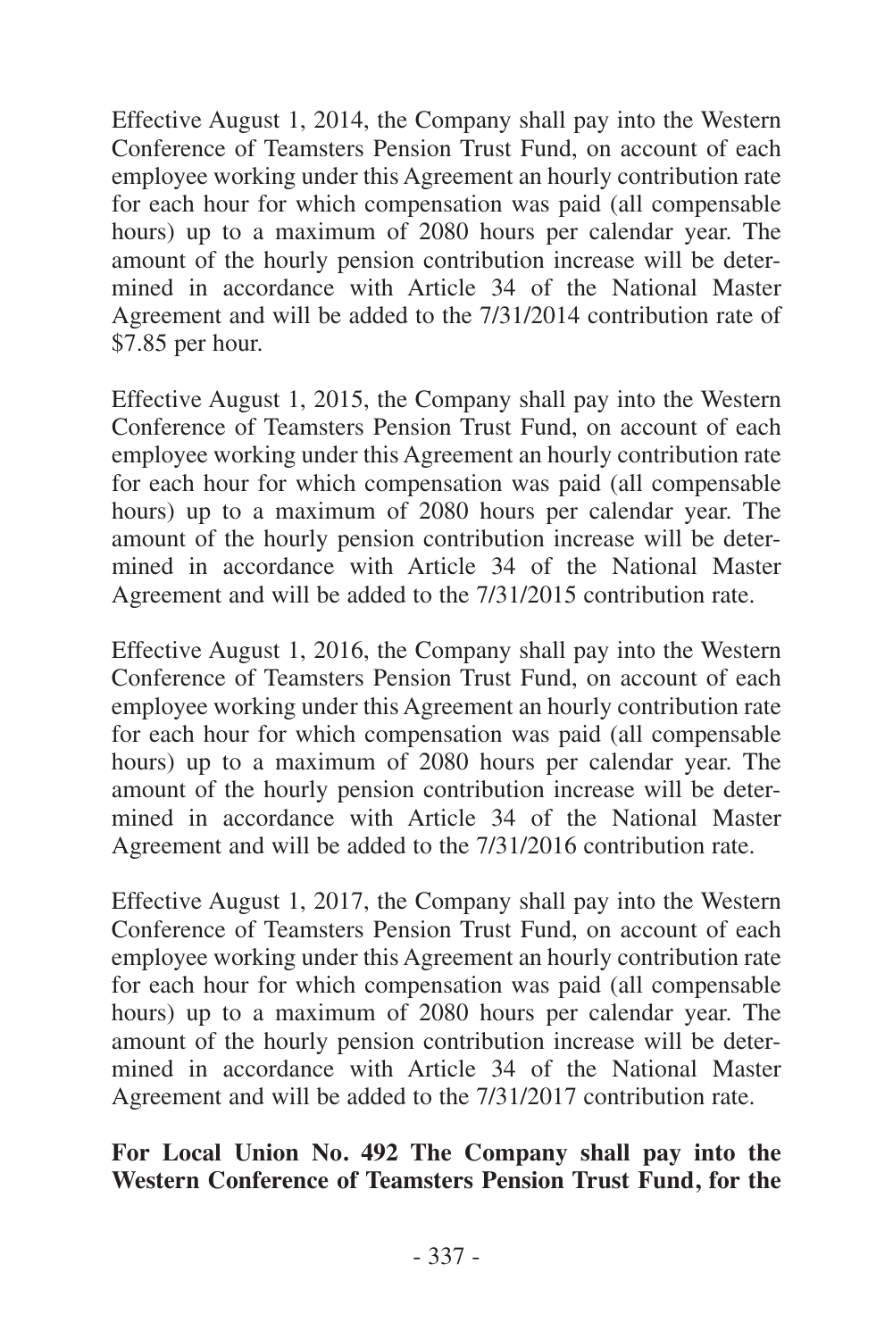Effective August 1, 2014, the Company shall pay into the Western Conference of Teamsters Pension Trust Fund, on account of each employee working under this Agreement an hourly contribution rate for each hour for which compensation was paid (all compensable hours) up to a maximum of 2080 hours per calendar year. The amount of the hourly pension contribution increase will be determined in accordance with Article 34 of the National Master Agreement and will be added to the 7/31/2014 contribution rate of \$7.85 per hour.

Effective August 1, 2015, the Company shall pay into the Western Conference of Teamsters Pension Trust Fund, on account of each employee working under this Agreement an hourly contribution rate for each hour for which compensation was paid (all compensable hours) up to a maximum of 2080 hours per calendar year. The amount of the hourly pension contribution increase will be determined in accordance with Article 34 of the National Master Agreement and will be added to the 7/31/2015 contribution rate.

Effective August 1, 2016, the Company shall pay into the Western Conference of Teamsters Pension Trust Fund, on account of each employee working under this Agreement an hourly contribution rate for each hour for which compensation was paid (all compensable hours) up to a maximum of 2080 hours per calendar year. The amount of the hourly pension contribution increase will be determined in accordance with Article 34 of the National Master Agreement and will be added to the 7/31/2016 contribution rate.

Effective August 1, 2017, the Company shall pay into the Western Conference of Teamsters Pension Trust Fund, on account of each employee working under this Agreement an hourly contribution rate for each hour for which compensation was paid (all compensable hours) up to a maximum of 2080 hours per calendar year. The amount of the hourly pension contribution increase will be determined in accordance with Article 34 of the National Master Agreement and will be added to the 7/31/2017 contribution rate.

**For Local Union No. 492 The Company shall pay into the Western Conference of Teamsters Pension Trust Fund, for the**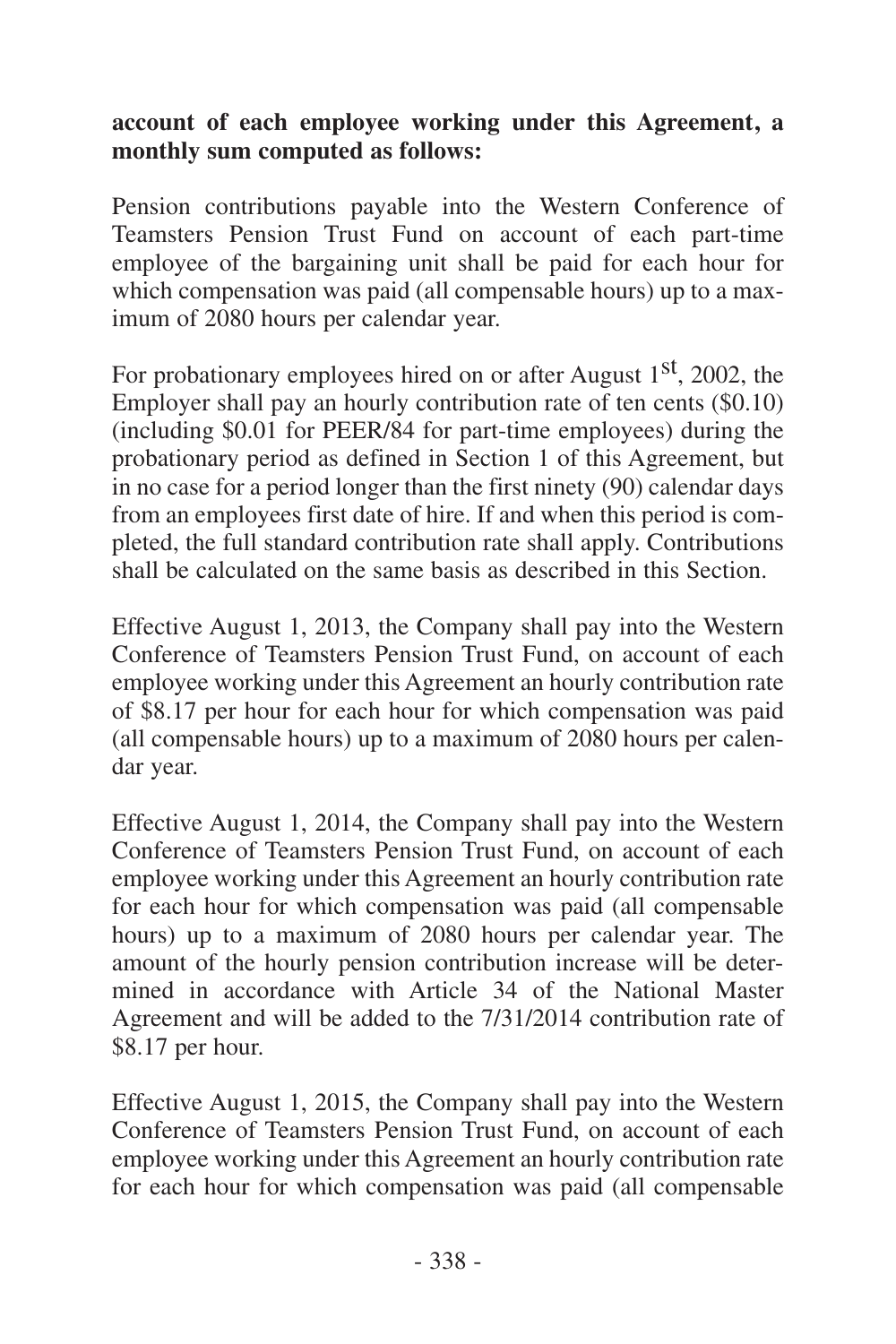**account of each employee working under this Agreement, a monthly sum computed as follows:**

Pension contributions payable into the Western Conference of Teamsters Pension Trust Fund on account of each part-time employee of the bargaining unit shall be paid for each hour for which compensation was paid (all compensable hours) up to a maximum of 2080 hours per calendar year.

For probationary employees hired on or after August 1st, 2002, the Employer shall pay an hourly contribution rate of ten cents ($0.10) (including $0.01 for PEER/84 for part-time employees) during the probationary period as defined in Section 1 of this Agreement, but in no case for a period longer than the first ninety (90) calendar days from an employees first date of hire. If and when this period is completed, the full standard contribution rate shall apply. Contributions shall be calculated on the same basis as described in this Section.

Effective August 1, 2013, the Company shall pay into the Western Conference of Teamsters Pension Trust Fund, on account of each employee working under this Agreement an hourly contribution rate of $8.17 per hour for each hour for which compensation was paid (all compensable hours) up to a maximum of 2080 hours per calendar year.

Effective August 1, 2014, the Company shall pay into the Western Conference of Teamsters Pension Trust Fund, on account of each employee working under this Agreement an hourly contribution rate for each hour for which compensation was paid (all compensable hours) up to a maximum of 2080 hours per calendar year. The amount of the hourly pension contribution increase will be determined in accordance with Article 34 of the National Master Agreement and will be added to the 7/31/2014 contribution rate of $8.17 per hour.

Effective August 1, 2015, the Company shall pay into the Western Conference of Teamsters Pension Trust Fund, on account of each employee working under this Agreement an hourly contribution rate for each hour for which compensation was paid (all compensable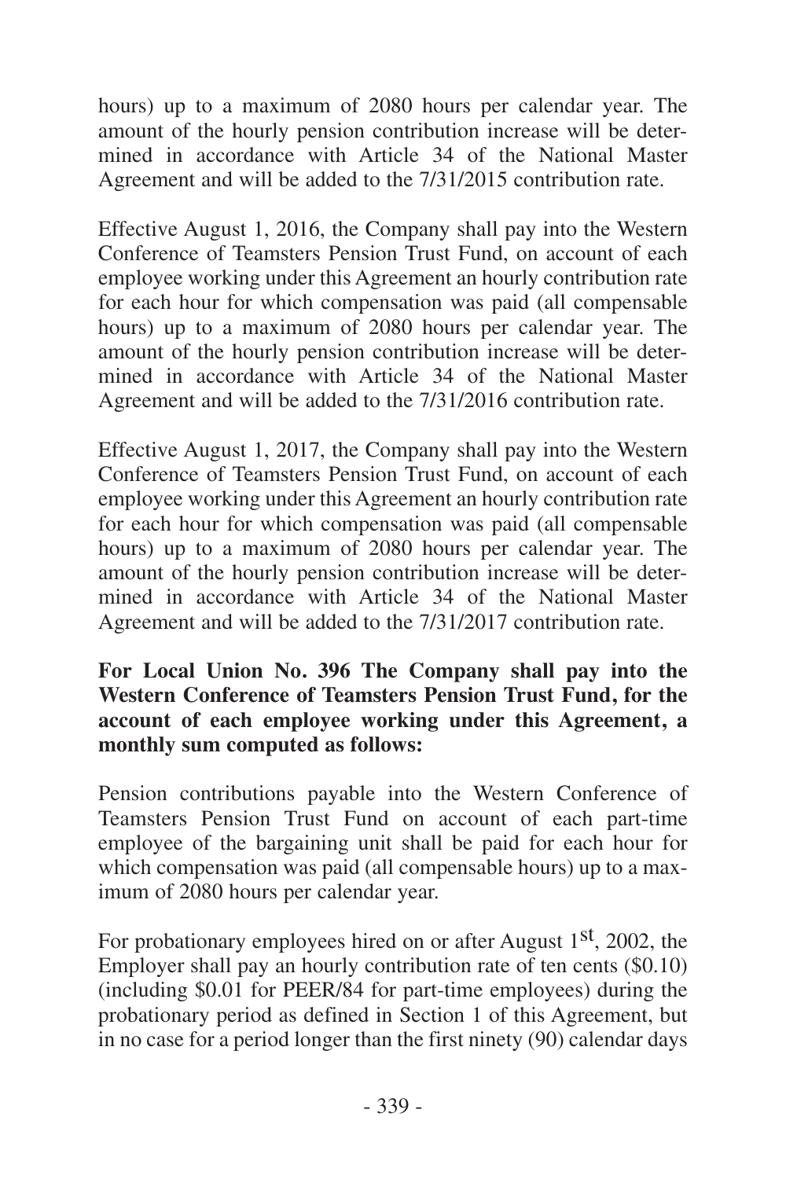hours) up to a maximum of 2080 hours per calendar year. The amount of the hourly pension contribution increase will be determined in accordance with Article 34 of the National Master Agreement and will be added to the 7/31/2015 contribution rate.

Effective August 1, 2016, the Company shall pay into the Western Conference of Teamsters Pension Trust Fund, on account of each employee working under this Agreement an hourly contribution rate for each hour for which compensation was paid (all compensable hours) up to a maximum of 2080 hours per calendar year. The amount of the hourly pension contribution increase will be determined in accordance with Article 34 of the National Master Agreement and will be added to the 7/31/2016 contribution rate.

Effective August 1, 2017, the Company shall pay into the Western Conference of Teamsters Pension Trust Fund, on account of each employee working under this Agreement an hourly contribution rate for each hour for which compensation was paid (all compensable hours) up to a maximum of 2080 hours per calendar year. The amount of the hourly pension contribution increase will be determined in accordance with Article 34 of the National Master Agreement and will be added to the 7/31/2017 contribution rate.

**For Local Union No. 396 The Company shall pay into the Western Conference of Teamsters Pension Trust Fund, for the account of each employee working under this Agreement, a monthly sum computed as follows:**

Pension contributions payable into the Western Conference of Teamsters Pension Trust Fund on account of each part-time employee of the bargaining unit shall be paid for each hour for which compensation was paid (all compensable hours) up to a maximum of 2080 hours per calendar year.

For probationary employees hired on or after August 1st, 2002, the Employer shall pay an hourly contribution rate of ten cents ($0.10) (including $0.01 for PEER/84 for part-time employees) during the probationary period as defined in Section 1 of this Agreement, but in no case for a period longer than the first ninety (90) calendar days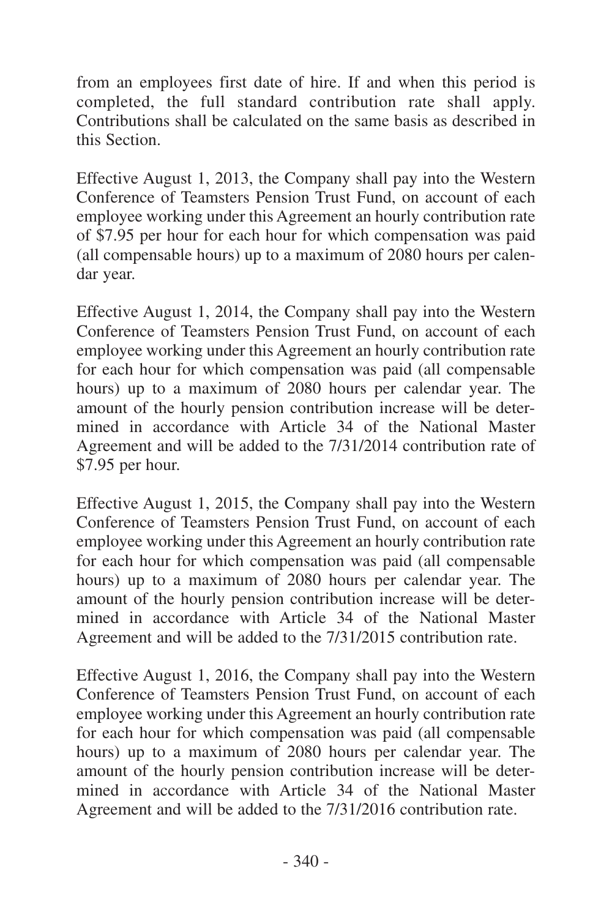from an employees first date of hire. If and when this period is completed, the full standard contribution rate shall apply. Contributions shall be calculated on the same basis as described in this Section.

Effective August 1, 2013, the Company shall pay into the Western Conference of Teamsters Pension Trust Fund, on account of each employee working under this Agreement an hourly contribution rate of $7.95 per hour for each hour for which compensation was paid (all compensable hours) up to a maximum of 2080 hours per calendar year.

Effective August 1, 2014, the Company shall pay into the Western Conference of Teamsters Pension Trust Fund, on account of each employee working under this Agreement an hourly contribution rate for each hour for which compensation was paid (all compensable hours) up to a maximum of 2080 hours per calendar year. The amount of the hourly pension contribution increase will be determined in accordance with Article 34 of the National Master Agreement and will be added to the 7/31/2014 contribution rate of $7.95 per hour.

Effective August 1, 2015, the Company shall pay into the Western Conference of Teamsters Pension Trust Fund, on account of each employee working under this Agreement an hourly contribution rate for each hour for which compensation was paid (all compensable hours) up to a maximum of 2080 hours per calendar year. The amount of the hourly pension contribution increase will be determined in accordance with Article 34 of the National Master Agreement and will be added to the 7/31/2015 contribution rate.

Effective August 1, 2016, the Company shall pay into the Western Conference of Teamsters Pension Trust Fund, on account of each employee working under this Agreement an hourly contribution rate for each hour for which compensation was paid (all compensable hours) up to a maximum of 2080 hours per calendar year. The amount of the hourly pension contribution increase will be determined in accordance with Article 34 of the National Master Agreement and will be added to the 7/31/2016 contribution rate.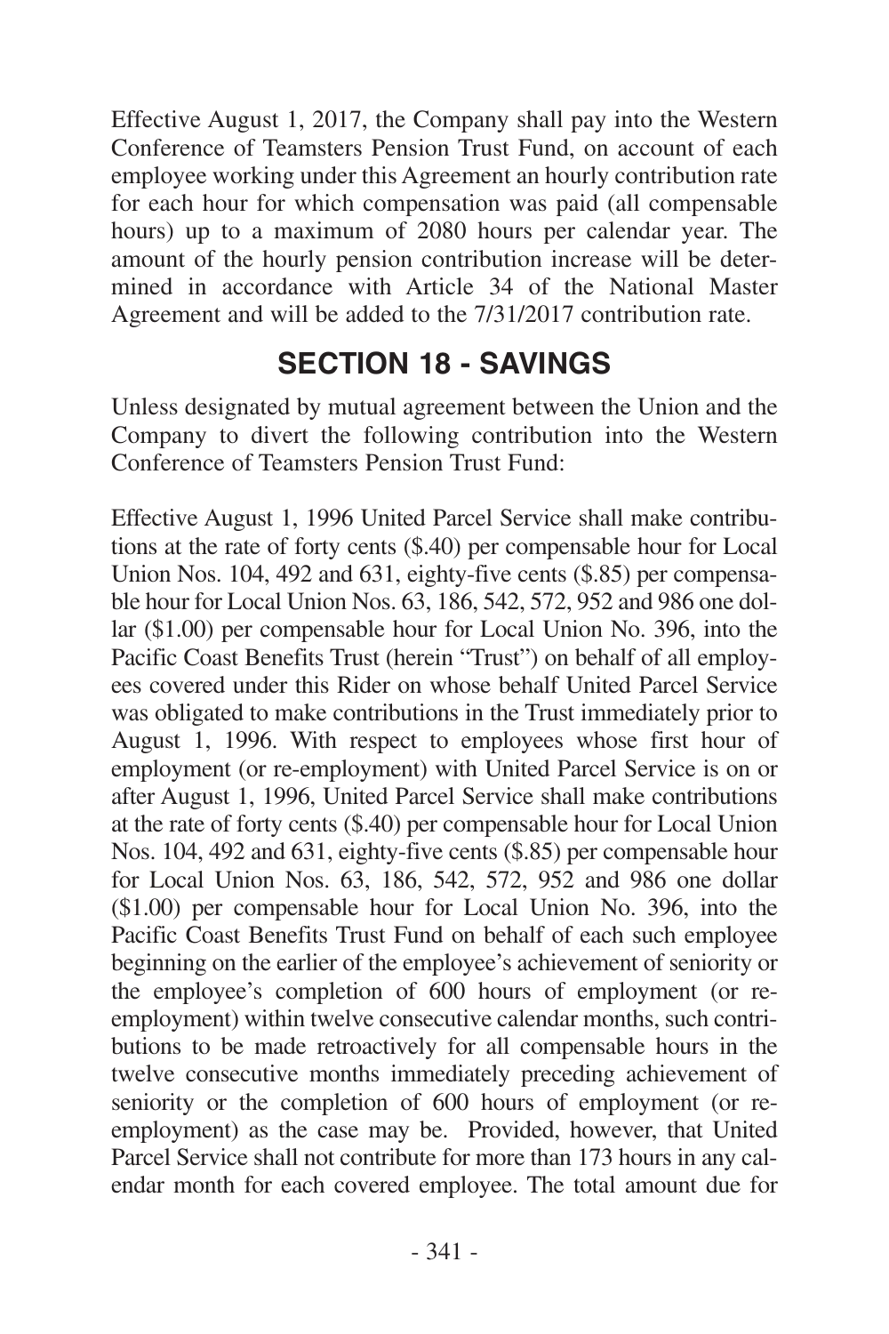Effective August 1, 2017, the Company shall pay into the Western Conference of Teamsters Pension Trust Fund, on account of each employee working under this Agreement an hourly contribution rate for each hour for which compensation was paid (all compensable hours) up to a maximum of 2080 hours per calendar year. The amount of the hourly pension contribution increase will be determined in accordance with Article 34 of the National Master Agreement and will be added to the 7/31/2017 contribution rate.

## SECTION 18 - SAVINGS

Unless designated by mutual agreement between the Union and the Company to divert the following contribution into the Western Conference of Teamsters Pension Trust Fund:

Effective August 1, 1996 United Parcel Service shall make contributions at the rate of forty cents ($.40) per compensable hour for Local Union Nos. 104, 492 and 631, eighty-five cents ($.85) per compensable hour for Local Union Nos. 63, 186, 542, 572, 952 and 986 one dollar ($1.00) per compensable hour for Local Union No. 396, into the Pacific Coast Benefits Trust (herein "Trust") on behalf of all employees covered under this Rider on whose behalf United Parcel Service was obligated to make contributions in the Trust immediately prior to August 1, 1996. With respect to employees whose first hour of employment (or re-employment) with United Parcel Service is on or after August 1, 1996, United Parcel Service shall make contributions at the rate of forty cents ($.40) per compensable hour for Local Union Nos. 104, 492 and 631, eighty-five cents ($.85) per compensable hour for Local Union Nos. 63, 186, 542, 572, 952 and 986 one dollar ($1.00) per compensable hour for Local Union No. 396, into the Pacific Coast Benefits Trust Fund on behalf of each such employee beginning on the earlier of the employee's achievement of seniority or the employee's completion of 600 hours of employment (or re-employment) within twelve consecutive calendar months, such contributions to be made retroactively for all compensable hours in the twelve consecutive months immediately preceding achievement of seniority or the completion of 600 hours of employment (or re-employment) as the case may be. Provided, however, that United Parcel Service shall not contribute for more than 173 hours in any calendar month for each covered employee. The total amount due for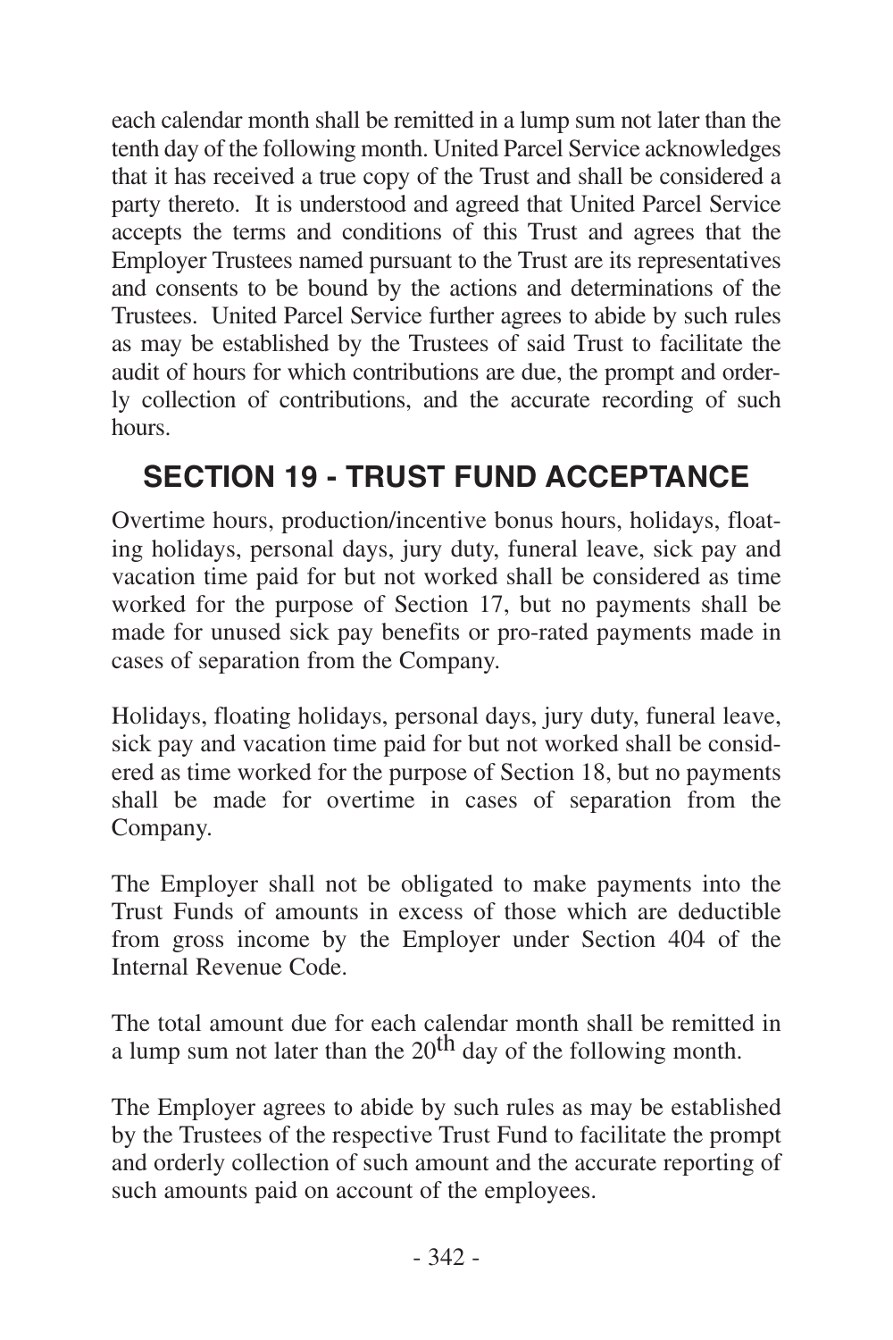each calendar month shall be remitted in a lump sum not later than the tenth day of the following month. United Parcel Service acknowledges that it has received a true copy of the Trust and shall be considered a party thereto. It is understood and agreed that United Parcel Service accepts the terms and conditions of this Trust and agrees that the Employer Trustees named pursuant to the Trust are its representatives and consents to be bound by the actions and determinations of the Trustees. United Parcel Service further agrees to abide by such rules as may be established by the Trustees of said Trust to facilitate the audit of hours for which contributions are due, the prompt and orderly collection of contributions, and the accurate recording of such hours.

## SECTION 19 - TRUST FUND ACCEPTANCE

Overtime hours, production/incentive bonus hours, holidays, floating holidays, personal days, jury duty, funeral leave, sick pay and vacation time paid for but not worked shall be considered as time worked for the purpose of Section 17, but no payments shall be made for unused sick pay benefits or pro-rated payments made in cases of separation from the Company.

Holidays, floating holidays, personal days, jury duty, funeral leave, sick pay and vacation time paid for but not worked shall be considered as time worked for the purpose of Section 18, but no payments shall be made for overtime in cases of separation from the Company.

The Employer shall not be obligated to make payments into the Trust Funds of amounts in excess of those which are deductible from gross income by the Employer under Section 404 of the Internal Revenue Code.

The total amount due for each calendar month shall be remitted in a lump sum not later than the 20th day of the following month.

The Employer agrees to abide by such rules as may be established by the Trustees of the respective Trust Fund to facilitate the prompt and orderly collection of such amount and the accurate reporting of such amounts paid on account of the employees.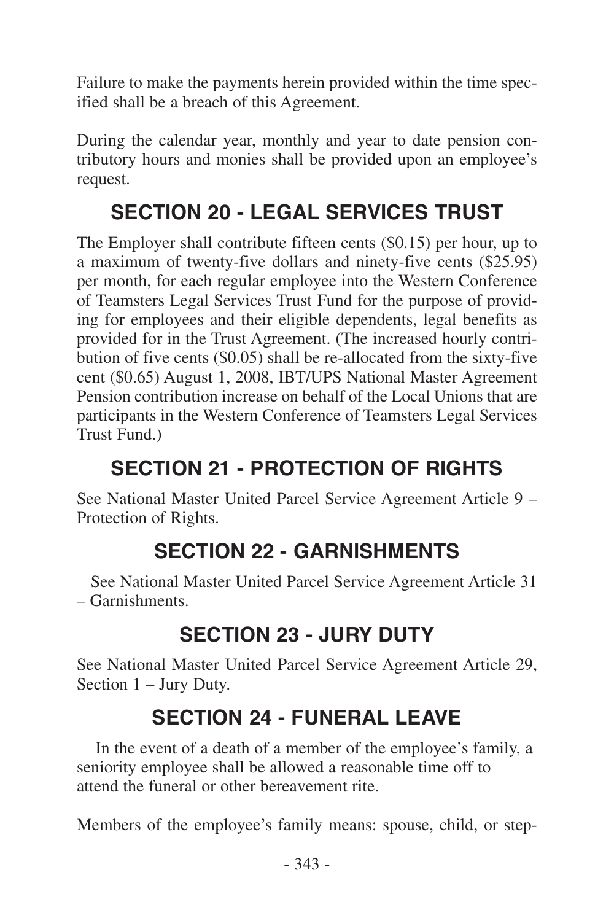Failure to make the payments herein provided within the time specified shall be a breach of this Agreement.

During the calendar year, monthly and year to date pension contributory hours and monies shall be provided upon an employee's request.

## SECTION 20 - LEGAL SERVICES TRUST

The Employer shall contribute fifteen cents ($0.15) per hour, up to a maximum of twenty-five dollars and ninety-five cents ($25.95) per month, for each regular employee into the Western Conference of Teamsters Legal Services Trust Fund for the purpose of providing for employees and their eligible dependents, legal benefits as provided for in the Trust Agreement. (The increased hourly contribution of five cents ($0.05) shall be re-allocated from the sixty-five cent ($0.65) August 1, 2008, IBT/UPS National Master Agreement Pension contribution increase on behalf of the Local Unions that are participants in the Western Conference of Teamsters Legal Services Trust Fund.)

## SECTION 21 - PROTECTION OF RIGHTS

See National Master United Parcel Service Agreement Article 9 – Protection of Rights.

## SECTION 22 - GARNISHMENTS

See National Master United Parcel Service Agreement Article 31 – Garnishments.

## SECTION 23 - JURY DUTY

See National Master United Parcel Service Agreement Article 29, Section 1 – Jury Duty.

## SECTION 24 - FUNERAL LEAVE

In the event of a death of a member of the employee's family, a seniority employee shall be allowed a reasonable time off to attend the funeral or other bereavement rite.

Members of the employee's family means: spouse, child, or step-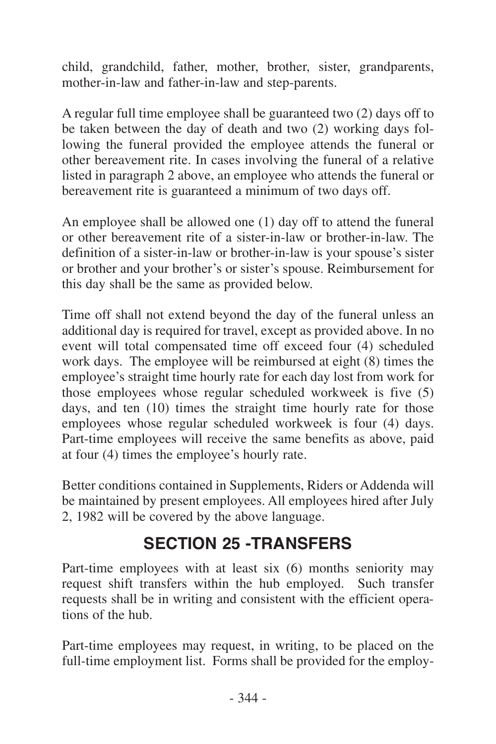child, grandchild, father, mother, brother, sister, grandparents, mother-in-law and father-in-law and step-parents.

A regular full time employee shall be guaranteed two (2) days off to be taken between the day of death and two (2) working days following the funeral provided the employee attends the funeral or other bereavement rite. In cases involving the funeral of a relative listed in paragraph 2 above, an employee who attends the funeral or bereavement rite is guaranteed a minimum of two days off.

An employee shall be allowed one (1) day off to attend the funeral or other bereavement rite of a sister-in-law or brother-in-law. The definition of a sister-in-law or brother-in-law is your spouse's sister or brother and your brother's or sister's spouse. Reimbursement for this day shall be the same as provided below.

Time off shall not extend beyond the day of the funeral unless an additional day is required for travel, except as provided above. In no event will total compensated time off exceed four (4) scheduled work days. The employee will be reimbursed at eight (8) times the employee's straight time hourly rate for each day lost from work for those employees whose regular scheduled workweek is five (5) days, and ten (10) times the straight time hourly rate for those employees whose regular scheduled workweek is four (4) days. Part-time employees will receive the same benefits as above, paid at four (4) times the employee's hourly rate.

Better conditions contained in Supplements, Riders or Addenda will be maintained by present employees. All employees hired after July 2, 1982 will be covered by the above language.

## SECTION 25 -TRANSFERS

Part-time employees with at least six (6) months seniority may request shift transfers within the hub employed. Such transfer requests shall be in writing and consistent with the efficient operations of the hub.

Part-time employees may request, in writing, to be placed on the full-time employment list. Forms shall be provided for the employ-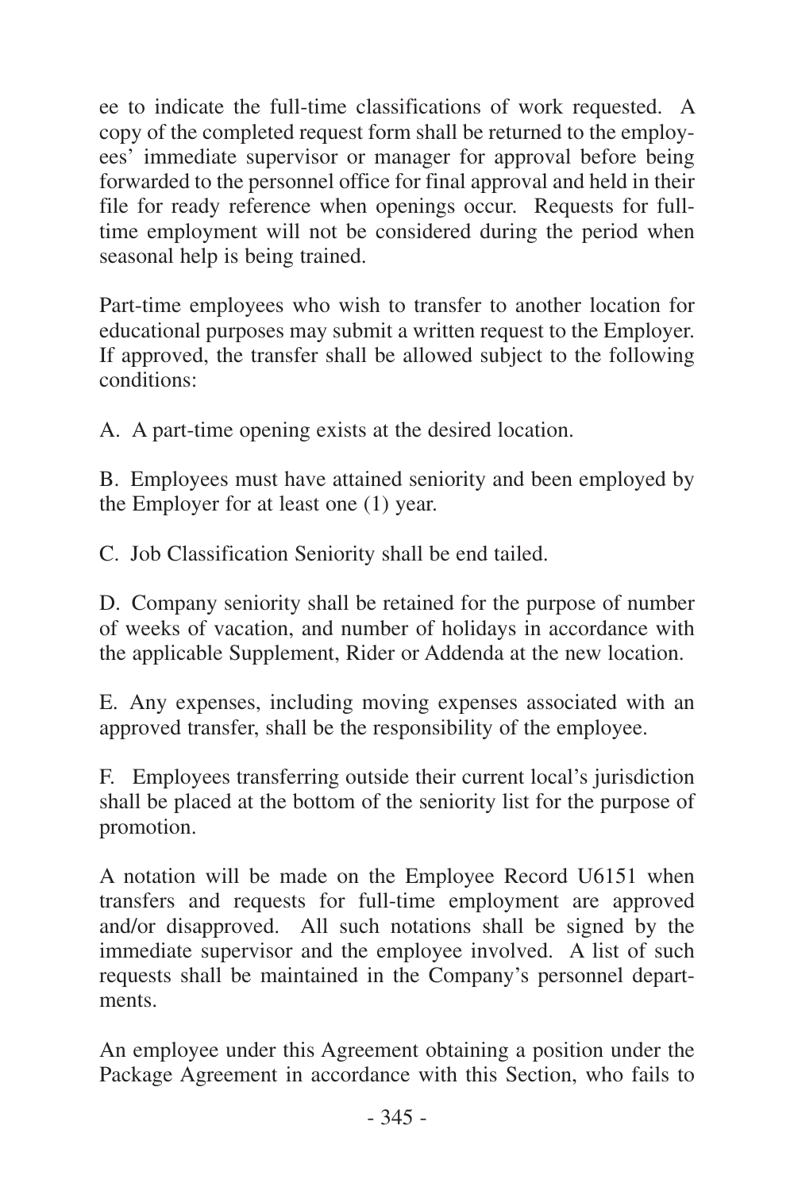ee to indicate the full-time classifications of work requested. A copy of the completed request form shall be returned to the employees' immediate supervisor or manager for approval before being forwarded to the personnel office for final approval and held in their file for ready reference when openings occur. Requests for full-time employment will not be considered during the period when seasonal help is being trained.

Part-time employees who wish to transfer to another location for educational purposes may submit a written request to the Employer. If approved, the transfer shall be allowed subject to the following conditions:

A. A part-time opening exists at the desired location.

B. Employees must have attained seniority and been employed by the Employer for at least one (1) year.

C. Job Classification Seniority shall be end tailed.

D. Company seniority shall be retained for the purpose of number of weeks of vacation, and number of holidays in accordance with the applicable Supplement, Rider or Addenda at the new location.

E. Any expenses, including moving expenses associated with an approved transfer, shall be the responsibility of the employee.

F. Employees transferring outside their current local's jurisdiction shall be placed at the bottom of the seniority list for the purpose of promotion.

A notation will be made on the Employee Record U6151 when transfers and requests for full-time employment are approved and/or disapproved. All such notations shall be signed by the immediate supervisor and the employee involved. A list of such requests shall be maintained in the Company's personnel departments.

An employee under this Agreement obtaining a position under the Package Agreement in accordance with this Section, who fails to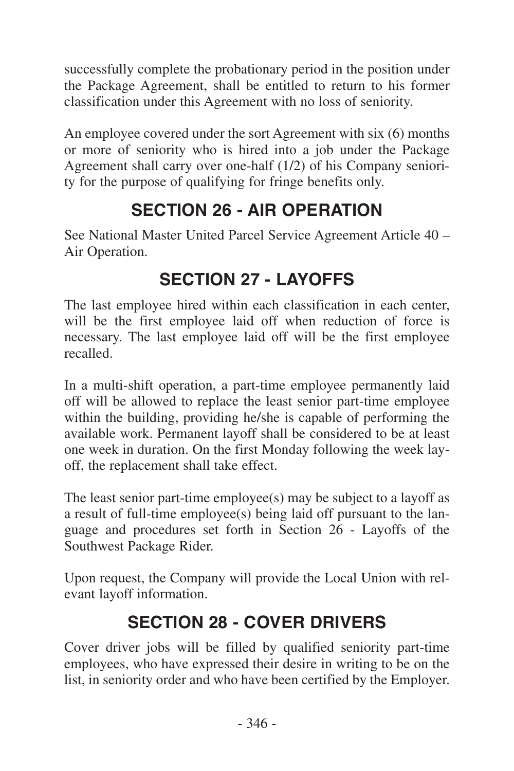successfully complete the probationary period in the position under the Package Agreement, shall be entitled to return to his former classification under this Agreement with no loss of seniority.

An employee covered under the sort Agreement with six (6) months or more of seniority who is hired into a job under the Package Agreement shall carry over one-half (1/2) of his Company seniority for the purpose of qualifying for fringe benefits only.

## SECTION 26 - AIR OPERATION

See National Master United Parcel Service Agreement Article 40 – Air Operation.

## SECTION 27 - LAYOFFS

The last employee hired within each classification in each center, will be the first employee laid off when reduction of force is necessary. The last employee laid off will be the first employee recalled.

In a multi-shift operation, a part-time employee permanently laid off will be allowed to replace the least senior part-time employee within the building, providing he/she is capable of performing the available work. Permanent layoff shall be considered to be at least one week in duration. On the first Monday following the week layoff, the replacement shall take effect.

The least senior part-time employee(s) may be subject to a layoff as a result of full-time employee(s) being laid off pursuant to the language and procedures set forth in Section 26 - Layoffs of the Southwest Package Rider.

Upon request, the Company will provide the Local Union with relevant layoff information.

## SECTION 28 - COVER DRIVERS

Cover driver jobs will be filled by qualified seniority part-time employees, who have expressed their desire in writing to be on the list, in seniority order and who have been certified by the Employer.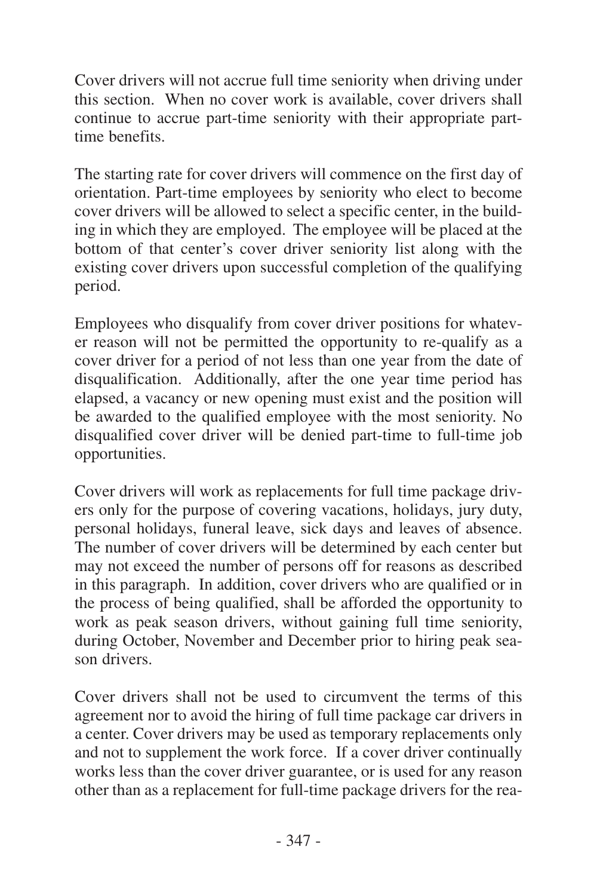Cover drivers will not accrue full time seniority when driving under this section. When no cover work is available, cover drivers shall continue to accrue part-time seniority with their appropriate part-time benefits.

The starting rate for cover drivers will commence on the first day of orientation. Part-time employees by seniority who elect to become cover drivers will be allowed to select a specific center, in the building in which they are employed. The employee will be placed at the bottom of that center's cover driver seniority list along with the existing cover drivers upon successful completion of the qualifying period.

Employees who disqualify from cover driver positions for whatever reason will not be permitted the opportunity to re-qualify as a cover driver for a period of not less than one year from the date of disqualification. Additionally, after the one year time period has elapsed, a vacancy or new opening must exist and the position will be awarded to the qualified employee with the most seniority. No disqualified cover driver will be denied part-time to full-time job opportunities.

Cover drivers will work as replacements for full time package drivers only for the purpose of covering vacations, holidays, jury duty, personal holidays, funeral leave, sick days and leaves of absence. The number of cover drivers will be determined by each center but may not exceed the number of persons off for reasons as described in this paragraph. In addition, cover drivers who are qualified or in the process of being qualified, shall be afforded the opportunity to work as peak season drivers, without gaining full time seniority, during October, November and December prior to hiring peak season drivers.

Cover drivers shall not be used to circumvent the terms of this agreement nor to avoid the hiring of full time package car drivers in a center. Cover drivers may be used as temporary replacements only and not to supplement the work force. If a cover driver continually works less than the cover driver guarantee, or is used for any reason other than as a replacement for full-time package drivers for the rea-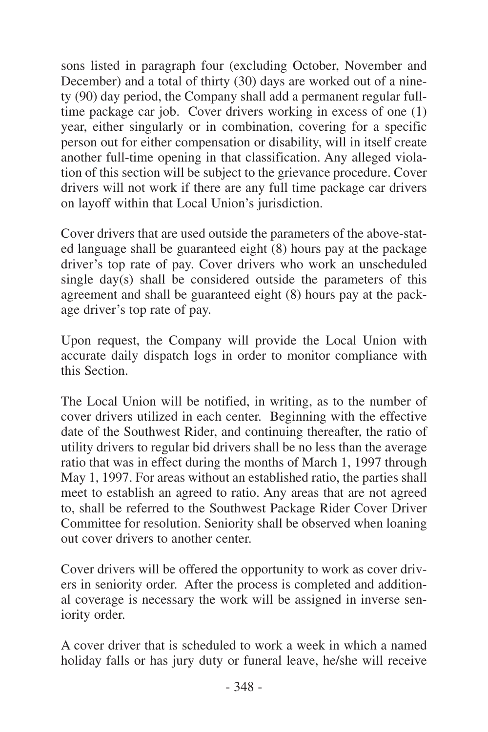sons listed in paragraph four (excluding October, November and December) and a total of thirty (30) days are worked out of a ninety (90) day period, the Company shall add a permanent regular full-time package car job. Cover drivers working in excess of one (1) year, either singularly or in combination, covering for a specific person out for either compensation or disability, will in itself create another full-time opening in that classification. Any alleged violation of this section will be subject to the grievance procedure. Cover drivers will not work if there are any full time package car drivers on layoff within that Local Union's jurisdiction.

Cover drivers that are used outside the parameters of the above-stated language shall be guaranteed eight (8) hours pay at the package driver's top rate of pay. Cover drivers who work an unscheduled single day(s) shall be considered outside the parameters of this agreement and shall be guaranteed eight (8) hours pay at the package driver's top rate of pay.

Upon request, the Company will provide the Local Union with accurate daily dispatch logs in order to monitor compliance with this Section.

The Local Union will be notified, in writing, as to the number of cover drivers utilized in each center. Beginning with the effective date of the Southwest Rider, and continuing thereafter, the ratio of utility drivers to regular bid drivers shall be no less than the average ratio that was in effect during the months of March 1, 1997 through May 1, 1997. For areas without an established ratio, the parties shall meet to establish an agreed to ratio. Any areas that are not agreed to, shall be referred to the Southwest Package Rider Cover Driver Committee for resolution. Seniority shall be observed when loaning out cover drivers to another center.

Cover drivers will be offered the opportunity to work as cover drivers in seniority order. After the process is completed and additional coverage is necessary the work will be assigned in inverse seniority order.

A cover driver that is scheduled to work a week in which a named holiday falls or has jury duty or funeral leave, he/she will receive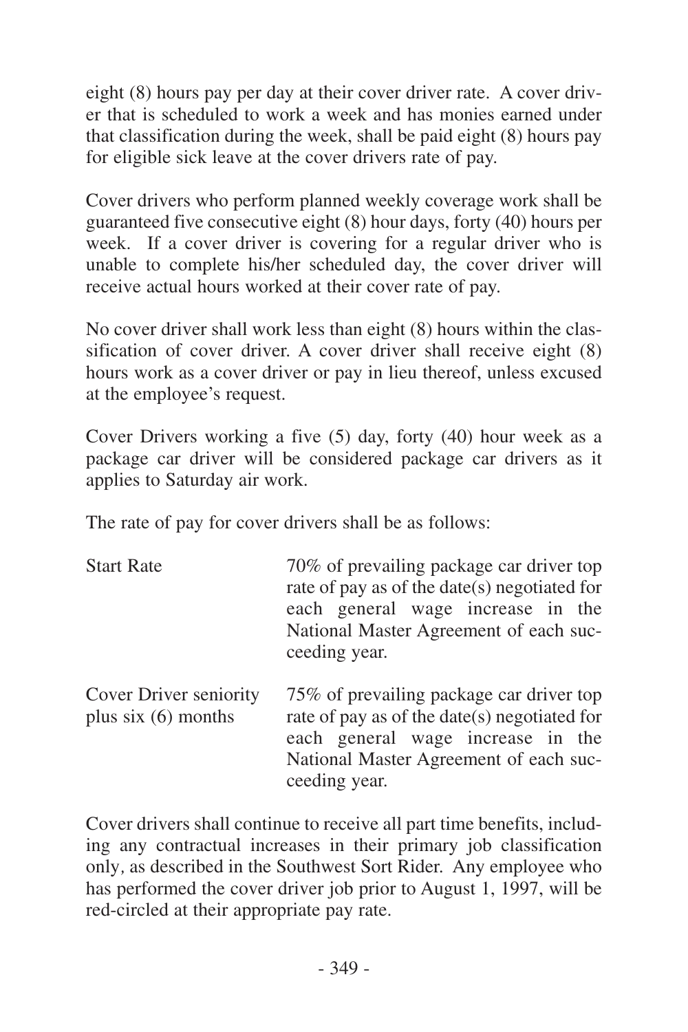eight (8) hours pay per day at their cover driver rate. A cover driver that is scheduled to work a week and has monies earned under that classification during the week, shall be paid eight (8) hours pay for eligible sick leave at the cover drivers rate of pay.

Cover drivers who perform planned weekly coverage work shall be guaranteed five consecutive eight (8) hour days, forty (40) hours per week. If a cover driver is covering for a regular driver who is unable to complete his/her scheduled day, the cover driver will receive actual hours worked at their cover rate of pay.

No cover driver shall work less than eight (8) hours within the classification of cover driver. A cover driver shall receive eight (8) hours work as a cover driver or pay in lieu thereof, unless excused at the employee's request.

Cover Drivers working a five (5) day, forty (40) hour week as a package car driver will be considered package car drivers as it applies to Saturday air work.

The rate of pay for cover drivers shall be as follows:

| | |
|---|---|
| Start Rate | 70% of prevailing package car driver top rate of pay as of the date(s) negotiated for each general wage increase in the National Master Agreement of each succeeding year. |
| Cover Driver seniority plus six (6) months | 75% of prevailing package car driver top rate of pay as of the date(s) negotiated for each general wage increase in the National Master Agreement of each succeeding year. |

Cover drivers shall continue to receive all part time benefits, including any contractual increases in their primary job classification only, as described in the Southwest Sort Rider. Any employee who has performed the cover driver job prior to August 1, 1997, will be red-circled at their appropriate pay rate.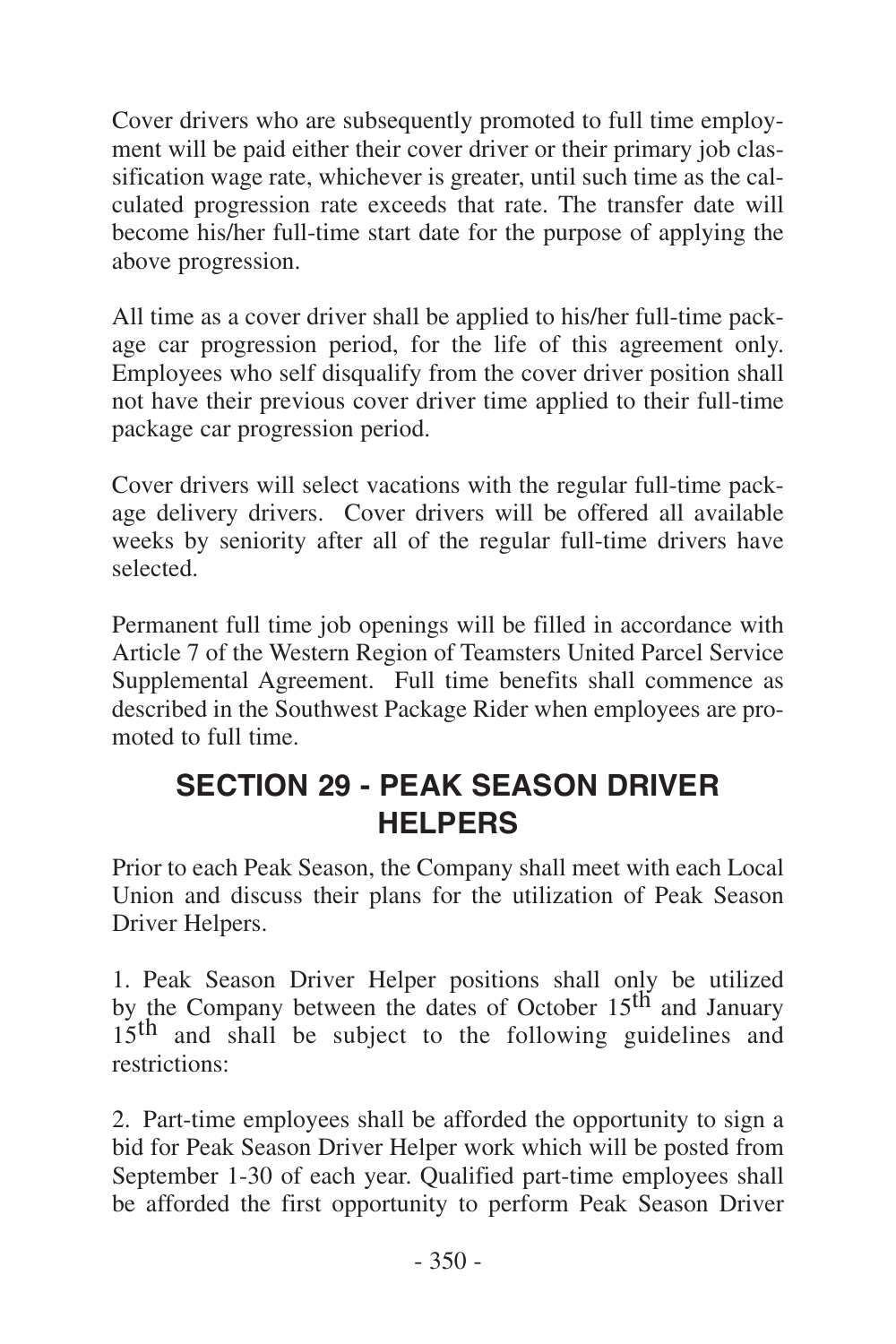Cover drivers who are subsequently promoted to full time employment will be paid either their cover driver or their primary job classification wage rate, whichever is greater, until such time as the calculated progression rate exceeds that rate. The transfer date will become his/her full-time start date for the purpose of applying the above progression.

All time as a cover driver shall be applied to his/her full-time package car progression period, for the life of this agreement only. Employees who self disqualify from the cover driver position shall not have their previous cover driver time applied to their full-time package car progression period.

Cover drivers will select vacations with the regular full-time package delivery drivers. Cover drivers will be offered all available weeks by seniority after all of the regular full-time drivers have selected.

Permanent full time job openings will be filled in accordance with Article 7 of the Western Region of Teamsters United Parcel Service Supplemental Agreement. Full time benefits shall commence as described in the Southwest Package Rider when employees are promoted to full time.

## SECTION 29 - PEAK SEASON DRIVER HELPERS

Prior to each Peak Season, the Company shall meet with each Local Union and discuss their plans for the utilization of Peak Season Driver Helpers.

1. Peak Season Driver Helper positions shall only be utilized by the Company between the dates of October 15th and January 15th and shall be subject to the following guidelines and restrictions:

2. Part-time employees shall be afforded the opportunity to sign a bid for Peak Season Driver Helper work which will be posted from September 1-30 of each year. Qualified part-time employees shall be afforded the first opportunity to perform Peak Season Driver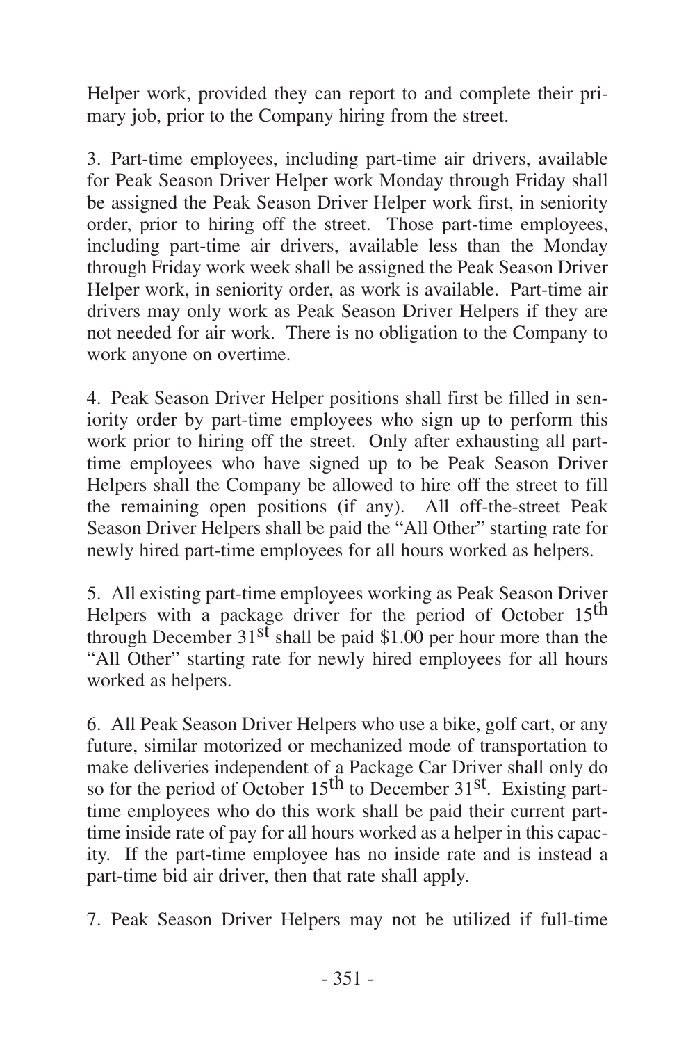Helper work, provided they can report to and complete their primary job, prior to the Company hiring from the street.

3. Part-time employees, including part-time air drivers, available for Peak Season Driver Helper work Monday through Friday shall be assigned the Peak Season Driver Helper work first, in seniority order, prior to hiring off the street. Those part-time employees, including part-time air drivers, available less than the Monday through Friday work week shall be assigned the Peak Season Driver Helper work, in seniority order, as work is available. Part-time air drivers may only work as Peak Season Driver Helpers if they are not needed for air work. There is no obligation to the Company to work anyone on overtime.

4. Peak Season Driver Helper positions shall first be filled in seniority order by part-time employees who sign up to perform this work prior to hiring off the street. Only after exhausting all part-time employees who have signed up to be Peak Season Driver Helpers shall the Company be allowed to hire off the street to fill the remaining open positions (if any). All off-the-street Peak Season Driver Helpers shall be paid the "All Other" starting rate for newly hired part-time employees for all hours worked as helpers.

5. All existing part-time employees working as Peak Season Driver Helpers with a package driver for the period of October 15th through December 31st shall be paid $1.00 per hour more than the "All Other" starting rate for newly hired employees for all hours worked as helpers.

6. All Peak Season Driver Helpers who use a bike, golf cart, or any future, similar motorized or mechanized mode of transportation to make deliveries independent of a Package Car Driver shall only do so for the period of October 15th to December 31st. Existing part-time employees who do this work shall be paid their current part-time inside rate of pay for all hours worked as a helper in this capacity. If the part-time employee has no inside rate and is instead a part-time bid air driver, then that rate shall apply.

7. Peak Season Driver Helpers may not be utilized if full-time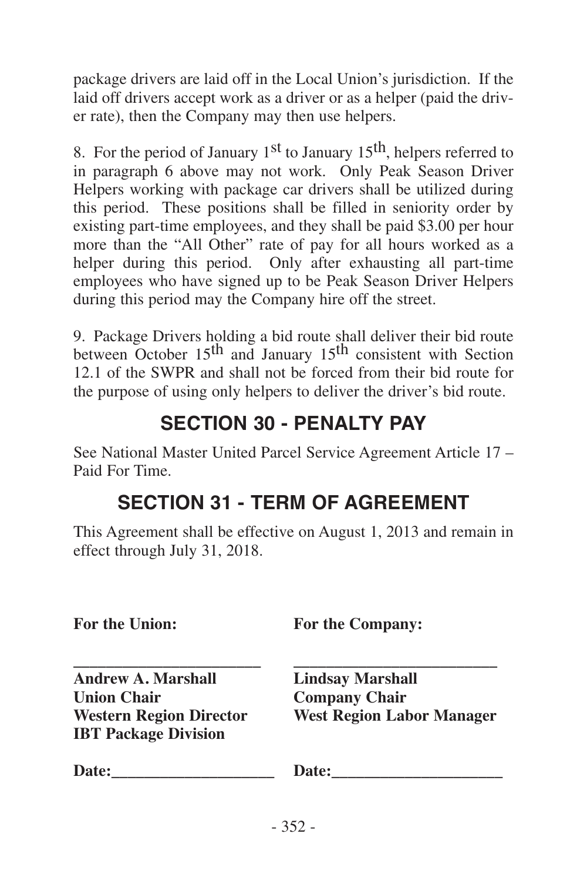package drivers are laid off in the Local Union's jurisdiction. If the laid off drivers accept work as a driver or as a helper (paid the driver rate), then the Company may then use helpers.

8. For the period of January 1st to January 15th, helpers referred to in paragraph 6 above may not work. Only Peak Season Driver Helpers working with package car drivers shall be utilized during this period. These positions shall be filled in seniority order by existing part-time employees, and they shall be paid $3.00 per hour more than the "All Other" rate of pay for all hours worked as a helper during this period. Only after exhausting all part-time employees who have signed up to be Peak Season Driver Helpers during this period may the Company hire off the street.

9. Package Drivers holding a bid route shall deliver their bid route between October 15th and January 15th consistent with Section 12.1 of the SWPR and shall not be forced from their bid route for the purpose of using only helpers to deliver the driver's bid route.

## SECTION 30 - PENALTY PAY

See National Master United Parcel Service Agreement Article 17 – Paid For Time.

## SECTION 31 - TERM OF AGREEMENT

This Agreement shall be effective on August 1, 2013 and remain in effect through July 31, 2018.

| **For the Union:** | **For the Company:** |
|---|---|
| ________________________ | ________________________ |
| **Andrew A. Marshall** | **Lindsay Marshall** |
| **Union Chair** | **Company Chair** |
| **Western Region Director** | **West Region Labor Manager** |
| **IBT Package Division** | |
| **Date:**____________________ | **Date:**____________________ |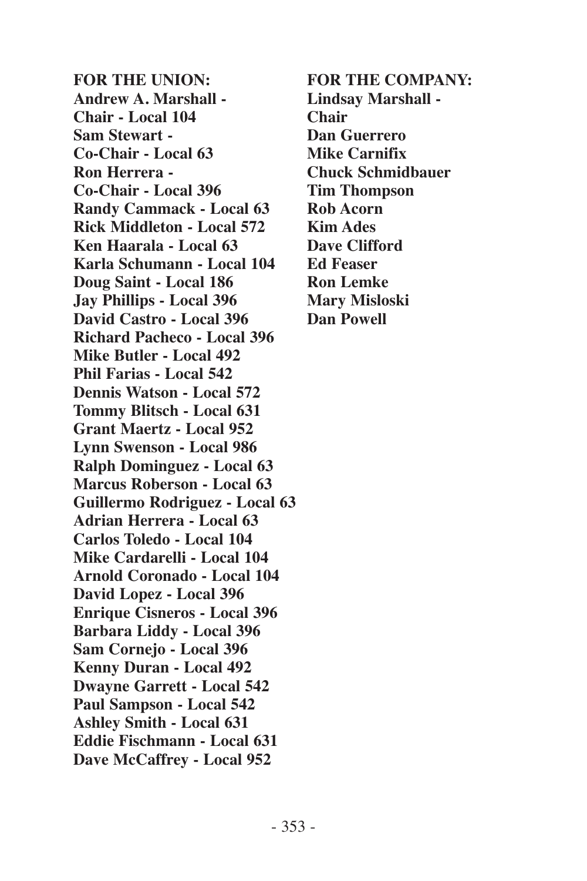**FOR THE UNION:**

**Andrew A. Marshall - Chair - Local 104**
**Sam Stewart - Co-Chair - Local 63**
**Ron Herrera - Co-Chair - Local 396**
**Randy Cammack - Local 63**
**Rick Middleton - Local 572**
**Ken Haarala - Local 63**
**Karla Schumann - Local 104**
**Doug Saint - Local 186**
**Jay Phillips - Local 396**
**David Castro - Local 396**
**Richard Pacheco - Local 396**
**Mike Butler - Local 492**
**Phil Farias - Local 542**
**Dennis Watson - Local 572**
**Tommy Blitsch - Local 631**
**Grant Maertz - Local 952**
**Lynn Swenson - Local 986**
**Ralph Dominguez - Local 63**
**Marcus Roberson - Local 63**
**Guillermo Rodriguez - Local 63**
**Adrian Herrera - Local 63**
**Carlos Toledo - Local 104**
**Mike Cardarelli - Local 104**
**Arnold Coronado - Local 104**
**David Lopez - Local 396**
**Enrique Cisneros - Local 396**
**Barbara Liddy - Local 396**
**Sam Cornejo - Local 396**
**Kenny Duran - Local 492**
**Dwayne Garrett - Local 542**
**Paul Sampson - Local 542**
**Ashley Smith - Local 631**
**Eddie Fischmann - Local 631**
**Dave McCaffrey - Local 952**

**FOR THE COMPANY:**

**Lindsay Marshall - Chair**
**Dan Guerrero**
**Mike Carnifix**
**Chuck Schmidbauer**
**Tim Thompson**
**Rob Acorn**
**Kim Ades**
**Dave Clifford**
**Ed Feaser**
**Ron Lemke**
**Mary Misloski**
**Dan Powell**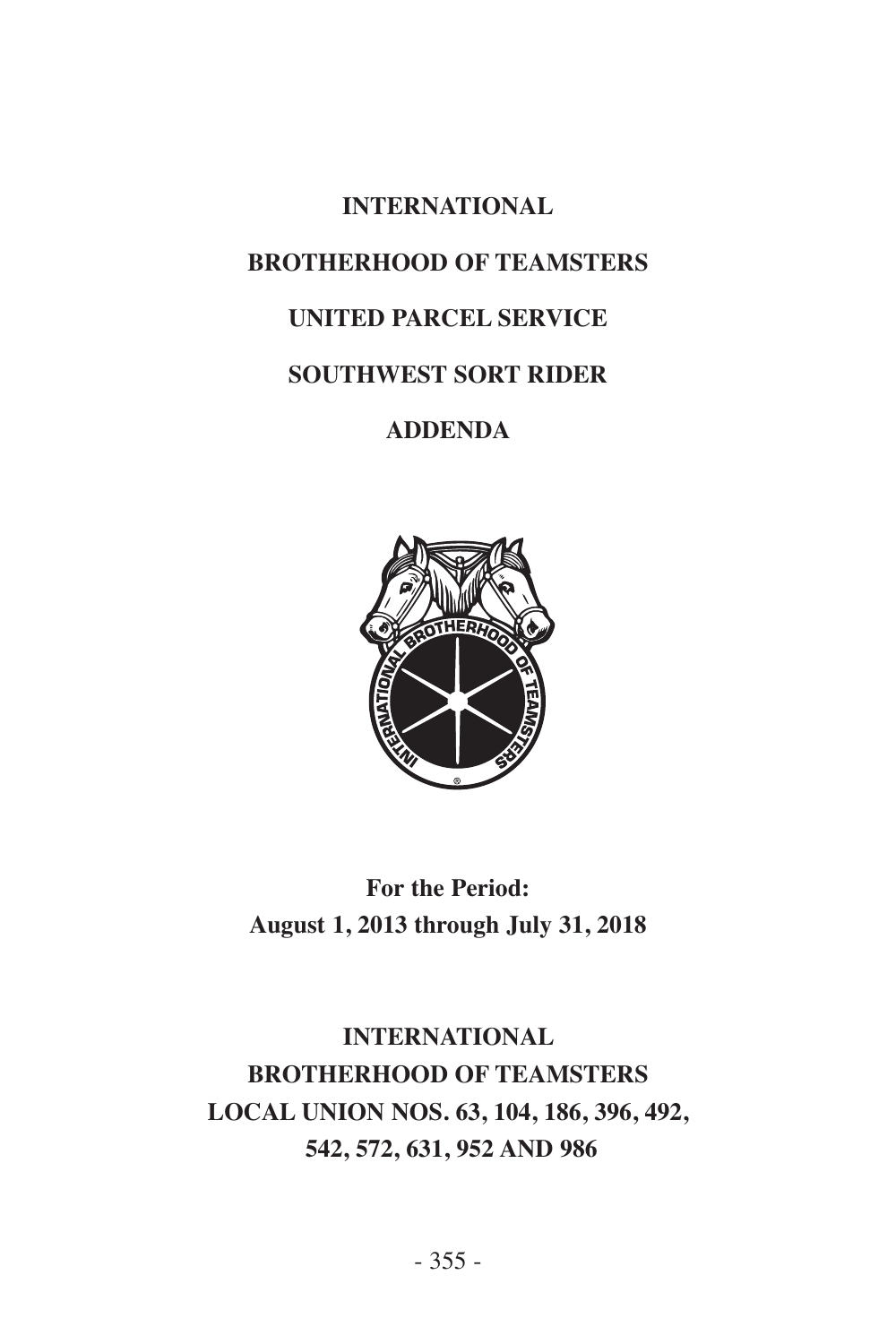# INTERNATIONAL

# BROTHERHOOD OF TEAMSTERS

# UNITED PARCEL SERVICE

# SOUTHWEST SORT RIDER

# ADDENDA

**For the Period:**
**August 1, 2013 through July 31, 2018**

**INTERNATIONAL**
**BROTHERHOOD OF TEAMSTERS**
**LOCAL UNION NOS. 63, 104, 186, 396, 492,**
**542, 572, 631, 952 AND 986**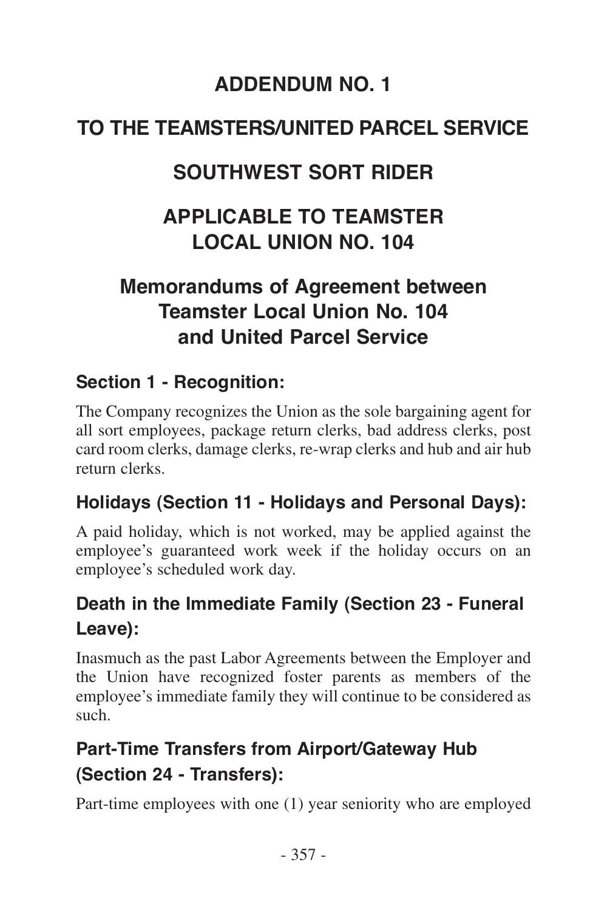# ADDENDUM NO. 1

# TO THE TEAMSTERS/UNITED PARCEL SERVICE

# SOUTHWEST SORT RIDER

# APPLICABLE TO TEAMSTER LOCAL UNION NO. 104

## Memorandums of Agreement between Teamster Local Union No. 104 and United Parcel Service

### Section 1 - Recognition:

The Company recognizes the Union as the sole bargaining agent for all sort employees, package return clerks, bad address clerks, post card room clerks, damage clerks, re-wrap clerks and hub and air hub return clerks.

### Holidays (Section 11 - Holidays and Personal Days):

A paid holiday, which is not worked, may be applied against the employee's guaranteed work week if the holiday occurs on an employee's scheduled work day.

### Death in the Immediate Family (Section 23 - Funeral Leave):

Inasmuch as the past Labor Agreements between the Employer and the Union have recognized foster parents as members of the employee's immediate family they will continue to be considered as such.

### Part-Time Transfers from Airport/Gateway Hub (Section 24 - Transfers):

Part-time employees with one (1) year seniority who are employed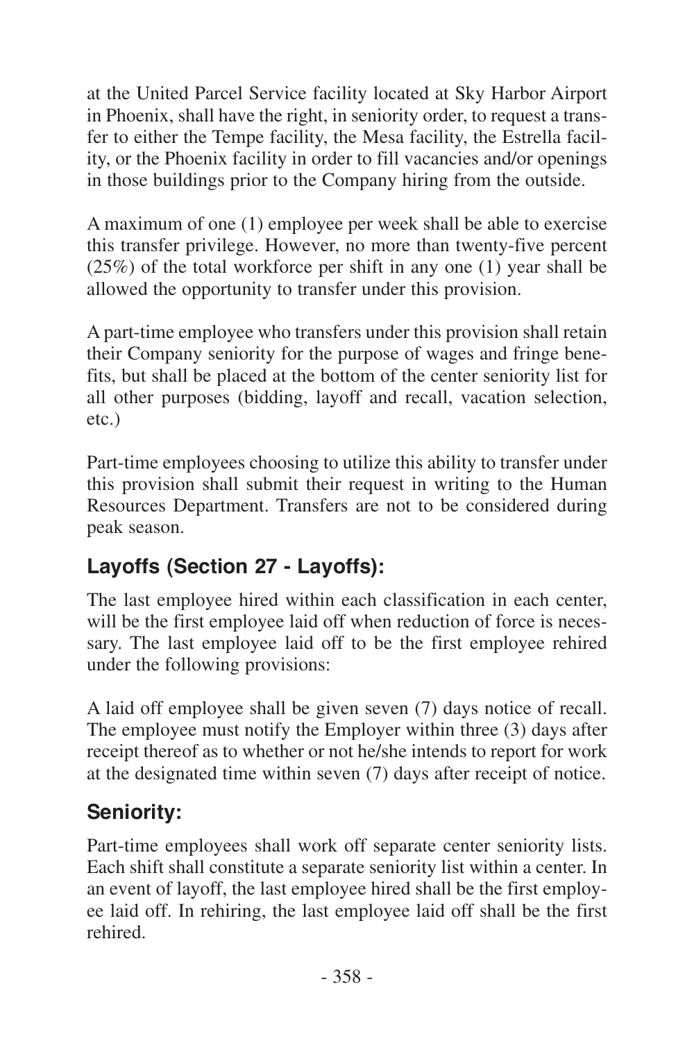at the United Parcel Service facility located at Sky Harbor Airport in Phoenix, shall have the right, in seniority order, to request a transfer to either the Tempe facility, the Mesa facility, the Estrella facility, or the Phoenix facility in order to fill vacancies and/or openings in those buildings prior to the Company hiring from the outside.

A maximum of one (1) employee per week shall be able to exercise this transfer privilege. However, no more than twenty-five percent (25%) of the total workforce per shift in any one (1) year shall be allowed the opportunity to transfer under this provision.

A part-time employee who transfers under this provision shall retain their Company seniority for the purpose of wages and fringe benefits, but shall be placed at the bottom of the center seniority list for all other purposes (bidding, layoff and recall, vacation selection, etc.)

Part-time employees choosing to utilize this ability to transfer under this provision shall submit their request in writing to the Human Resources Department. Transfers are not to be considered during peak season.

## Layoffs (Section 27 - Layoffs):

The last employee hired within each classification in each center, will be the first employee laid off when reduction of force is necessary. The last employee laid off to be the first employee rehired under the following provisions:

A laid off employee shall be given seven (7) days notice of recall. The employee must notify the Employer within three (3) days after receipt thereof as to whether or not he/she intends to report for work at the designated time within seven (7) days after receipt of notice.

## Seniority:

Part-time employees shall work off separate center seniority lists. Each shift shall constitute a separate seniority list within a center. In an event of layoff, the last employee hired shall be the first employee laid off. In rehiring, the last employee laid off shall be the first rehired.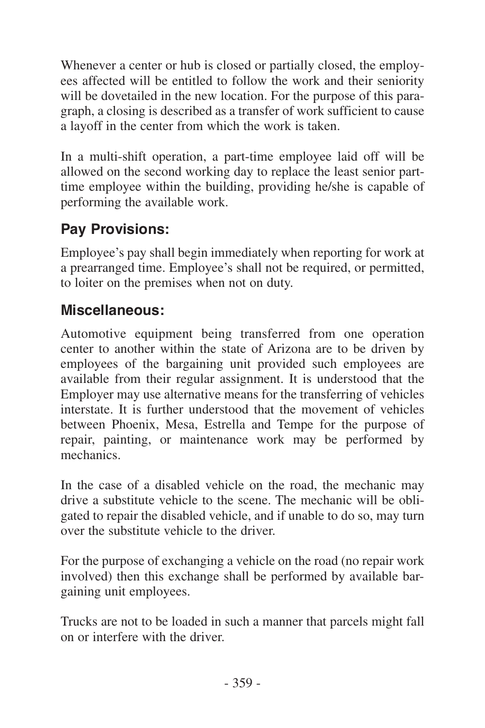Whenever a center or hub is closed or partially closed, the employees affected will be entitled to follow the work and their seniority will be dovetailed in the new location. For the purpose of this paragraph, a closing is described as a transfer of work sufficient to cause a layoff in the center from which the work is taken.

In a multi-shift operation, a part-time employee laid off will be allowed on the second working day to replace the least senior part-time employee within the building, providing he/she is capable of performing the available work.

## Pay Provisions:

Employee's pay shall begin immediately when reporting for work at a prearranged time. Employee's shall not be required, or permitted, to loiter on the premises when not on duty.

## Miscellaneous:

Automotive equipment being transferred from one operation center to another within the state of Arizona are to be driven by employees of the bargaining unit provided such employees are available from their regular assignment. It is understood that the Employer may use alternative means for the transferring of vehicles interstate. It is further understood that the movement of vehicles between Phoenix, Mesa, Estrella and Tempe for the purpose of repair, painting, or maintenance work may be performed by mechanics.

In the case of a disabled vehicle on the road, the mechanic may drive a substitute vehicle to the scene. The mechanic will be obligated to repair the disabled vehicle, and if unable to do so, may turn over the substitute vehicle to the driver.

For the purpose of exchanging a vehicle on the road (no repair work involved) then this exchange shall be performed by available bargaining unit employees.

Trucks are not to be loaded in such a manner that parcels might fall on or interfere with the driver.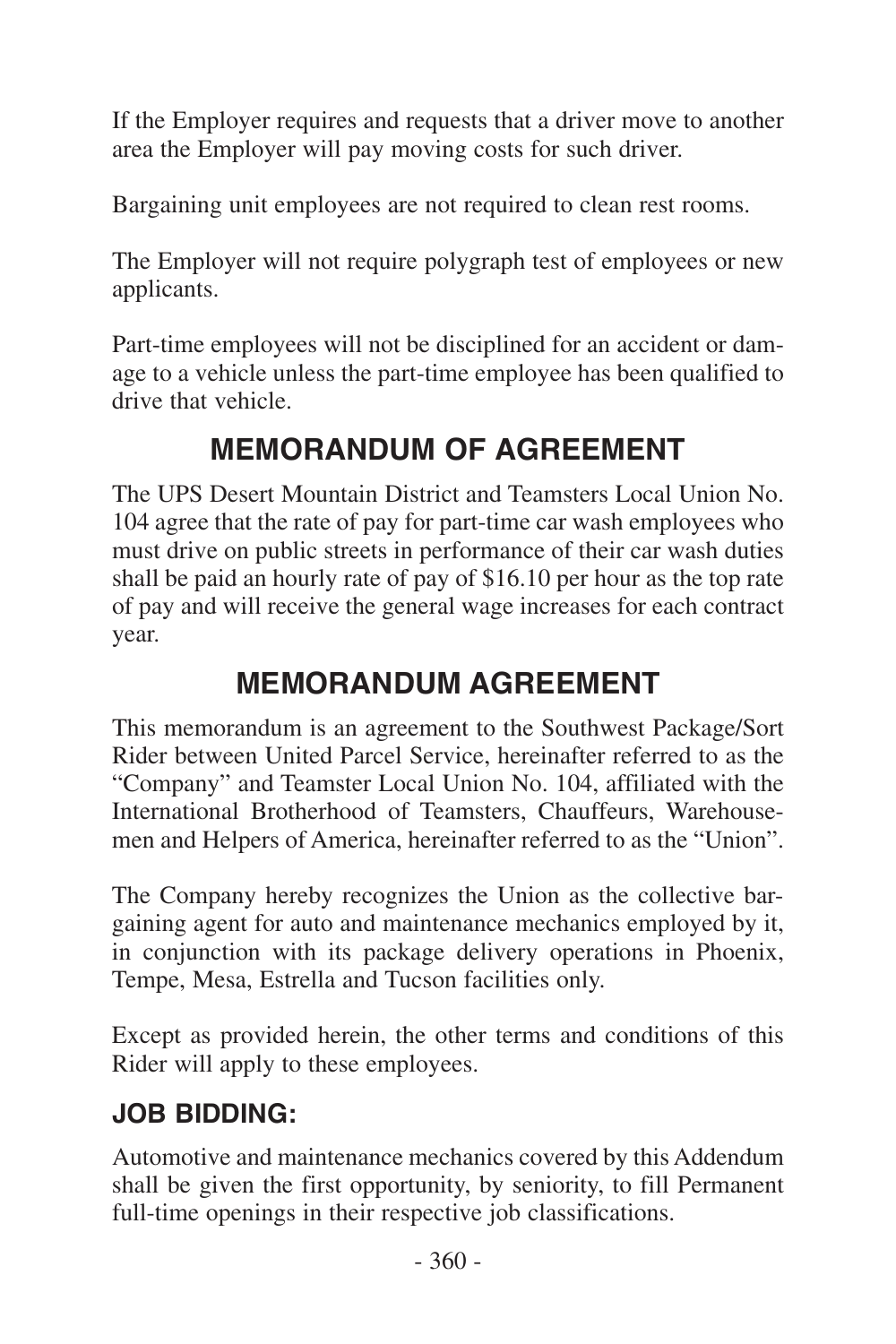If the Employer requires and requests that a driver move to another area the Employer will pay moving costs for such driver.

Bargaining unit employees are not required to clean rest rooms.

The Employer will not require polygraph test of employees or new applicants.

Part-time employees will not be disciplined for an accident or damage to a vehicle unless the part-time employee has been qualified to drive that vehicle.

## MEMORANDUM OF AGREEMENT

The UPS Desert Mountain District and Teamsters Local Union No. 104 agree that the rate of pay for part-time car wash employees who must drive on public streets in performance of their car wash duties shall be paid an hourly rate of pay of $16.10 per hour as the top rate of pay and will receive the general wage increases for each contract year.

## MEMORANDUM AGREEMENT

This memorandum is an agreement to the Southwest Package/Sort Rider between United Parcel Service, hereinafter referred to as the "Company" and Teamster Local Union No. 104, affiliated with the International Brotherhood of Teamsters, Chauffeurs, Warehousemen and Helpers of America, hereinafter referred to as the "Union".

The Company hereby recognizes the Union as the collective bargaining agent for auto and maintenance mechanics employed by it, in conjunction with its package delivery operations in Phoenix, Tempe, Mesa, Estrella and Tucson facilities only.

Except as provided herein, the other terms and conditions of this Rider will apply to these employees.

### JOB BIDDING:

Automotive and maintenance mechanics covered by this Addendum shall be given the first opportunity, by seniority, to fill Permanent full-time openings in their respective job classifications.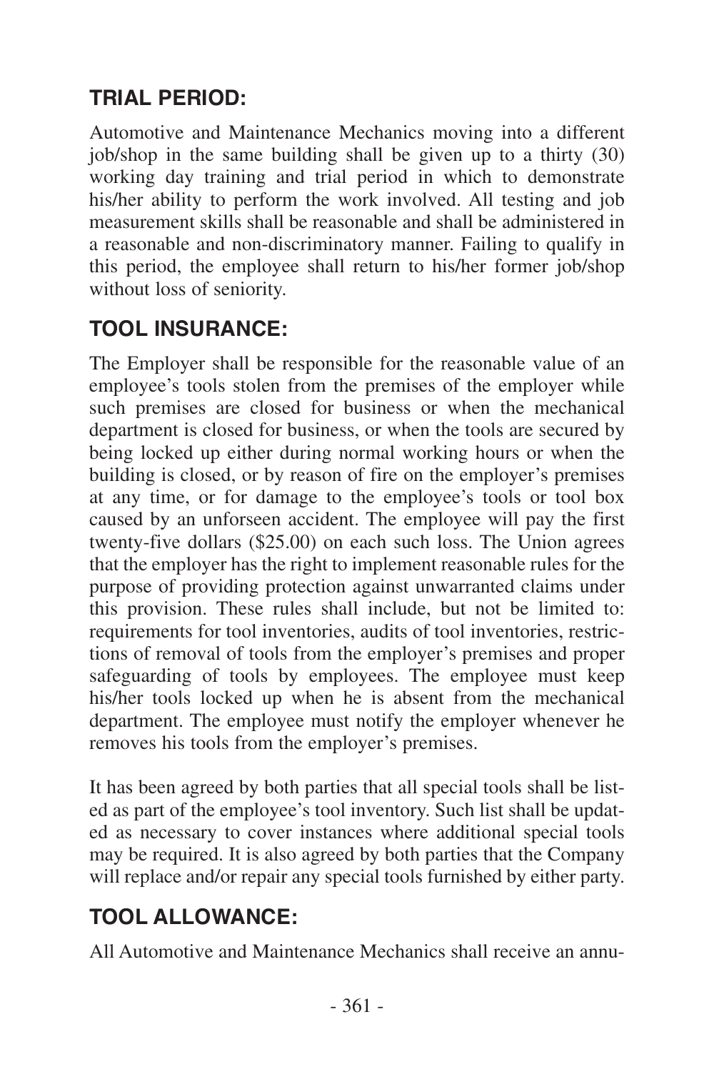## TRIAL PERIOD:

Automotive and Maintenance Mechanics moving into a different job/shop in the same building shall be given up to a thirty (30) working day training and trial period in which to demonstrate his/her ability to perform the work involved. All testing and job measurement skills shall be reasonable and shall be administered in a reasonable and non-discriminatory manner. Failing to qualify in this period, the employee shall return to his/her former job/shop without loss of seniority.

## TOOL INSURANCE:

The Employer shall be responsible for the reasonable value of an employee's tools stolen from the premises of the employer while such premises are closed for business or when the mechanical department is closed for business, or when the tools are secured by being locked up either during normal working hours or when the building is closed, or by reason of fire on the employer's premises at any time, or for damage to the employee's tools or tool box caused by an unforseen accident. The employee will pay the first twenty-five dollars ($25.00) on each such loss. The Union agrees that the employer has the right to implement reasonable rules for the purpose of providing protection against unwarranted claims under this provision. These rules shall include, but not be limited to: requirements for tool inventories, audits of tool inventories, restrictions of removal of tools from the employer's premises and proper safeguarding of tools by employees. The employee must keep his/her tools locked up when he is absent from the mechanical department. The employee must notify the employer whenever he removes his tools from the employer's premises.

It has been agreed by both parties that all special tools shall be listed as part of the employee's tool inventory. Such list shall be updated as necessary to cover instances where additional special tools may be required. It is also agreed by both parties that the Company will replace and/or repair any special tools furnished by either party.

## TOOL ALLOWANCE:

All Automotive and Maintenance Mechanics shall receive an annu-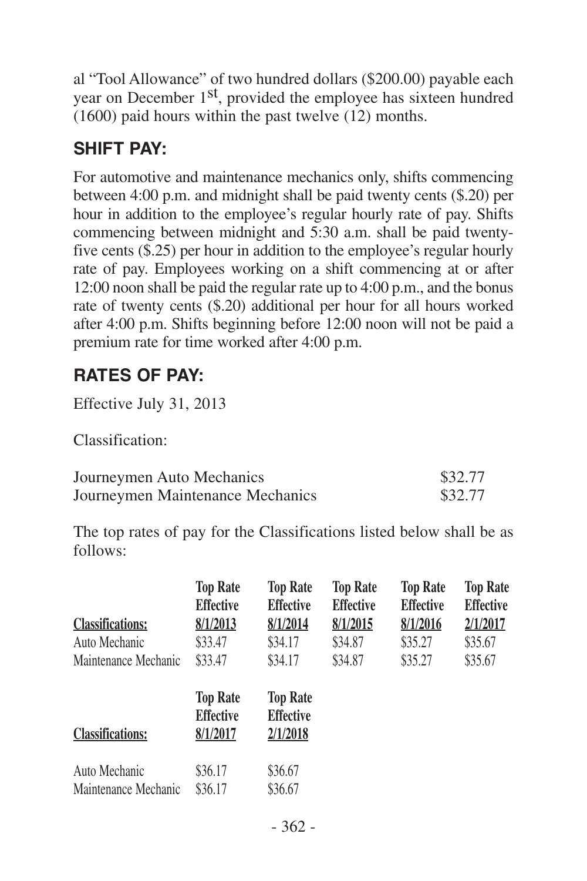al "Tool Allowance" of two hundred dollars ($200.00) payable each year on December 1st, provided the employee has sixteen hundred (1600) paid hours within the past twelve (12) months.

## SHIFT PAY:

For automotive and maintenance mechanics only, shifts commencing between 4:00 p.m. and midnight shall be paid twenty cents ($.20) per hour in addition to the employee's regular hourly rate of pay. Shifts commencing between midnight and 5:30 a.m. shall be paid twenty-five cents ($.25) per hour in addition to the employee's regular hourly rate of pay. Employees working on a shift commencing at or after 12:00 noon shall be paid the regular rate up to 4:00 p.m., and the bonus rate of twenty cents ($.20) additional per hour for all hours worked after 4:00 p.m. Shifts beginning before 12:00 noon will not be paid a premium rate for time worked after 4:00 p.m.

## RATES OF PAY:

Effective July 31, 2013

Classification:

| | |
|---|---|
| Journeymen Auto Mechanics | $32.77 |
| Journeymen Maintenance Mechanics | $32.77 |

The top rates of pay for the Classifications listed below shall be as follows:

| Classifications: | Top Rate Effective 8/1/2013 | Top Rate Effective 8/1/2014 | Top Rate Effective 8/1/2015 | Top Rate Effective 8/1/2016 | Top Rate Effective 2/1/2017 |
|---|---|---|---|---|---|
| Auto Mechanic | $33.47 | $34.17 | $34.87 | $35.27 | $35.67 |
| Maintenance Mechanic | $33.47 | $34.17 | $34.87 | $35.27 | $35.67 |

| Classifications: | Top Rate Effective 8/1/2017 | Top Rate Effective 2/1/2018 |
|---|---|---|
| Auto Mechanic | $36.17 | $36.67 |
| Maintenance Mechanic | $36.17 | $36.67 |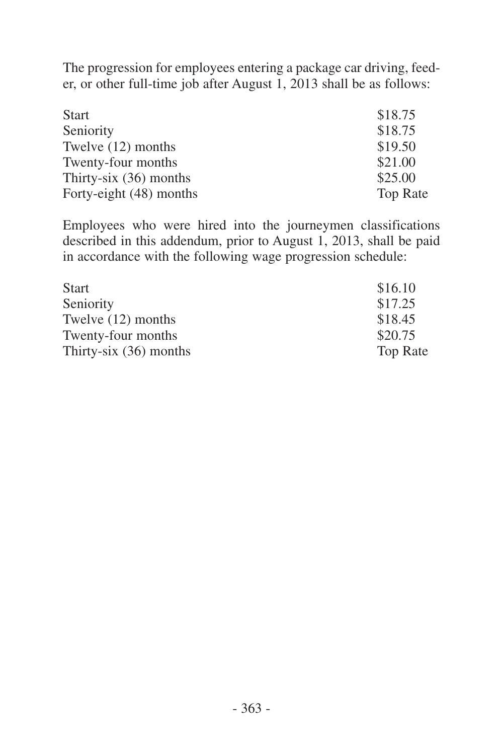The progression for employees entering a package car driving, feeder, or other full-time job after August 1, 2013 shall be as follows:

| | |
|---|---|
| Start | $18.75 |
| Seniority | $18.75 |
| Twelve (12) months | $19.50 |
| Twenty-four months | $21.00 |
| Thirty-six (36) months | $25.00 |
| Forty-eight (48) months | Top Rate |

Employees who were hired into the journeymen classifications described in this addendum, prior to August 1, 2013, shall be paid in accordance with the following wage progression schedule:

| | |
|---|---|
| Start | $16.10 |
| Seniority | $17.25 |
| Twelve (12) months | $18.45 |
| Twenty-four months | $20.75 |
| Thirty-six (36) months | Top Rate |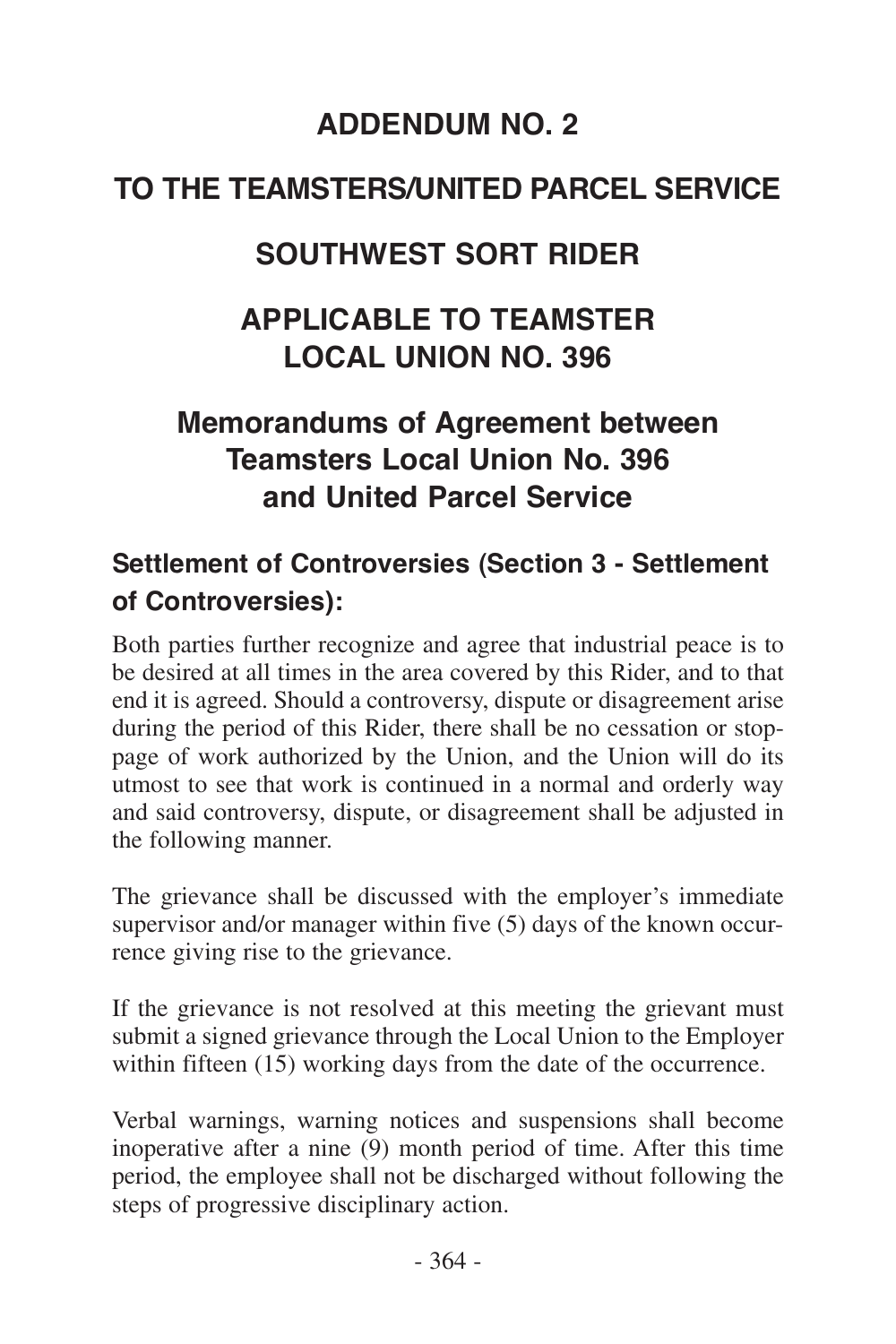# ADDENDUM NO. 2

# TO THE TEAMSTERS/UNITED PARCEL SERVICE

# SOUTHWEST SORT RIDER

# APPLICABLE TO TEAMSTER LOCAL UNION NO. 396

## Memorandums of Agreement between Teamsters Local Union No. 396 and United Parcel Service

### Settlement of Controversies (Section 3 - Settlement of Controversies):

Both parties further recognize and agree that industrial peace is to be desired at all times in the area covered by this Rider, and to that end it is agreed. Should a controversy, dispute or disagreement arise during the period of this Rider, there shall be no cessation or stoppage of work authorized by the Union, and the Union will do its utmost to see that work is continued in a normal and orderly way and said controversy, dispute, or disagreement shall be adjusted in the following manner.

The grievance shall be discussed with the employer's immediate supervisor and/or manager within five (5) days of the known occurrence giving rise to the grievance.

If the grievance is not resolved at this meeting the grievant must submit a signed grievance through the Local Union to the Employer within fifteen (15) working days from the date of the occurrence.

Verbal warnings, warning notices and suspensions shall become inoperative after a nine (9) month period of time. After this time period, the employee shall not be discharged without following the steps of progressive disciplinary action.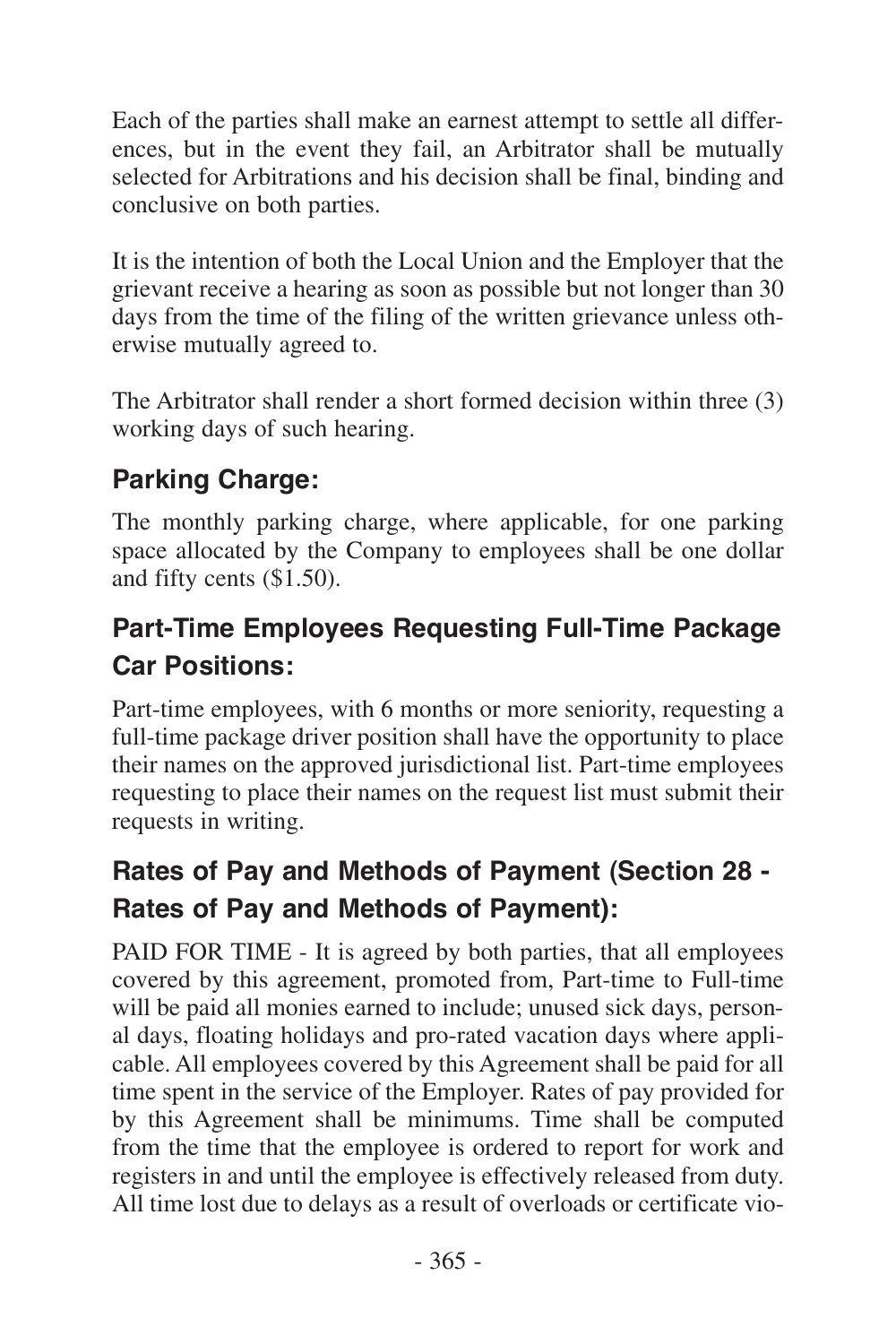Each of the parties shall make an earnest attempt to settle all differences, but in the event they fail, an Arbitrator shall be mutually selected for Arbitrations and his decision shall be final, binding and conclusive on both parties.

It is the intention of both the Local Union and the Employer that the grievant receive a hearing as soon as possible but not longer than 30 days from the time of the filing of the written grievance unless otherwise mutually agreed to.

The Arbitrator shall render a short formed decision within three (3) working days of such hearing.

## Parking Charge:

The monthly parking charge, where applicable, for one parking space allocated by the Company to employees shall be one dollar and fifty cents ($1.50).

## Part-Time Employees Requesting Full-Time Package Car Positions:

Part-time employees, with 6 months or more seniority, requesting a full-time package driver position shall have the opportunity to place their names on the approved jurisdictional list. Part-time employees requesting to place their names on the request list must submit their requests in writing.

## Rates of Pay and Methods of Payment (Section 28 - Rates of Pay and Methods of Payment):

PAID FOR TIME - It is agreed by both parties, that all employees covered by this agreement, promoted from, Part-time to Full-time will be paid all monies earned to include; unused sick days, personal days, floating holidays and pro-rated vacation days where applicable. All employees covered by this Agreement shall be paid for all time spent in the service of the Employer. Rates of pay provided for by this Agreement shall be minimums. Time shall be computed from the time that the employee is ordered to report for work and registers in and until the employee is effectively released from duty. All time lost due to delays as a result of overloads or certificate vio-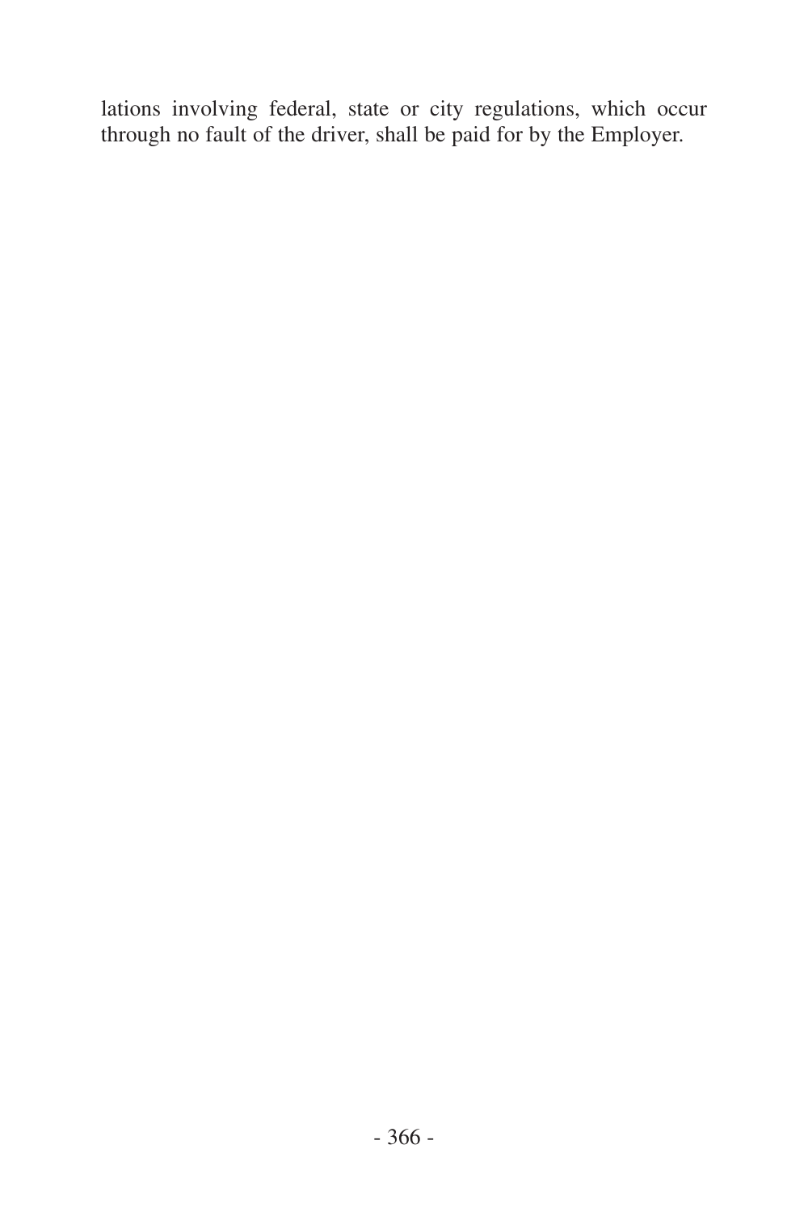lations involving federal, state or city regulations, which occur through no fault of the driver, shall be paid for by the Employer.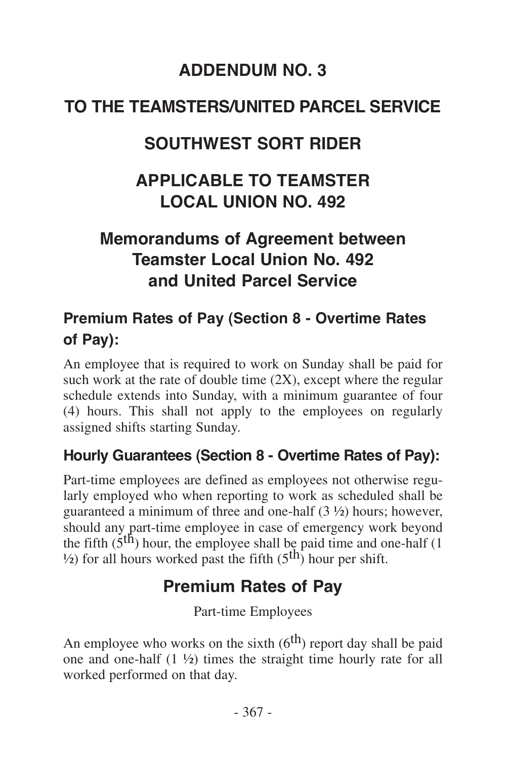# ADDENDUM NO. 3

# TO THE TEAMSTERS/UNITED PARCEL SERVICE

# SOUTHWEST SORT RIDER

# APPLICABLE TO TEAMSTER LOCAL UNION NO. 492

## Memorandums of Agreement between Teamster Local Union No. 492 and United Parcel Service

### Premium Rates of Pay (Section 8 - Overtime Rates of Pay):

An employee that is required to work on Sunday shall be paid for such work at the rate of double time (2X), except where the regular schedule extends into Sunday, with a minimum guarantee of four (4) hours. This shall not apply to the employees on regularly assigned shifts starting Sunday.

### Hourly Guarantees (Section 8 - Overtime Rates of Pay):

Part-time employees are defined as employees not otherwise regularly employed who when reporting to work as scheduled shall be guaranteed a minimum of three and one-half (3 ½) hours; however, should any part-time employee in case of emergency work beyond the fifth (5th) hour, the employee shall be paid time and one-half (1 ½) for all hours worked past the fifth (5th) hour per shift.

## Premium Rates of Pay

Part-time Employees

An employee who works on the sixth (6th) report day shall be paid one and one-half (1 ½) times the straight time hourly rate for all worked performed on that day.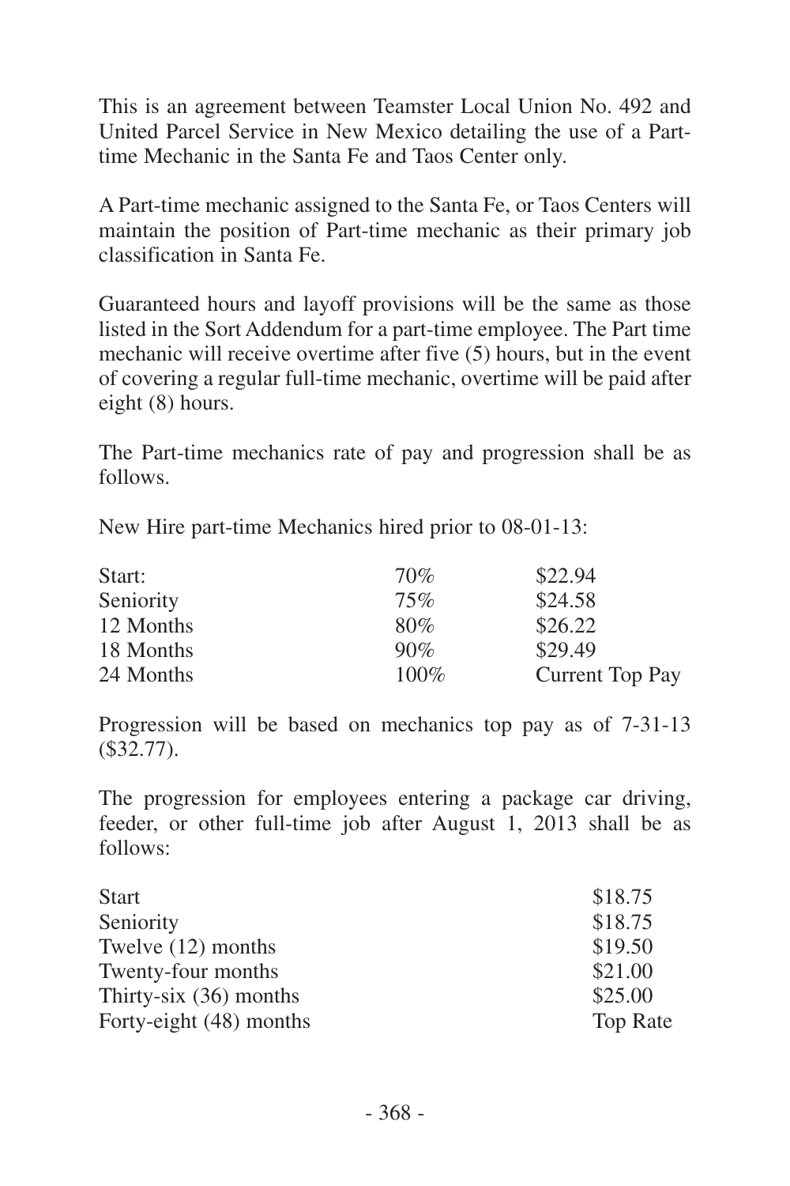This is an agreement between Teamster Local Union No. 492 and United Parcel Service in New Mexico detailing the use of a Part-time Mechanic in the Santa Fe and Taos Center only.

A Part-time mechanic assigned to the Santa Fe, or Taos Centers will maintain the position of Part-time mechanic as their primary job classification in Santa Fe.

Guaranteed hours and layoff provisions will be the same as those listed in the Sort Addendum for a part-time employee. The Part time mechanic will receive overtime after five (5) hours, but in the event of covering a regular full-time mechanic, overtime will be paid after eight (8) hours.

The Part-time mechanics rate of pay and progression shall be as follows.

New Hire part-time Mechanics hired prior to 08-01-13:

| | | |
|---|---|---|
| Start: | 70% | \$22.94 |
| Seniority | 75% | \$24.58 |
| 12 Months | 80% | \$26.22 |
| 18 Months | 90% | \$29.49 |
| 24 Months | 100% | Current Top Pay |

Progression will be based on mechanics top pay as of 7-31-13 (\$32.77).

The progression for employees entering a package car driving, feeder, or other full-time job after August 1, 2013 shall be as follows:

| | |
|---|---|
| Start | \$18.75 |
| Seniority | \$18.75 |
| Twelve (12) months | \$19.50 |
| Twenty-four months | \$21.00 |
| Thirty-six (36) months | \$25.00 |
| Forty-eight (48) months | Top Rate |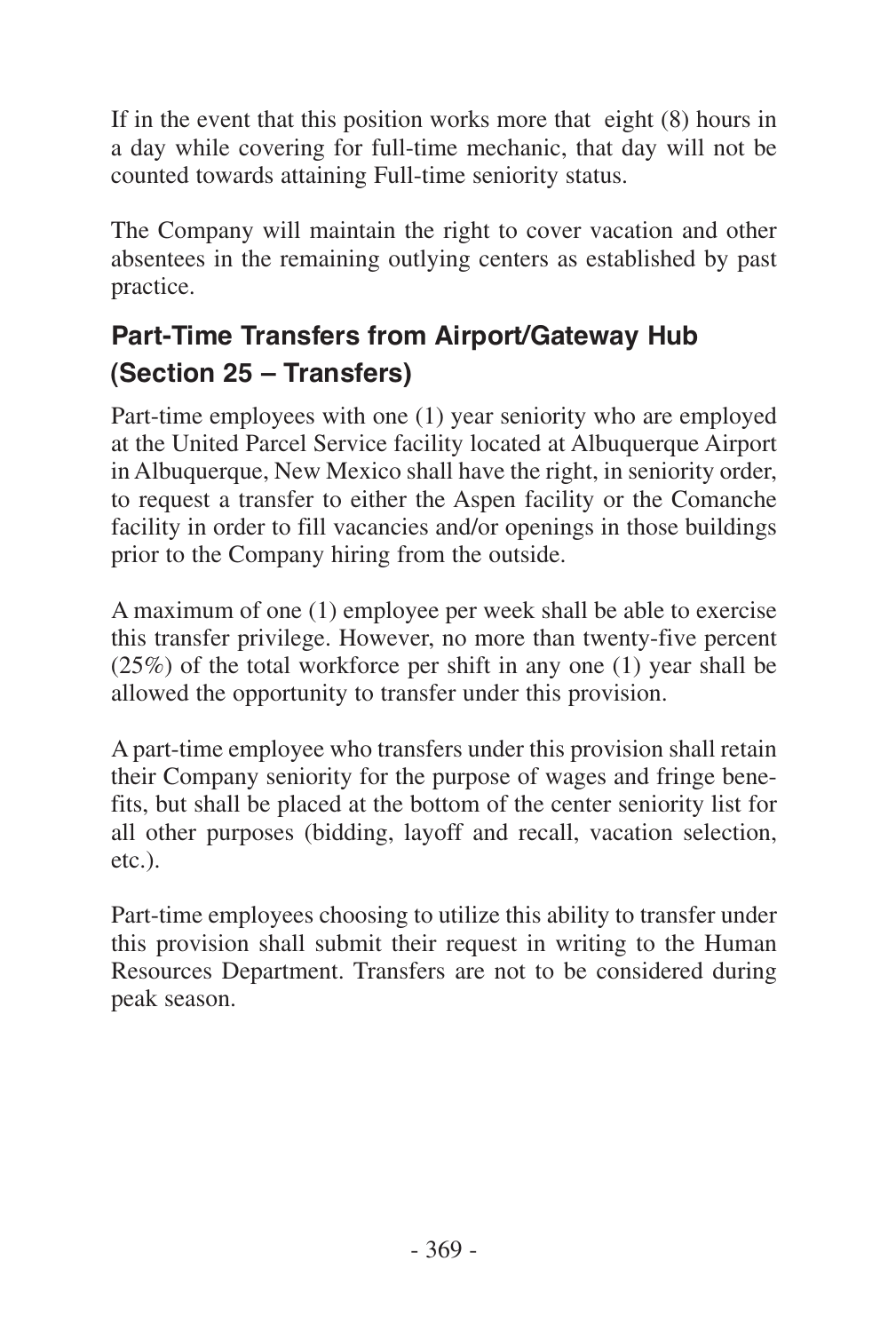If in the event that this position works more that eight (8) hours in a day while covering for full-time mechanic, that day will not be counted towards attaining Full-time seniority status.

The Company will maintain the right to cover vacation and other absentees in the remaining outlying centers as established by past practice.

## Part-Time Transfers from Airport/Gateway Hub (Section 25 – Transfers)

Part-time employees with one (1) year seniority who are employed at the United Parcel Service facility located at Albuquerque Airport in Albuquerque, New Mexico shall have the right, in seniority order, to request a transfer to either the Aspen facility or the Comanche facility in order to fill vacancies and/or openings in those buildings prior to the Company hiring from the outside.

A maximum of one (1) employee per week shall be able to exercise this transfer privilege. However, no more than twenty-five percent (25%) of the total workforce per shift in any one (1) year shall be allowed the opportunity to transfer under this provision.

A part-time employee who transfers under this provision shall retain their Company seniority for the purpose of wages and fringe benefits, but shall be placed at the bottom of the center seniority list for all other purposes (bidding, layoff and recall, vacation selection, etc.).

Part-time employees choosing to utilize this ability to transfer under this provision shall submit their request in writing to the Human Resources Department. Transfers are not to be considered during peak season.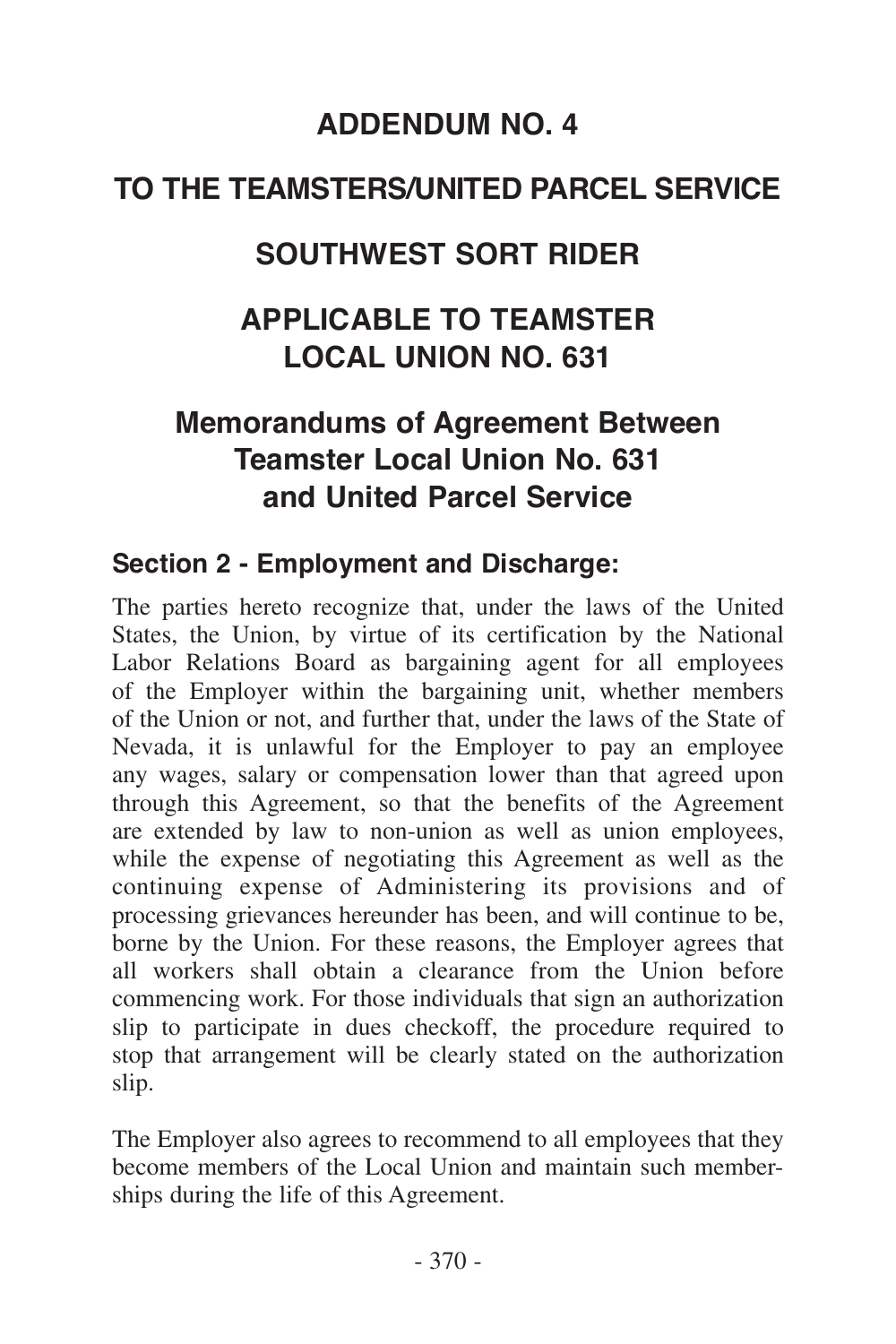# ADDENDUM NO. 4

# TO THE TEAMSTERS/UNITED PARCEL SERVICE

# SOUTHWEST SORT RIDER

# APPLICABLE TO TEAMSTER LOCAL UNION NO. 631

## Memorandums of Agreement Between Teamster Local Union No. 631 and United Parcel Service

### Section 2 - Employment and Discharge:

The parties hereto recognize that, under the laws of the United States, the Union, by virtue of its certification by the National Labor Relations Board as bargaining agent for all employees of the Employer within the bargaining unit, whether members of the Union or not, and further that, under the laws of the State of Nevada, it is unlawful for the Employer to pay an employee any wages, salary or compensation lower than that agreed upon through this Agreement, so that the benefits of the Agreement are extended by law to non-union as well as union employees, while the expense of negotiating this Agreement as well as the continuing expense of Administering its provisions and of processing grievances hereunder has been, and will continue to be, borne by the Union. For these reasons, the Employer agrees that all workers shall obtain a clearance from the Union before commencing work. For those individuals that sign an authorization slip to participate in dues checkoff, the procedure required to stop that arrangement will be clearly stated on the authorization slip.

The Employer also agrees to recommend to all employees that they become members of the Local Union and maintain such memberships during the life of this Agreement.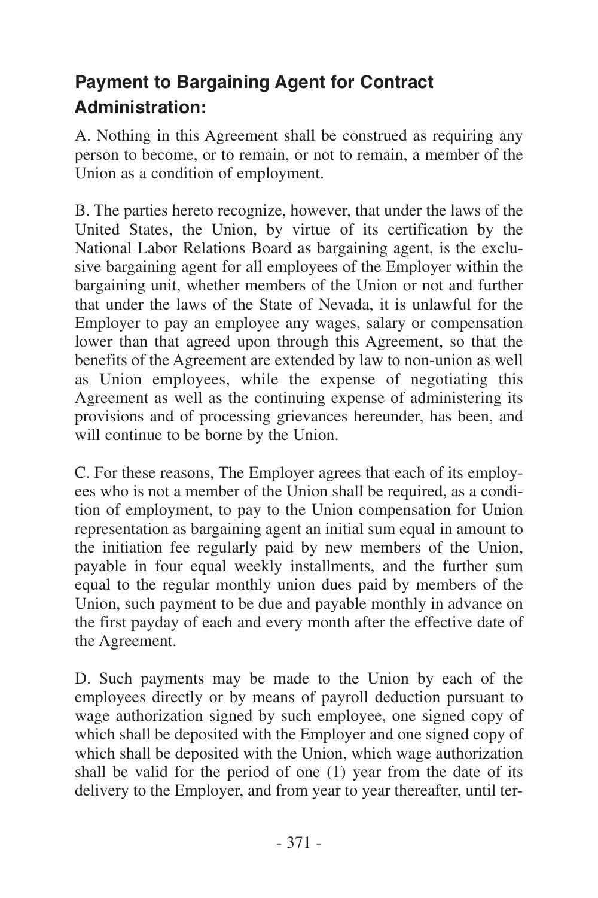## Payment to Bargaining Agent for Contract Administration:

A. Nothing in this Agreement shall be construed as requiring any person to become, or to remain, or not to remain, a member of the Union as a condition of employment.

B. The parties hereto recognize, however, that under the laws of the United States, the Union, by virtue of its certification by the National Labor Relations Board as bargaining agent, is the exclusive bargaining agent for all employees of the Employer within the bargaining unit, whether members of the Union or not and further that under the laws of the State of Nevada, it is unlawful for the Employer to pay an employee any wages, salary or compensation lower than that agreed upon through this Agreement, so that the benefits of the Agreement are extended by law to non-union as well as Union employees, while the expense of negotiating this Agreement as well as the continuing expense of administering its provisions and of processing grievances hereunder, has been, and will continue to be borne by the Union.

C. For these reasons, The Employer agrees that each of its employees who is not a member of the Union shall be required, as a condition of employment, to pay to the Union compensation for Union representation as bargaining agent an initial sum equal in amount to the initiation fee regularly paid by new members of the Union, payable in four equal weekly installments, and the further sum equal to the regular monthly union dues paid by members of the Union, such payment to be due and payable monthly in advance on the first payday of each and every month after the effective date of the Agreement.

D. Such payments may be made to the Union by each of the employees directly or by means of payroll deduction pursuant to wage authorization signed by such employee, one signed copy of which shall be deposited with the Employer and one signed copy of which shall be deposited with the Union, which wage authorization shall be valid for the period of one (1) year from the date of its delivery to the Employer, and from year to year thereafter, until ter-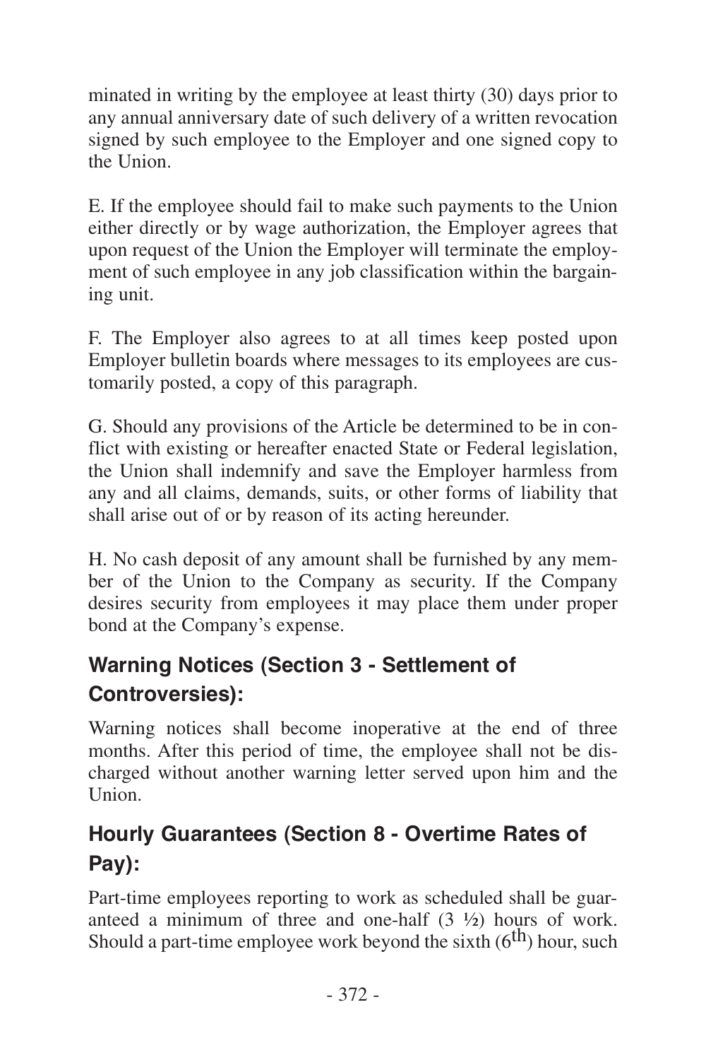minated in writing by the employee at least thirty (30) days prior to any annual anniversary date of such delivery of a written revocation signed by such employee to the Employer and one signed copy to the Union.

E. If the employee should fail to make such payments to the Union either directly or by wage authorization, the Employer agrees that upon request of the Union the Employer will terminate the employment of such employee in any job classification within the bargaining unit.

F. The Employer also agrees to at all times keep posted upon Employer bulletin boards where messages to its employees are customarily posted, a copy of this paragraph.

G. Should any provisions of the Article be determined to be in conflict with existing or hereafter enacted State or Federal legislation, the Union shall indemnify and save the Employer harmless from any and all claims, demands, suits, or other forms of liability that shall arise out of or by reason of its acting hereunder.

H. No cash deposit of any amount shall be furnished by any member of the Union to the Company as security. If the Company desires security from employees it may place them under proper bond at the Company's expense.

## Warning Notices (Section 3 - Settlement of Controversies):

Warning notices shall become inoperative at the end of three months. After this period of time, the employee shall not be discharged without another warning letter served upon him and the Union.

## Hourly Guarantees (Section 8 - Overtime Rates of Pay):

Part-time employees reporting to work as scheduled shall be guaranteed a minimum of three and one-half (3 ½) hours of work. Should a part-time employee work beyond the sixth (6th) hour, such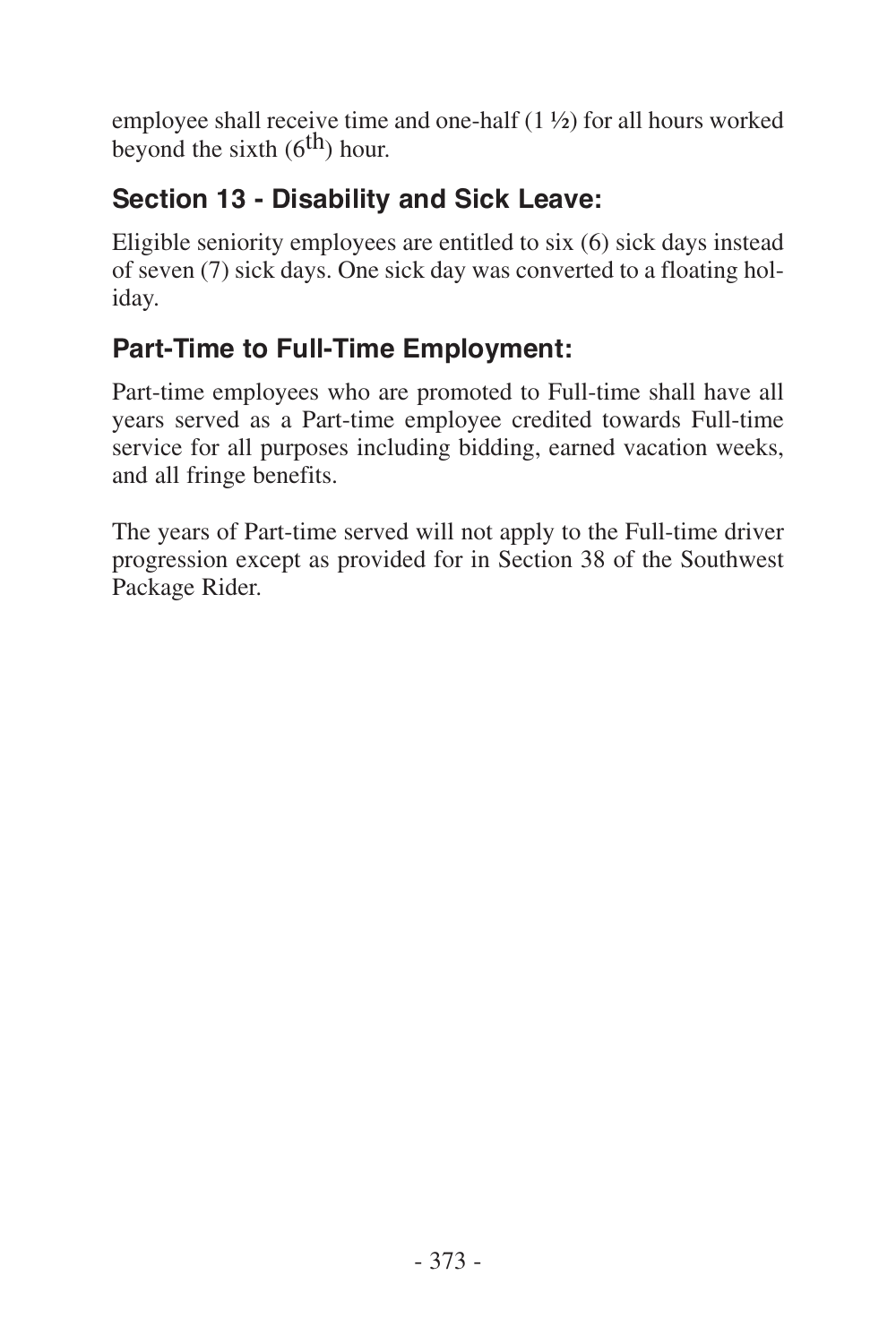employee shall receive time and one-half (1 ½) for all hours worked beyond the sixth ($6^{th}$) hour.

## Section 13 - Disability and Sick Leave:

Eligible seniority employees are entitled to six (6) sick days instead of seven (7) sick days. One sick day was converted to a floating holiday.

## Part-Time to Full-Time Employment:

Part-time employees who are promoted to Full-time shall have all years served as a Part-time employee credited towards Full-time service for all purposes including bidding, earned vacation weeks, and all fringe benefits.

The years of Part-time served will not apply to the Full-time driver progression except as provided for in Section 38 of the Southwest Package Rider.